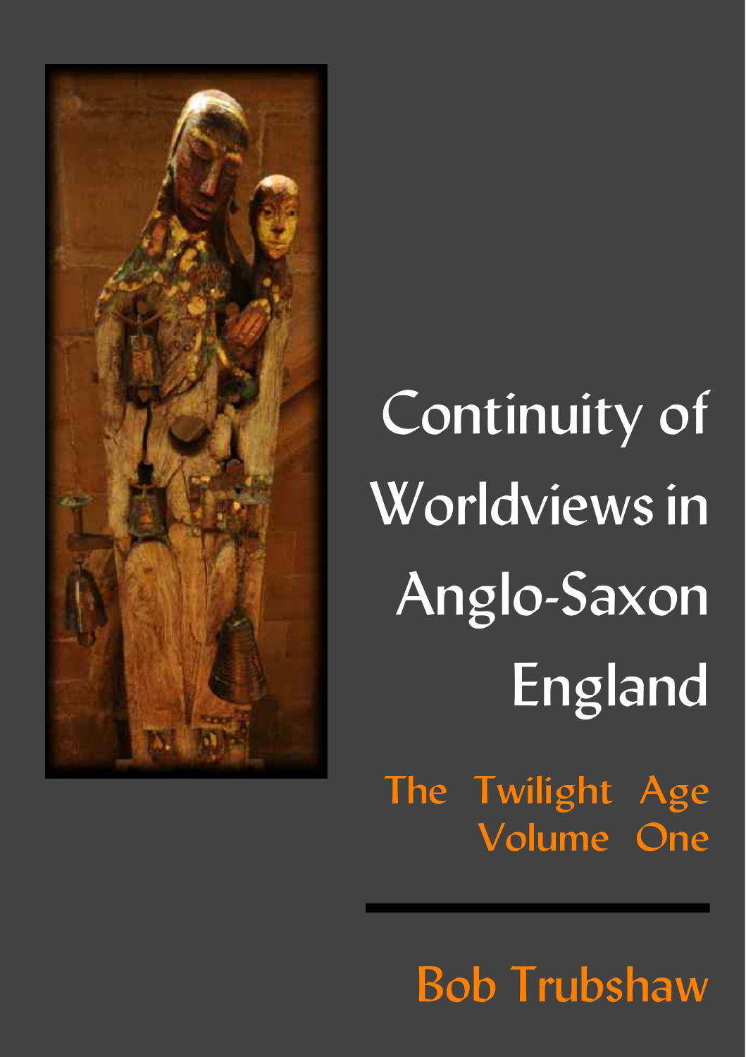# Continuity of Worldviews in Anglo-Saxon England

## The Twilight Age Volume One

Bob Trubshaw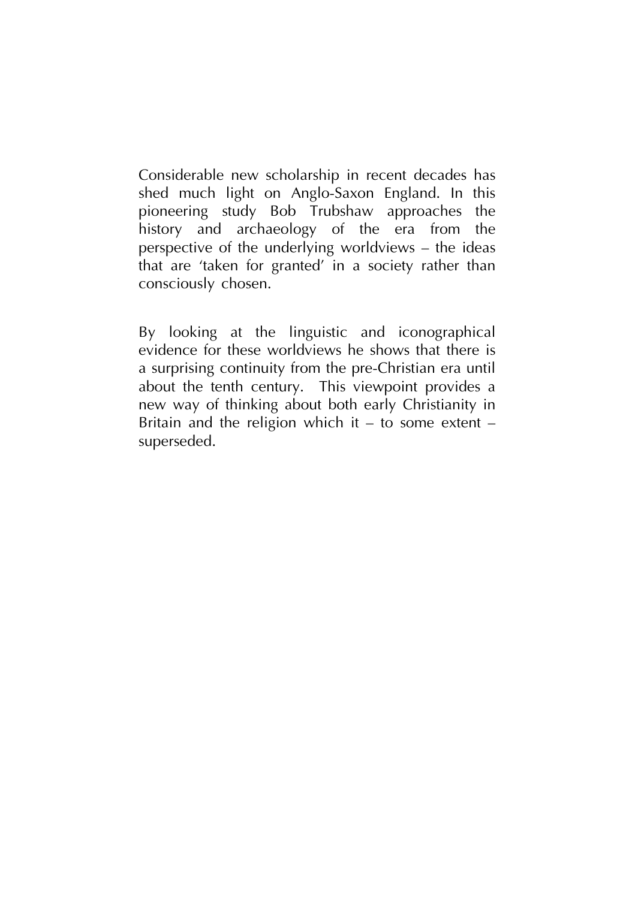Considerable new scholarship in recent decades has shed much light on Anglo-Saxon England. In this pioneering study Bob Trubshaw approaches the history and archaeology of the era from the perspective of the underlying worldviews – the ideas that are 'taken for granted' in a society rather than consciously chosen.

By looking at the linguistic and iconographical evidence for these worldviews he shows that there is a surprising continuity from the pre-Christian era until about the tenth century. This viewpoint provides a new way of thinking about both early Christianity in Britain and the religion which it – to some extent – superseded.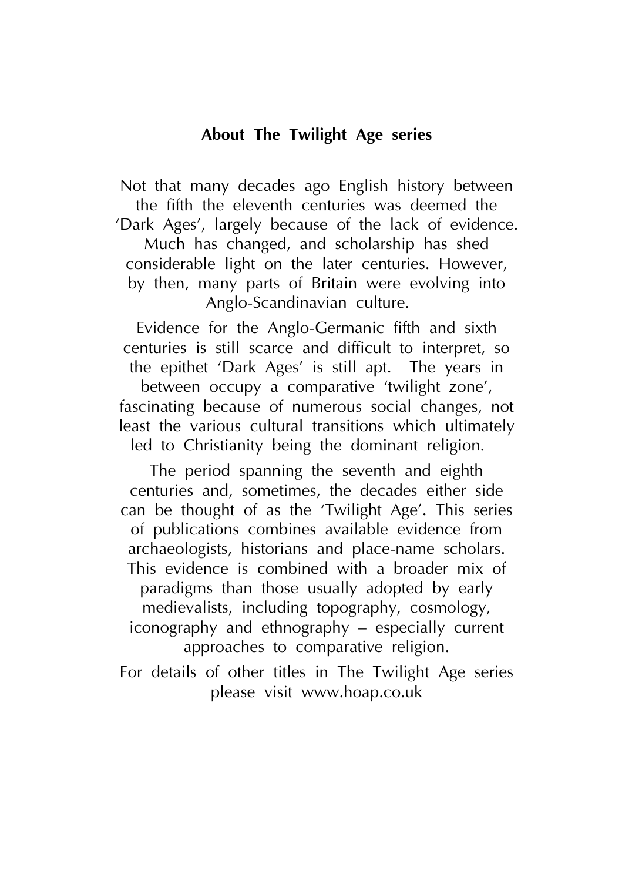## About The Twilight Age series

Not that many decades ago English history between the fifth the eleventh centuries was deemed the 'Dark Ages', largely because of the lack of evidence. Much has changed, and scholarship has shed considerable light on the later centuries. However, by then, many parts of Britain were evolving into Anglo-Scandinavian culture.

Evidence for the Anglo-Germanic fifth and sixth centuries is still scarce and difficult to interpret, so the epithet 'Dark Ages' is still apt. The years in between occupy a comparative 'twilight zone', fascinating because of numerous social changes, not least the various cultural transitions which ultimately led to Christianity being the dominant religion.

The period spanning the seventh and eighth centuries and, sometimes, the decades either side can be thought of as the 'Twilight Age'. This series of publications combines available evidence from archaeologists, historians and place-name scholars. This evidence is combined with a broader mix of paradigms than those usually adopted by early medievalists, including topography, cosmology, iconography and ethnography – especially current approaches to comparative religion.

For details of other titles in The Twilight Age series please visit www.hoap.co.uk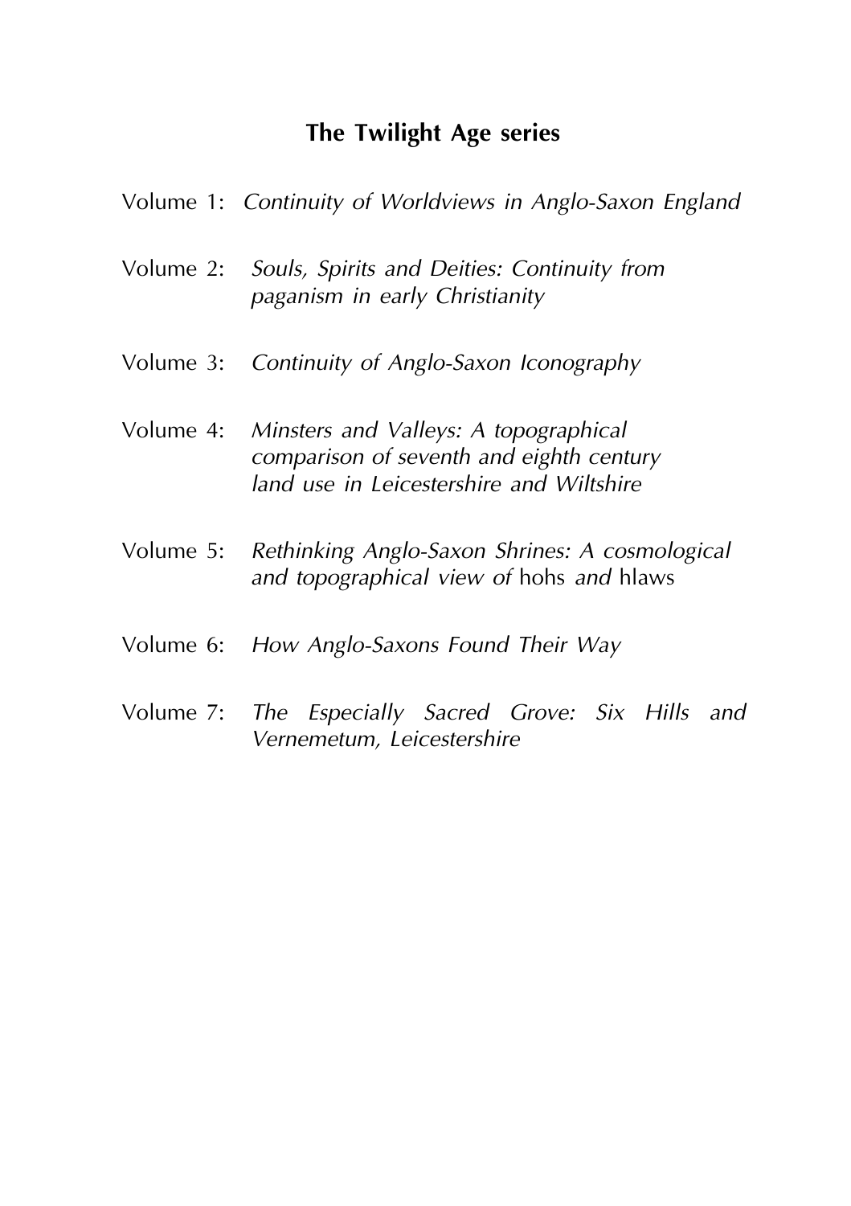## The Twilight Age series

Volume 1: *Continuity of Worldviews in Anglo-Saxon England*

Volume 2: *Souls, Spirits and Deities: Continuity from paganism in early Christianity*

Volume 3: *Continuity of Anglo-Saxon Iconography*

Volume 4: *Minsters and Valleys: A topographical comparison of seventh and eighth century land use in Leicestershire and Wiltshire*

Volume 5: *Rethinking Anglo-Saxon Shrines: A cosmological and topographical view of* hohs *and* hlaws

Volume 6: *How Anglo-Saxons Found Their Way*

Volume 7: *The Especially Sacred Grove: Six Hills and Vernemetum, Leicestershire*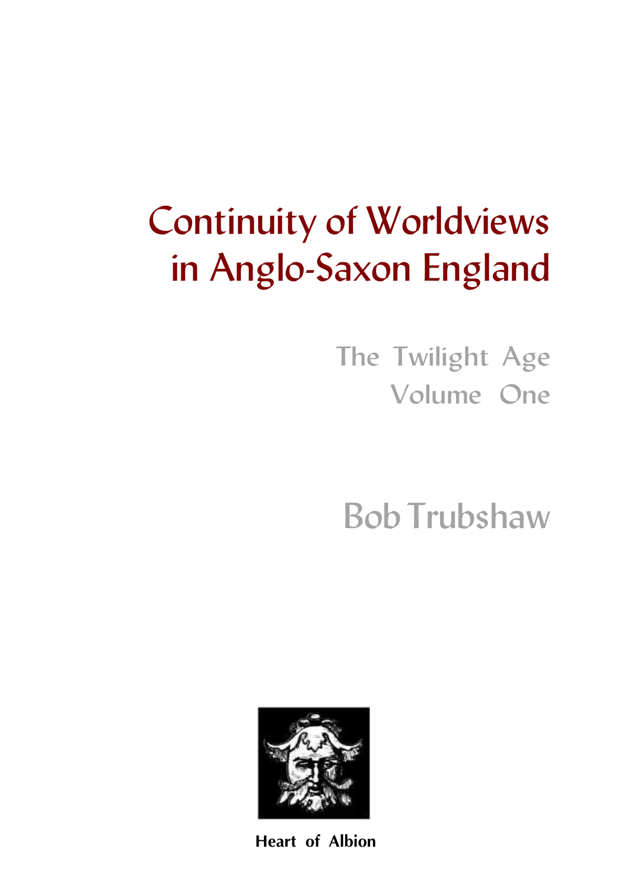# Continuity of Worldviews in Anglo-Saxon England

## The Twilight Age
## Volume One

## Bob Trubshaw

**Heart of Albion**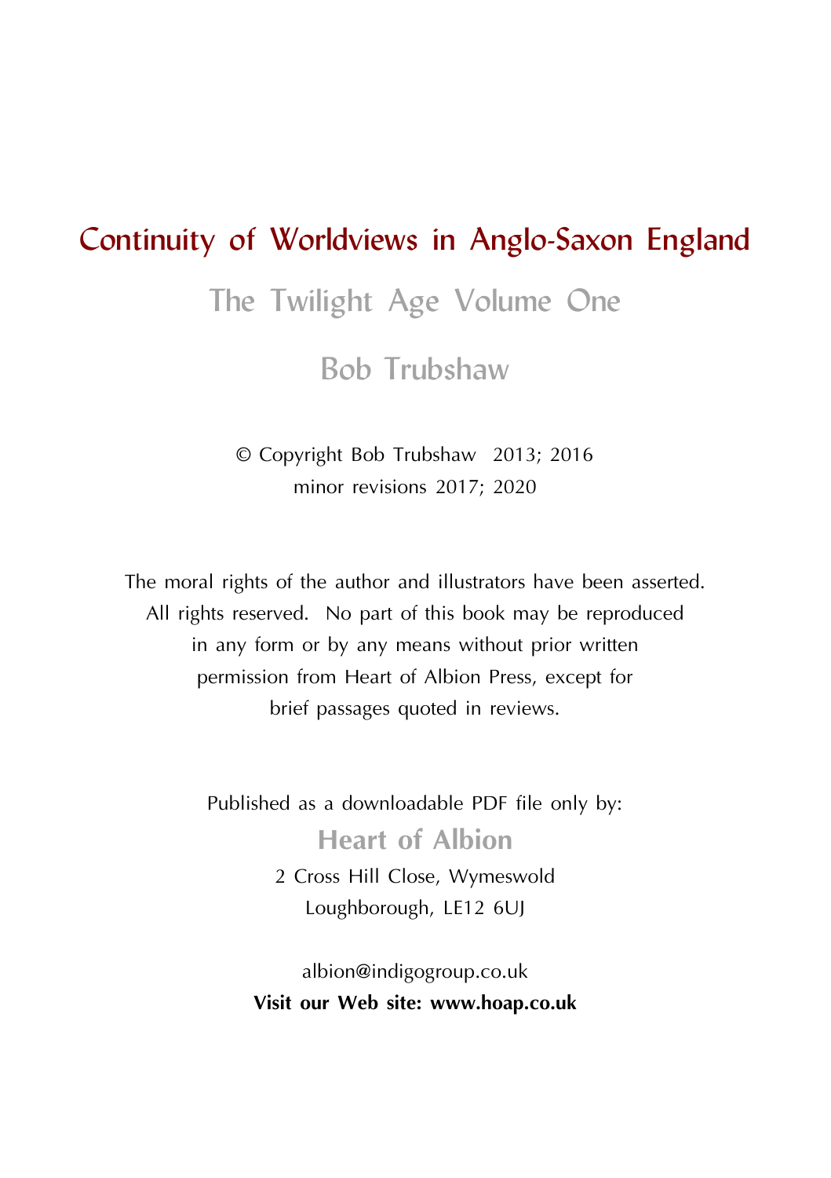# Continuity of Worldviews in Anglo-Saxon England

## The Twilight Age Volume One

## Bob Trubshaw

© Copyright Bob Trubshaw 2013; 2016
minor revisions 2017; 2020

The moral rights of the author and illustrators have been asserted.
All rights reserved. No part of this book may be reproduced
in any form or by any means without prior written
permission from Heart of Albion Press, except for
brief passages quoted in reviews.

Published as a downloadable PDF file only by:

**Heart of Albion**

2 Cross Hill Close, Wymeswold
Loughborough, LE12 6UJ

albion@indigogroup.co.uk

**Visit our Web site: www.hoap.co.uk**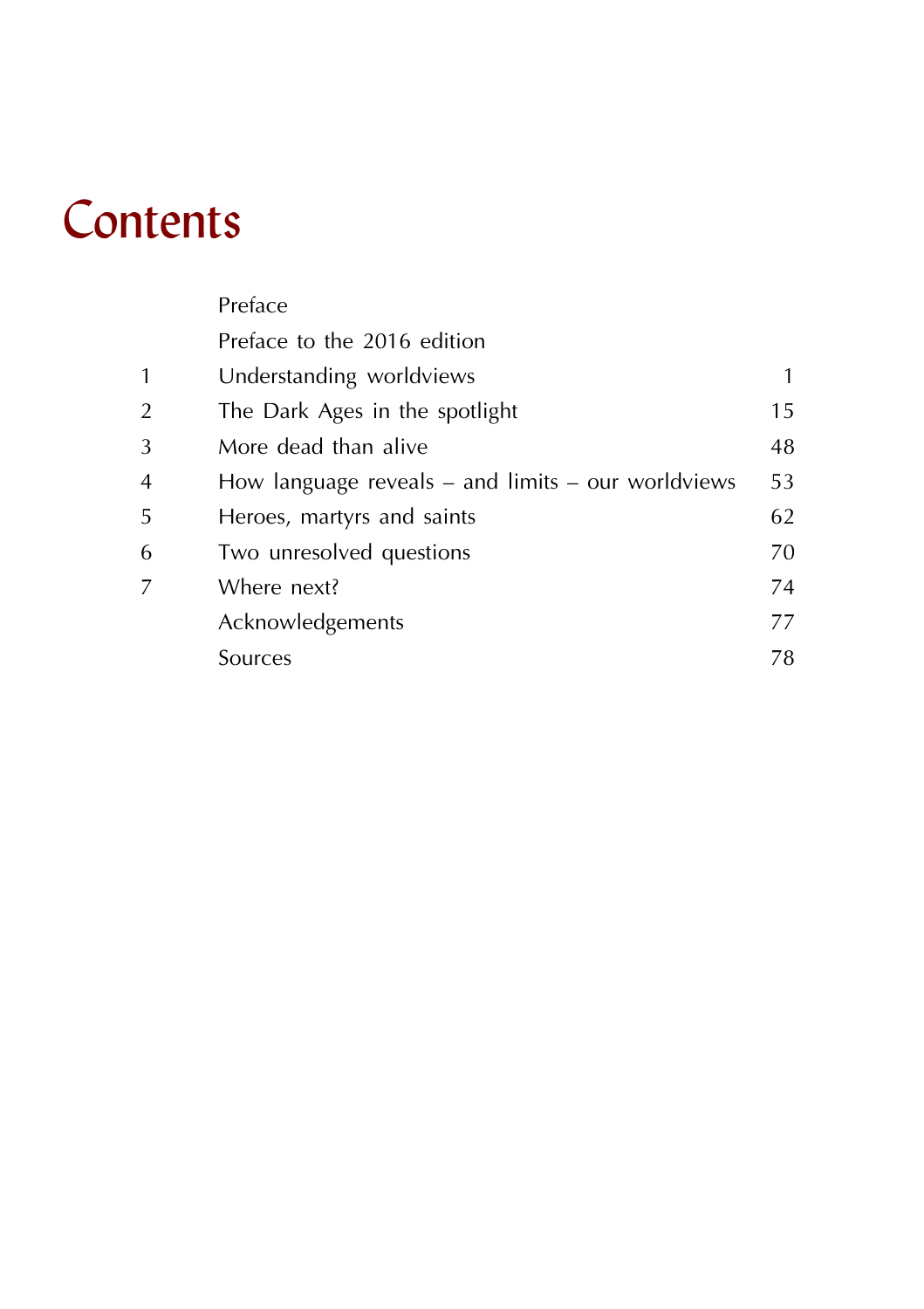# Contents

| | | |
|---|---|---|
| | Preface | |
| | Preface to the 2016 edition | |
| 1 | Understanding worldviews | 1 |
| 2 | The Dark Ages in the spotlight | 15 |
| 3 | More dead than alive | 48 |
| 4 | How language reveals – and limits – our worldviews | 53 |
| 5 | Heroes, martyrs and saints | 62 |
| 6 | Two unresolved questions | 70 |
| 7 | Where next? | 74 |
| | Acknowledgements | 77 |
| | Sources | 78 |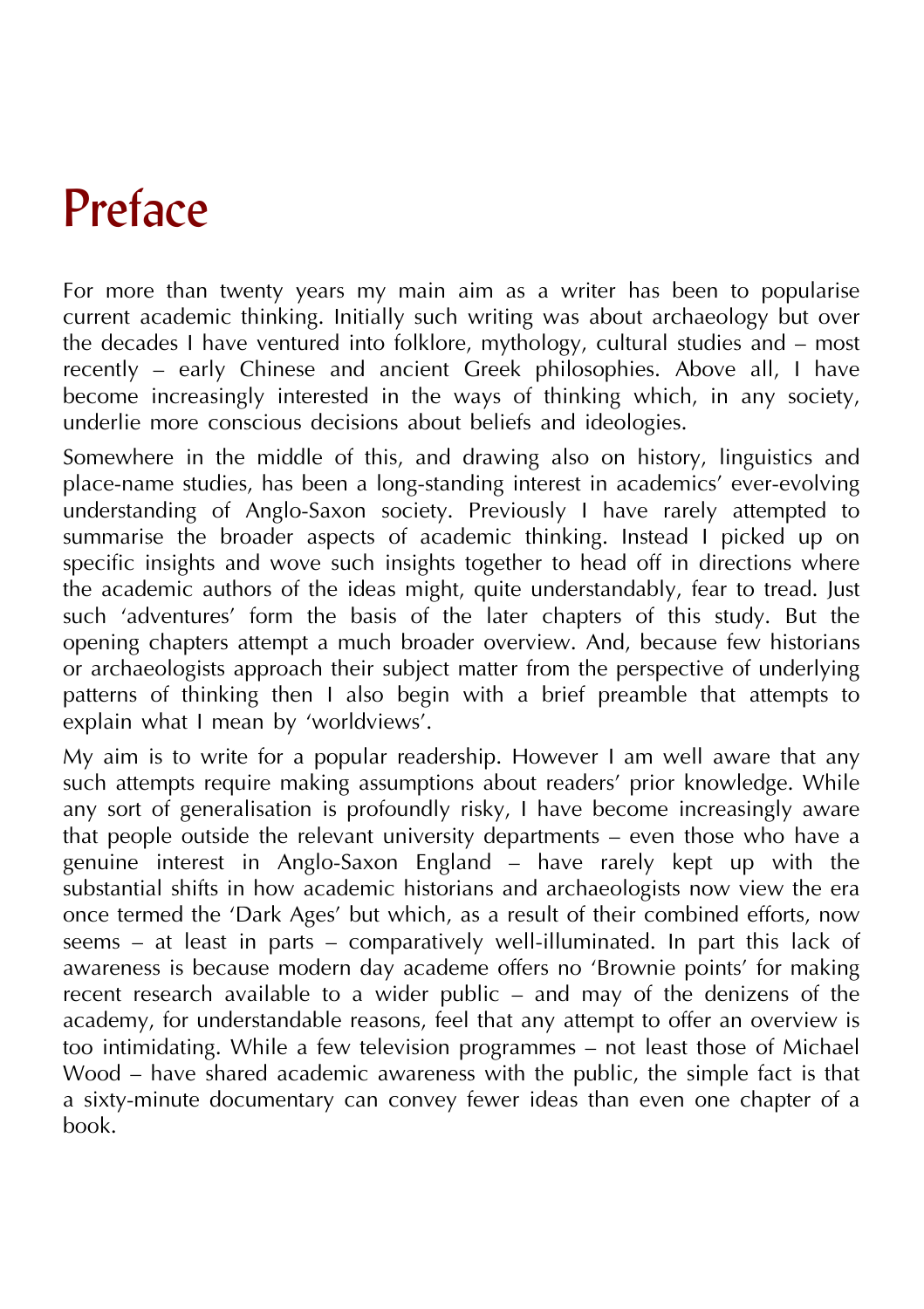# Preface

For more than twenty years my main aim as a writer has been to popularise current academic thinking. Initially such writing was about archaeology but over the decades I have ventured into folklore, mythology, cultural studies and – most recently – early Chinese and ancient Greek philosophies. Above all, I have become increasingly interested in the ways of thinking which, in any society, underlie more conscious decisions about beliefs and ideologies.

Somewhere in the middle of this, and drawing also on history, linguistics and place-name studies, has been a long-standing interest in academics' ever-evolving understanding of Anglo-Saxon society. Previously I have rarely attempted to summarise the broader aspects of academic thinking. Instead I picked up on specific insights and wove such insights together to head off in directions where the academic authors of the ideas might, quite understandably, fear to tread. Just such 'adventures' form the basis of the later chapters of this study. But the opening chapters attempt a much broader overview. And, because few historians or archaeologists approach their subject matter from the perspective of underlying patterns of thinking then I also begin with a brief preamble that attempts to explain what I mean by 'worldviews'.

My aim is to write for a popular readership. However I am well aware that any such attempts require making assumptions about readers' prior knowledge. While any sort of generalisation is profoundly risky, I have become increasingly aware that people outside the relevant university departments – even those who have a genuine interest in Anglo-Saxon England – have rarely kept up with the substantial shifts in how academic historians and archaeologists now view the era once termed the 'Dark Ages' but which, as a result of their combined efforts, now seems – at least in parts – comparatively well-illuminated. In part this lack of awareness is because modern day academe offers no 'Brownie points' for making recent research available to a wider public – and may of the denizens of the academy, for understandable reasons, feel that any attempt to offer an overview is too intimidating. While a few television programmes – not least those of Michael Wood – have shared academic awareness with the public, the simple fact is that a sixty-minute documentary can convey fewer ideas than even one chapter of a book.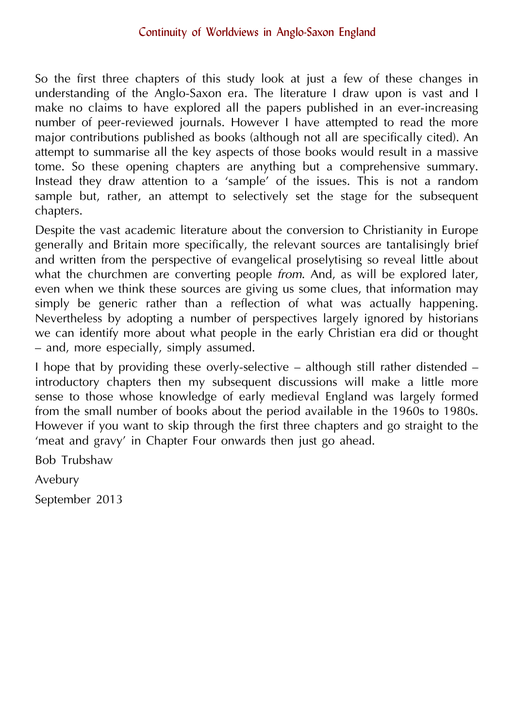So the first three chapters of this study look at just a few of these changes in understanding of the Anglo-Saxon era. The literature I draw upon is vast and I make no claims to have explored all the papers published in an ever-increasing number of peer-reviewed journals. However I have attempted to read the more major contributions published as books (although not all are specifically cited). An attempt to summarise all the key aspects of those books would result in a massive tome. So these opening chapters are anything but a comprehensive summary. Instead they draw attention to a 'sample' of the issues. This is not a random sample but, rather, an attempt to selectively set the stage for the subsequent chapters.

Despite the vast academic literature about the conversion to Christianity in Europe generally and Britain more specifically, the relevant sources are tantalisingly brief and written from the perspective of evangelical proselytising so reveal little about what the churchmen are converting people *from*. And, as will be explored later, even when we think these sources are giving us some clues, that information may simply be generic rather than a reflection of what was actually happening. Nevertheless by adopting a number of perspectives largely ignored by historians we can identify more about what people in the early Christian era did or thought – and, more especially, simply assumed.

I hope that by providing these overly-selective – although still rather distended – introductory chapters then my subsequent discussions will make a little more sense to those whose knowledge of early medieval England was largely formed from the small number of books about the period available in the 1960s to 1980s. However if you want to skip through the first three chapters and go straight to the 'meat and gravy' in Chapter Four onwards then just go ahead.

Bob Trubshaw

Avebury

September 2013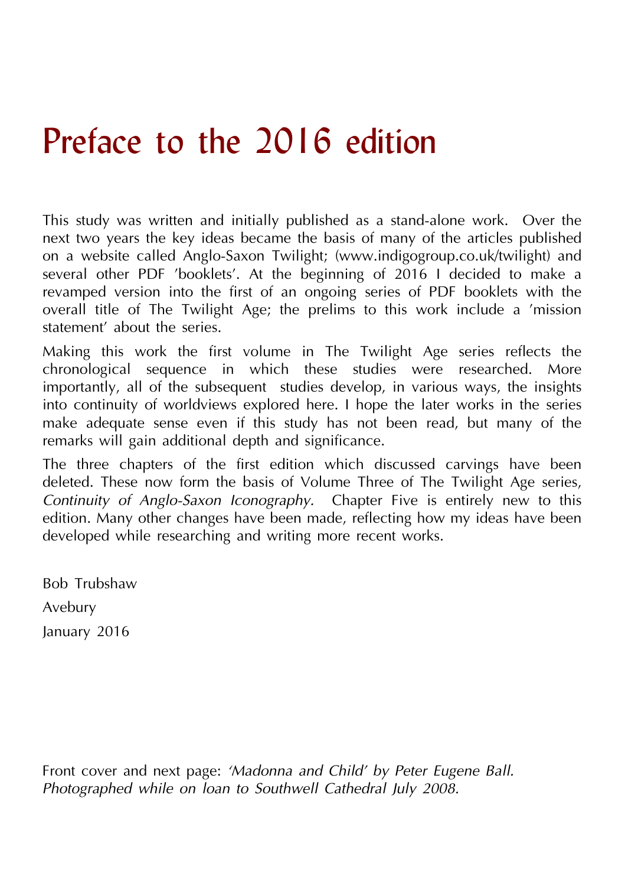# Preface to the 2016 edition

This study was written and initially published as a stand-alone work. Over the next two years the key ideas became the basis of many of the articles published on a website called Anglo-Saxon Twilight; (www.indigogroup.co.uk/twilight) and several other PDF 'booklets'. At the beginning of 2016 I decided to make a revamped version into the first of an ongoing series of PDF booklets with the overall title of The Twilight Age; the prelims to this work include a 'mission statement' about the series.

Making this work the first volume in The Twilight Age series reflects the chronological sequence in which these studies were researched. More importantly, all of the subsequent studies develop, in various ways, the insights into continuity of worldviews explored here. I hope the later works in the series make adequate sense even if this study has not been read, but many of the remarks will gain additional depth and significance.

The three chapters of the first edition which discussed carvings have been deleted. These now form the basis of Volume Three of The Twilight Age series, *Continuity of Anglo-Saxon Iconography*. Chapter Five is entirely new to this edition. Many other changes have been made, reflecting how my ideas have been developed while researching and writing more recent works.

Bob Trubshaw

Avebury

January 2016

Front cover and next page: *'Madonna and Child' by Peter Eugene Ball. Photographed while on loan to Southwell Cathedral July 2008.*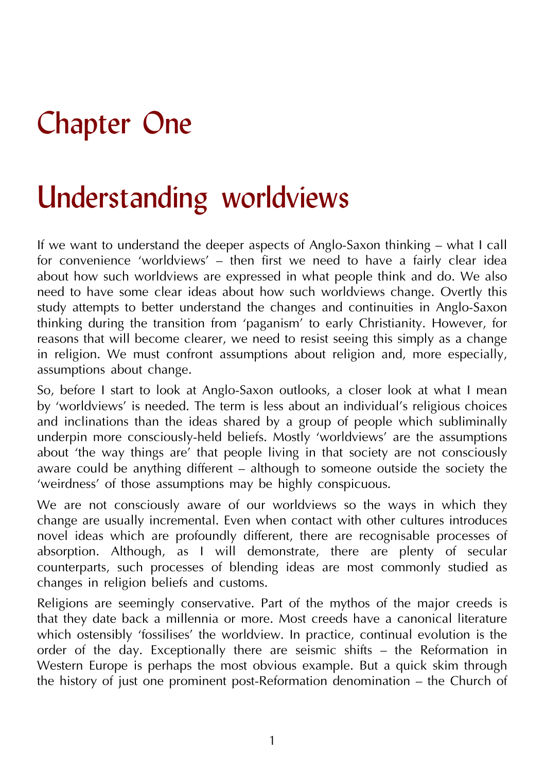# Chapter One

# Understanding worldviews

If we want to understand the deeper aspects of Anglo-Saxon thinking – what I call for convenience 'worldviews' – then first we need to have a fairly clear idea about how such worldviews are expressed in what people think and do. We also need to have some clear ideas about how such worldviews change. Overtly this study attempts to better understand the changes and continuities in Anglo-Saxon thinking during the transition from 'paganism' to early Christianity. However, for reasons that will become clearer, we need to resist seeing this simply as a change in religion. We must confront assumptions about religion and, more especially, assumptions about change.

So, before I start to look at Anglo-Saxon outlooks, a closer look at what I mean by 'worldviews' is needed. The term is less about an individual's religious choices and inclinations than the ideas shared by a group of people which subliminally underpin more consciously-held beliefs. Mostly 'worldviews' are the assumptions about 'the way things are' that people living in that society are not consciously aware could be anything different – although to someone outside the society the 'weirdness' of those assumptions may be highly conspicuous.

We are not consciously aware of our worldviews so the ways in which they change are usually incremental. Even when contact with other cultures introduces novel ideas which are profoundly different, there are recognisable processes of absorption. Although, as I will demonstrate, there are plenty of secular counterparts, such processes of blending ideas are most commonly studied as changes in religion beliefs and customs.

Religions are seemingly conservative. Part of the mythos of the major creeds is that they date back a millennia or more. Most creeds have a canonical literature which ostensibly 'fossilises' the worldview. In practice, continual evolution is the order of the day. Exceptionally there are seismic shifts – the Reformation in Western Europe is perhaps the most obvious example. But a quick skim through the history of just one prominent post-Reformation denomination – the Church of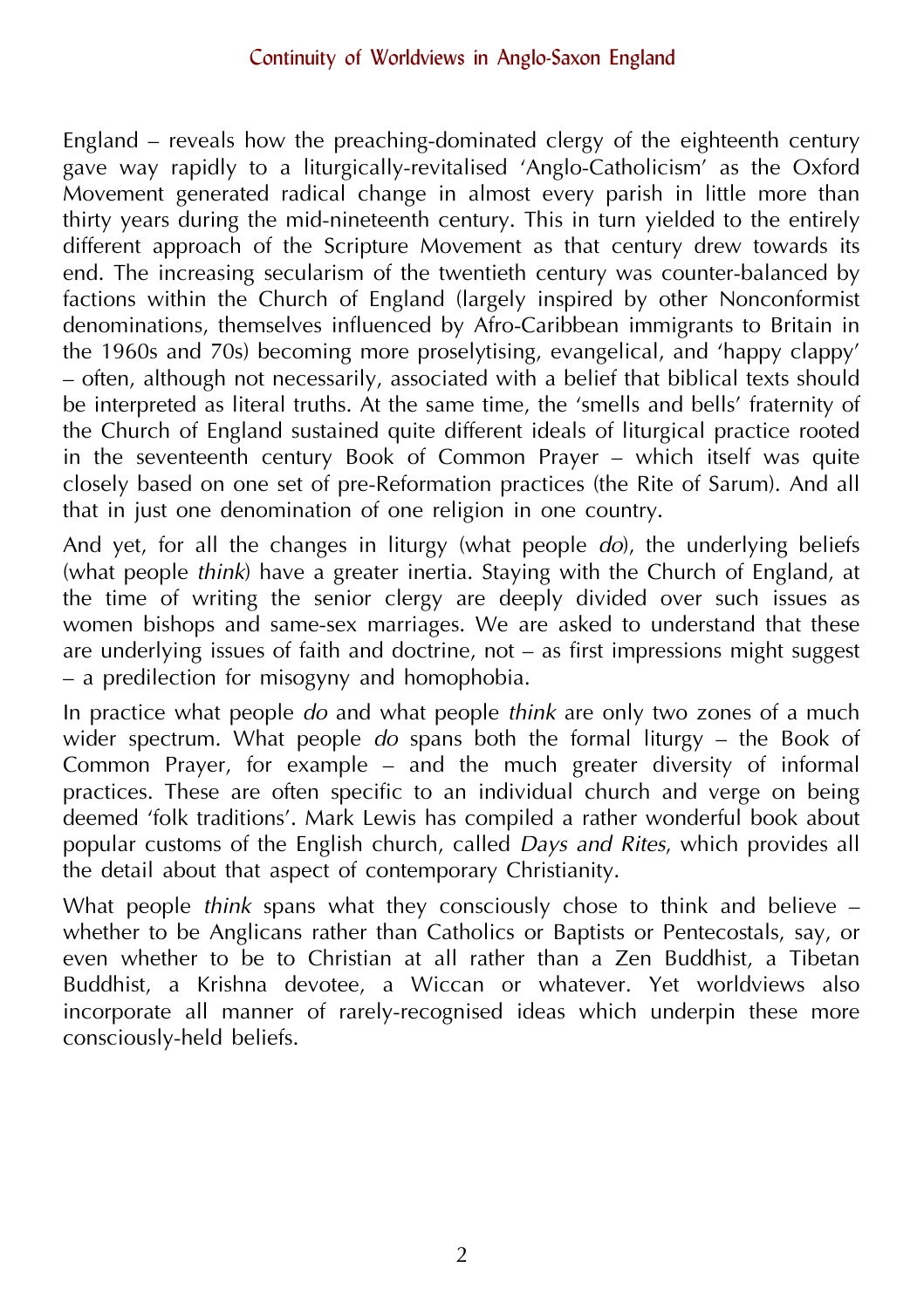England – reveals how the preaching-dominated clergy of the eighteenth century gave way rapidly to a liturgically-revitalised 'Anglo-Catholicism' as the Oxford Movement generated radical change in almost every parish in little more than thirty years during the mid-nineteenth century. This in turn yielded to the entirely different approach of the Scripture Movement as that century drew towards its end. The increasing secularism of the twentieth century was counter-balanced by factions within the Church of England (largely inspired by other Nonconformist denominations, themselves influenced by Afro-Caribbean immigrants to Britain in the 1960s and 70s) becoming more proselytising, evangelical, and 'happy clappy' – often, although not necessarily, associated with a belief that biblical texts should be interpreted as literal truths. At the same time, the 'smells and bells' fraternity of the Church of England sustained quite different ideals of liturgical practice rooted in the seventeenth century Book of Common Prayer – which itself was quite closely based on one set of pre-Reformation practices (the Rite of Sarum). And all that in just one denomination of one religion in one country.

And yet, for all the changes in liturgy (what people *do*), the underlying beliefs (what people *think*) have a greater inertia. Staying with the Church of England, at the time of writing the senior clergy are deeply divided over such issues as women bishops and same-sex marriages. We are asked to understand that these are underlying issues of faith and doctrine, not – as first impressions might suggest – a predilection for misogyny and homophobia.

In practice what people *do* and what people *think* are only two zones of a much wider spectrum. What people *do* spans both the formal liturgy – the Book of Common Prayer, for example – and the much greater diversity of informal practices. These are often specific to an individual church and verge on being deemed 'folk traditions'. Mark Lewis has compiled a rather wonderful book about popular customs of the English church, called *Days and Rites*, which provides all the detail about that aspect of contemporary Christianity.

What people *think* spans what they consciously chose to think and believe – whether to be Anglicans rather than Catholics or Baptists or Pentecostals, say, or even whether to be to Christian at all rather than a Zen Buddhist, a Tibetan Buddhist, a Krishna devotee, a Wiccan or whatever. Yet worldviews also incorporate all manner of rarely-recognised ideas which underpin these more consciously-held beliefs.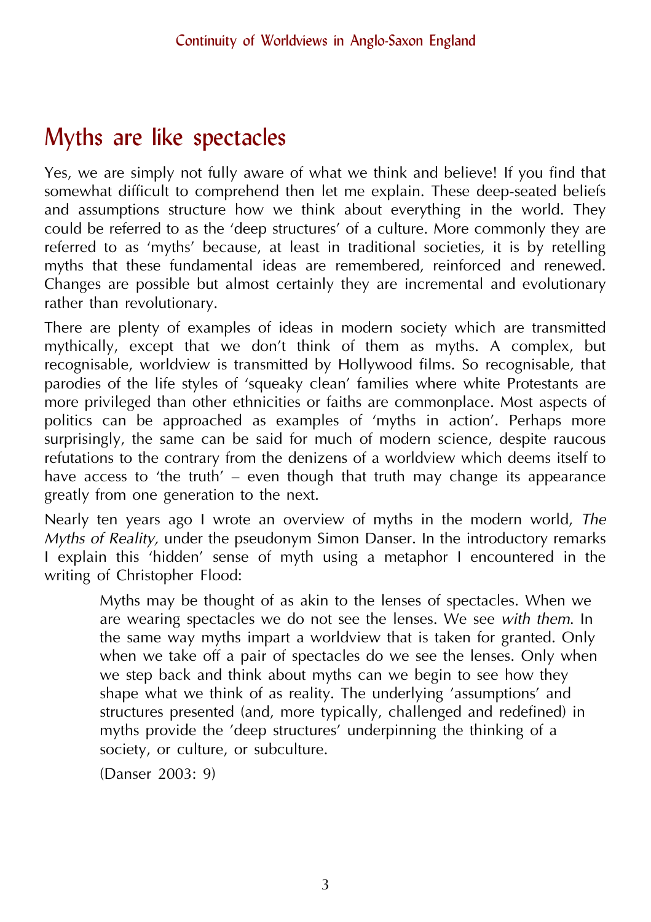## Myths are like spectacles

Yes, we are simply not fully aware of what we think and believe! If you find that somewhat difficult to comprehend then let me explain. These deep-seated beliefs and assumptions structure how we think about everything in the world. They could be referred to as the 'deep structures' of a culture. More commonly they are referred to as 'myths' because, at least in traditional societies, it is by retelling myths that these fundamental ideas are remembered, reinforced and renewed. Changes are possible but almost certainly they are incremental and evolutionary rather than revolutionary.

There are plenty of examples of ideas in modern society which are transmitted mythically, except that we don't think of them as myths. A complex, but recognisable, worldview is transmitted by Hollywood films. So recognisable, that parodies of the life styles of 'squeaky clean' families where white Protestants are more privileged than other ethnicities or faiths are commonplace. Most aspects of politics can be approached as examples of 'myths in action'. Perhaps more surprisingly, the same can be said for much of modern science, despite raucous refutations to the contrary from the denizens of a worldview which deems itself to have access to 'the truth' – even though that truth may change its appearance greatly from one generation to the next.

Nearly ten years ago I wrote an overview of myths in the modern world, *The Myths of Reality,* under the pseudonym Simon Danser. In the introductory remarks I explain this 'hidden' sense of myth using a metaphor I encountered in the writing of Christopher Flood:

> Myths may be thought of as akin to the lenses of spectacles. When we are wearing spectacles we do not see the lenses. We see *with them*. In the same way myths impart a worldview that is taken for granted. Only when we take off a pair of spectacles do we see the lenses. Only when we step back and think about myths can we begin to see how they shape what we think of as reality. The underlying 'assumptions' and structures presented (and, more typically, challenged and redefined) in myths provide the 'deep structures' underpinning the thinking of a society, or culture, or subculture.
>
> (Danser 2003: 9)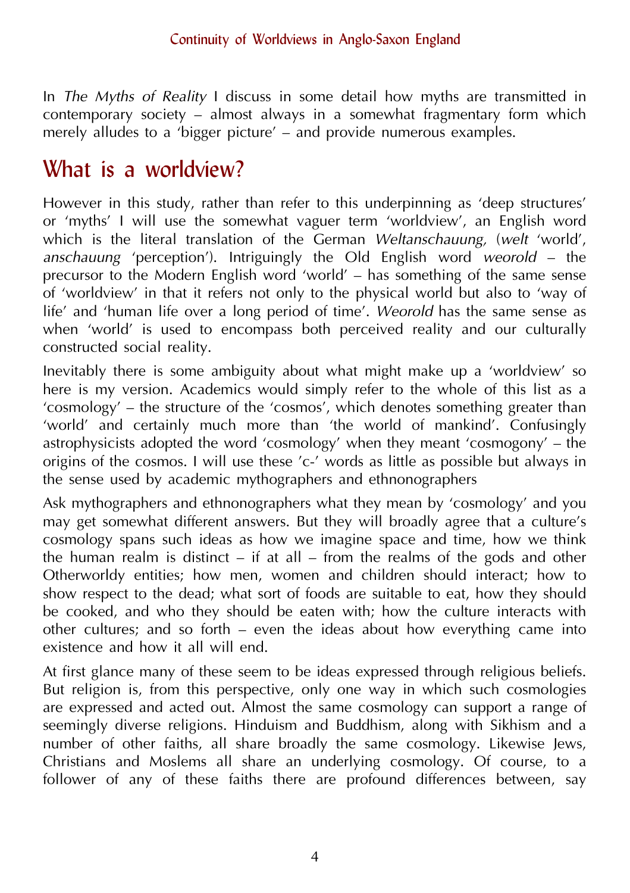In *The Myths of Reality* I discuss in some detail how myths are transmitted in contemporary society – almost always in a somewhat fragmentary form which merely alludes to a 'bigger picture' – and provide numerous examples.

## What is a worldview?

However in this study, rather than refer to this underpinning as 'deep structures' or 'myths' I will use the somewhat vaguer term 'worldview', an English word which is the literal translation of the German *Weltanschauung,* (*welt* 'world', *anschauung* 'perception'). Intriguingly the Old English word *weorold* – the precursor to the Modern English word 'world' – has something of the same sense of 'worldview' in that it refers not only to the physical world but also to 'way of life' and 'human life over a long period of time'. *Weorold* has the same sense as when 'world' is used to encompass both perceived reality and our culturally constructed social reality.

Inevitably there is some ambiguity about what might make up a 'worldview' so here is my version. Academics would simply refer to the whole of this list as a 'cosmology' – the structure of the 'cosmos', which denotes something greater than 'world' and certainly much more than 'the world of mankind'. Confusingly astrophysicists adopted the word 'cosmology' when they meant 'cosmogony' – the origins of the cosmos. I will use these 'c-' words as little as possible but always in the sense used by academic mythographers and ethnonographers

Ask mythographers and ethnonographers what they mean by 'cosmology' and you may get somewhat different answers. But they will broadly agree that a culture's cosmology spans such ideas as how we imagine space and time, how we think the human realm is distinct – if at all – from the realms of the gods and other Otherworldly entities; how men, women and children should interact; how to show respect to the dead; what sort of foods are suitable to eat, how they should be cooked, and who they should be eaten with; how the culture interacts with other cultures; and so forth – even the ideas about how everything came into existence and how it all will end.

At first glance many of these seem to be ideas expressed through religious beliefs. But religion is, from this perspective, only one way in which such cosmologies are expressed and acted out. Almost the same cosmology can support a range of seemingly diverse religions. Hinduism and Buddhism, along with Sikhism and a number of other faiths, all share broadly the same cosmology. Likewise Jews, Christians and Moslems all share an underlying cosmology. Of course, to a follower of any of these faiths there are profound differences between, say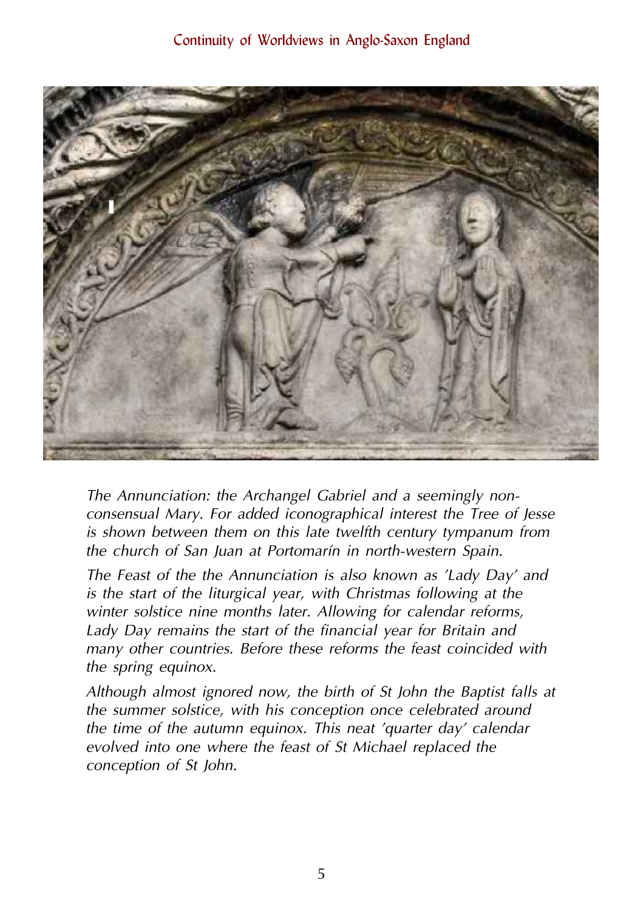*The Annunciation: the Archangel Gabriel and a seemingly non-consensual Mary. For added iconographical interest the Tree of Jesse is shown between them on this late twelfth century tympanum from the church of San Juan at Portomarín in north-western Spain.*

*The Feast of the the Annunciation is also known as 'Lady Day' and is the start of the liturgical year, with Christmas following at the winter solstice nine months later. Allowing for calendar reforms, Lady Day remains the start of the financial year for Britain and many other countries. Before these reforms the feast coincided with the spring equinox.*

*Although almost ignored now, the birth of St John the Baptist falls at the summer solstice, with his conception once celebrated around the time of the autumn equinox. This neat 'quarter day' calendar evolved into one where the feast of St Michael replaced the conception of St John.*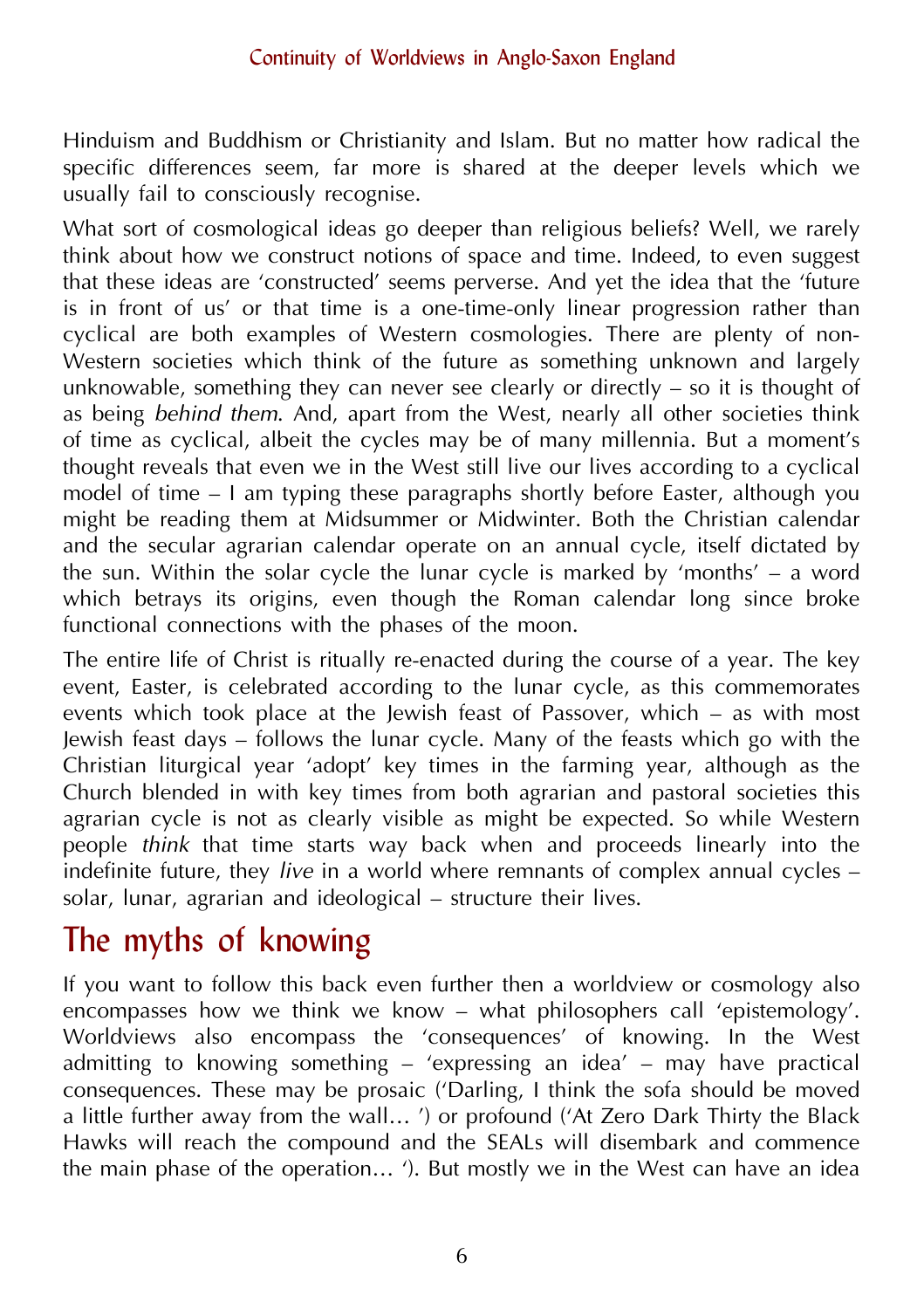Hinduism and Buddhism or Christianity and Islam. But no matter how radical the specific differences seem, far more is shared at the deeper levels which we usually fail to consciously recognise.

What sort of cosmological ideas go deeper than religious beliefs? Well, we rarely think about how we construct notions of space and time. Indeed, to even suggest that these ideas are 'constructed' seems perverse. And yet the idea that the 'future is in front of us' or that time is a one-time-only linear progression rather than cyclical are both examples of Western cosmologies. There are plenty of non-Western societies which think of the future as something unknown and largely unknowable, something they can never see clearly or directly – so it is thought of as being *behind them*. And, apart from the West, nearly all other societies think of time as cyclical, albeit the cycles may be of many millennia. But a moment's thought reveals that even we in the West still live our lives according to a cyclical model of time – I am typing these paragraphs shortly before Easter, although you might be reading them at Midsummer or Midwinter. Both the Christian calendar and the secular agrarian calendar operate on an annual cycle, itself dictated by the sun. Within the solar cycle the lunar cycle is marked by 'months' – a word which betrays its origins, even though the Roman calendar long since broke functional connections with the phases of the moon.

The entire life of Christ is ritually re-enacted during the course of a year. The key event, Easter, is celebrated according to the lunar cycle, as this commemorates events which took place at the Jewish feast of Passover, which – as with most Jewish feast days – follows the lunar cycle. Many of the feasts which go with the Christian liturgical year 'adopt' key times in the farming year, although as the Church blended in with key times from both agrarian and pastoral societies this agrarian cycle is not as clearly visible as might be expected. So while Western people *think* that time starts way back when and proceeds linearly into the indefinite future, they *live* in a world where remnants of complex annual cycles – solar, lunar, agrarian and ideological – structure their lives.

## The myths of knowing

If you want to follow this back even further then a worldview or cosmology also encompasses how we think we know – what philosophers call 'epistemology'. Worldviews also encompass the 'consequences' of knowing. In the West admitting to knowing something – 'expressing an idea' – may have practical consequences. These may be prosaic ('Darling, I think the sofa should be moved a little further away from the wall… ') or profound ('At Zero Dark Thirty the Black Hawks will reach the compound and the SEALs will disembark and commence the main phase of the operation… '). But mostly we in the West can have an idea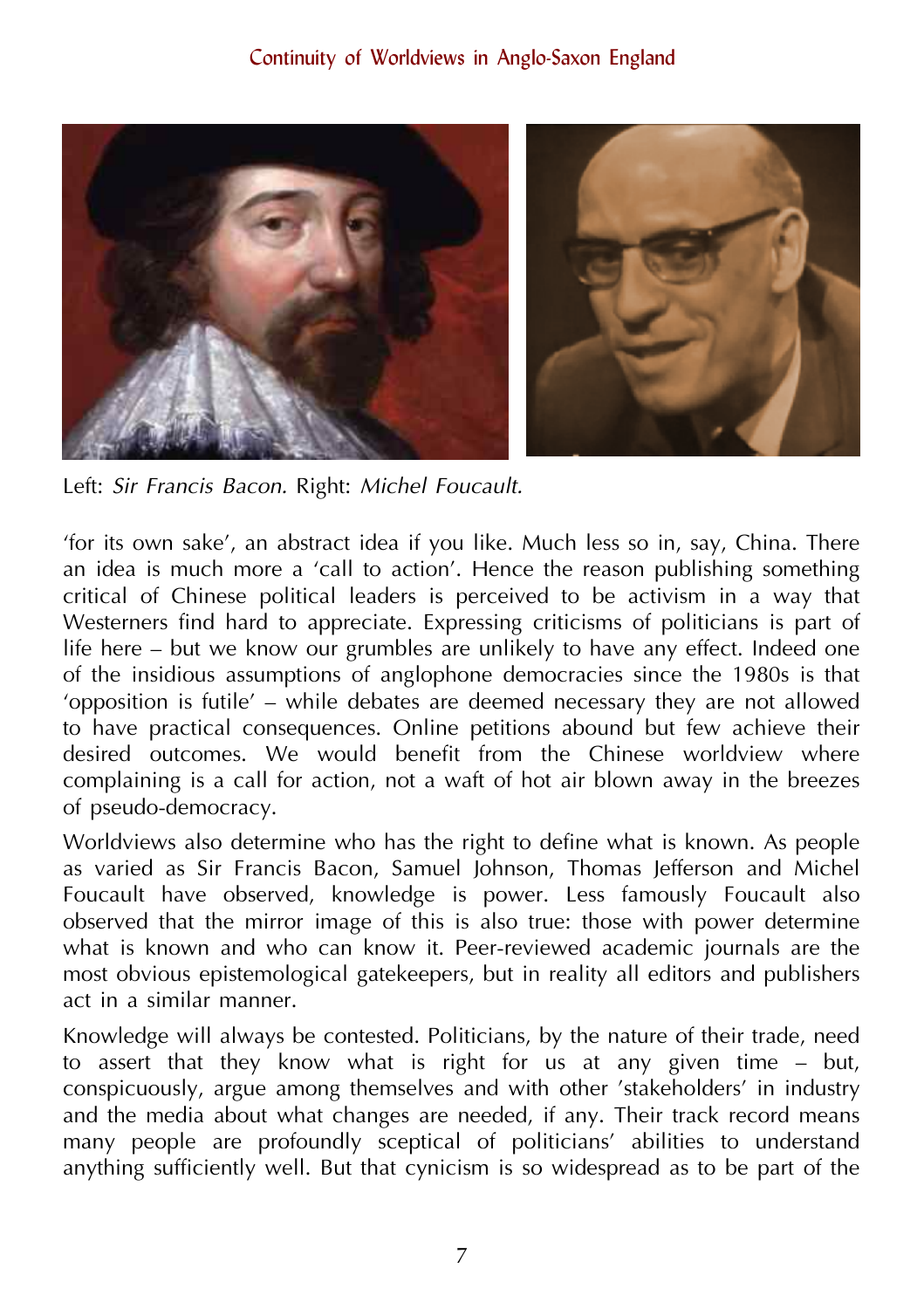Left: *Sir Francis Bacon.* Right: *Michel Foucault.*

'for its own sake', an abstract idea if you like. Much less so in, say, China. There an idea is much more a 'call to action'. Hence the reason publishing something critical of Chinese political leaders is perceived to be activism in a way that Westerners find hard to appreciate. Expressing criticisms of politicians is part of life here – but we know our grumbles are unlikely to have any effect. Indeed one of the insidious assumptions of anglophone democracies since the 1980s is that 'opposition is futile' – while debates are deemed necessary they are not allowed to have practical consequences. Online petitions abound but few achieve their desired outcomes. We would benefit from the Chinese worldview where complaining is a call for action, not a waft of hot air blown away in the breezes of pseudo-democracy.

Worldviews also determine who has the right to define what is known. As people as varied as Sir Francis Bacon, Samuel Johnson, Thomas Jefferson and Michel Foucault have observed, knowledge is power. Less famously Foucault also observed that the mirror image of this is also true: those with power determine what is known and who can know it. Peer-reviewed academic journals are the most obvious epistemological gatekeepers, but in reality all editors and publishers act in a similar manner.

Knowledge will always be contested. Politicians, by the nature of their trade, need to assert that they know what is right for us at any given time – but, conspicuously, argue among themselves and with other 'stakeholders' in industry and the media about what changes are needed, if any. Their track record means many people are profoundly sceptical of politicians' abilities to understand anything sufficiently well. But that cynicism is so widespread as to be part of the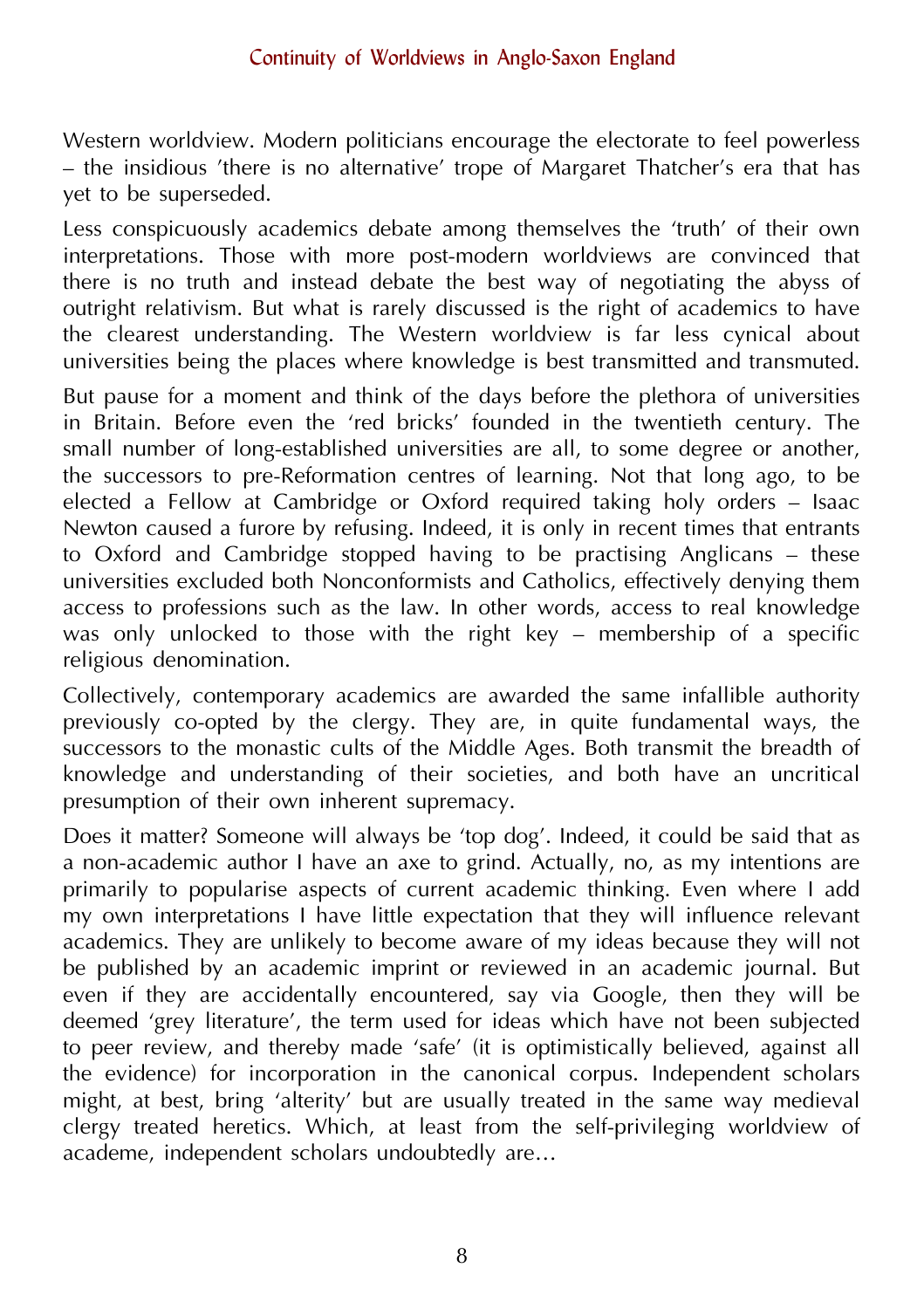Western worldview. Modern politicians encourage the electorate to feel powerless – the insidious 'there is no alternative' trope of Margaret Thatcher's era that has yet to be superseded.

Less conspicuously academics debate among themselves the 'truth' of their own interpretations. Those with more post-modern worldviews are convinced that there is no truth and instead debate the best way of negotiating the abyss of outright relativism. But what is rarely discussed is the right of academics to have the clearest understanding. The Western worldview is far less cynical about universities being the places where knowledge is best transmitted and transmuted.

But pause for a moment and think of the days before the plethora of universities in Britain. Before even the 'red bricks' founded in the twentieth century. The small number of long-established universities are all, to some degree or another, the successors to pre-Reformation centres of learning. Not that long ago, to be elected a Fellow at Cambridge or Oxford required taking holy orders – Isaac Newton caused a furore by refusing. Indeed, it is only in recent times that entrants to Oxford and Cambridge stopped having to be practising Anglicans – these universities excluded both Nonconformists and Catholics, effectively denying them access to professions such as the law. In other words, access to real knowledge was only unlocked to those with the right key – membership of a specific religious denomination.

Collectively, contemporary academics are awarded the same infallible authority previously co-opted by the clergy. They are, in quite fundamental ways, the successors to the monastic cults of the Middle Ages. Both transmit the breadth of knowledge and understanding of their societies, and both have an uncritical presumption of their own inherent supremacy.

Does it matter? Someone will always be 'top dog'. Indeed, it could be said that as a non-academic author I have an axe to grind. Actually, no, as my intentions are primarily to popularise aspects of current academic thinking. Even where I add my own interpretations I have little expectation that they will influence relevant academics. They are unlikely to become aware of my ideas because they will not be published by an academic imprint or reviewed in an academic journal. But even if they are accidentally encountered, say via Google, then they will be deemed 'grey literature', the term used for ideas which have not been subjected to peer review, and thereby made 'safe' (it is optimistically believed, against all the evidence) for incorporation in the canonical corpus. Independent scholars might, at best, bring 'alterity' but are usually treated in the same way medieval clergy treated heretics. Which, at least from the self-privileging worldview of academe, independent scholars undoubtedly are…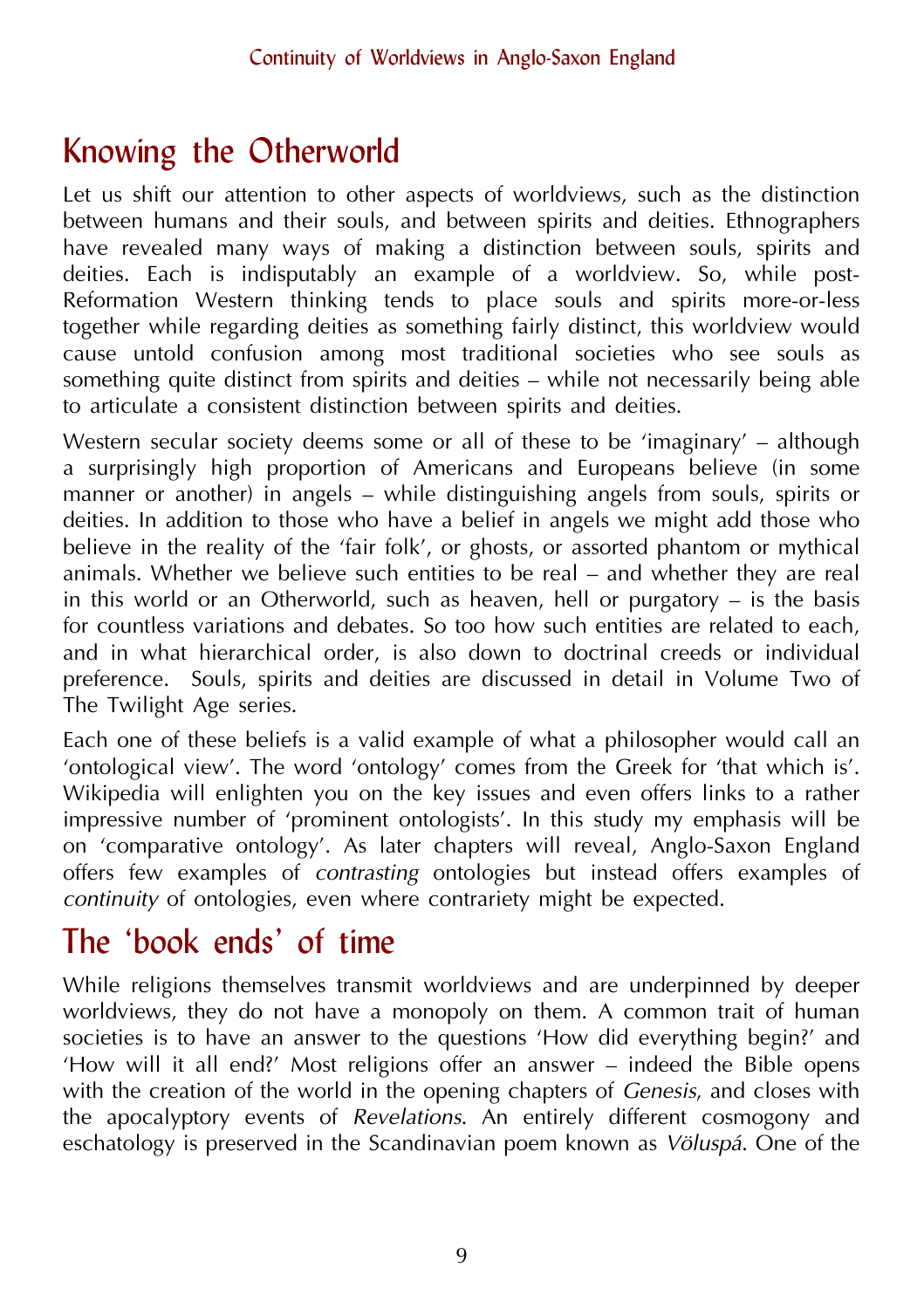## Knowing the Otherworld

Let us shift our attention to other aspects of worldviews, such as the distinction between humans and their souls, and between spirits and deities. Ethnographers have revealed many ways of making a distinction between souls, spirits and deities. Each is indisputably an example of a worldview. So, while post-Reformation Western thinking tends to place souls and spirits more-or-less together while regarding deities as something fairly distinct, this worldview would cause untold confusion among most traditional societies who see souls as something quite distinct from spirits and deities – while not necessarily being able to articulate a consistent distinction between spirits and deities.

Western secular society deems some or all of these to be 'imaginary' – although a surprisingly high proportion of Americans and Europeans believe (in some manner or another) in angels – while distinguishing angels from souls, spirits or deities. In addition to those who have a belief in angels we might add those who believe in the reality of the 'fair folk', or ghosts, or assorted phantom or mythical animals. Whether we believe such entities to be real – and whether they are real in this world or an Otherworld, such as heaven, hell or purgatory – is the basis for countless variations and debates. So too how such entities are related to each, and in what hierarchical order, is also down to doctrinal creeds or individual preference. Souls, spirits and deities are discussed in detail in Volume Two of The Twilight Age series.

Each one of these beliefs is a valid example of what a philosopher would call an 'ontological view'. The word 'ontology' comes from the Greek for 'that which is'. Wikipedia will enlighten you on the key issues and even offers links to a rather impressive number of 'prominent ontologists'. In this study my emphasis will be on 'comparative ontology'. As later chapters will reveal, Anglo-Saxon England offers few examples of *contrasting* ontologies but instead offers examples of *continuity* of ontologies, even where contrariety might be expected.

## The 'book ends' of time

While religions themselves transmit worldviews and are underpinned by deeper worldviews, they do not have a monopoly on them. A common trait of human societies is to have an answer to the questions 'How did everything begin?' and 'How will it all end?' Most religions offer an answer – indeed the Bible opens with the creation of the world in the opening chapters of *Genesis*, and closes with the apocalyptory events of *Revelations*. An entirely different cosmogony and eschatology is preserved in the Scandinavian poem known as *Völuspá*. One of the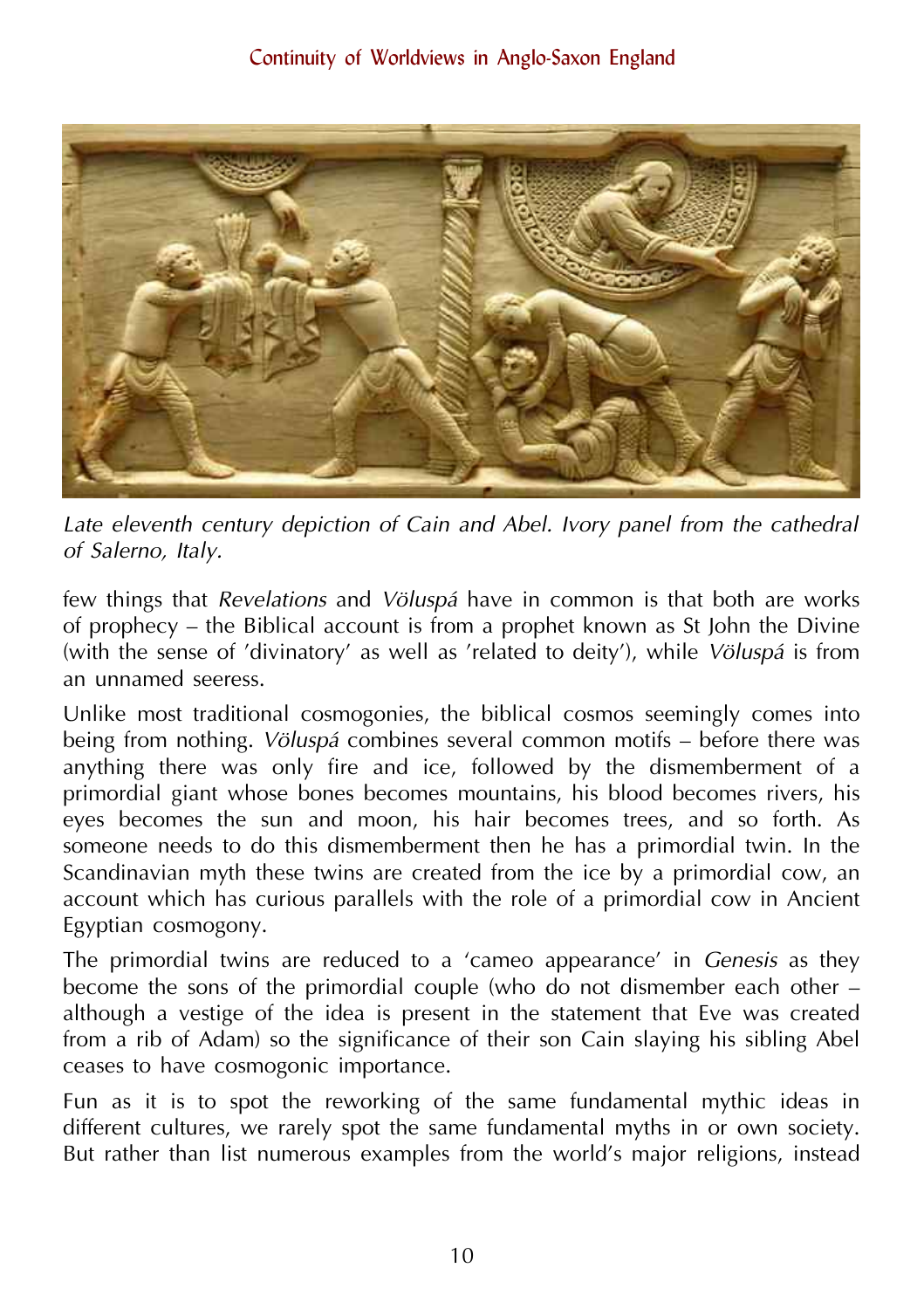*Late eleventh century depiction of Cain and Abel. Ivory panel from the cathedral of Salerno, Italy.*

few things that *Revelations* and *Völuspá* have in common is that both are works of prophecy – the Biblical account is from a prophet known as St John the Divine (with the sense of 'divinatory' as well as 'related to deity'), while *Völuspá* is from an unnamed seeress.

Unlike most traditional cosmogonies, the biblical cosmos seemingly comes into being from nothing. *Völuspá* combines several common motifs – before there was anything there was only fire and ice, followed by the dismemberment of a primordial giant whose bones becomes mountains, his blood becomes rivers, his eyes becomes the sun and moon, his hair becomes trees, and so forth. As someone needs to do this dismemberment then he has a primordial twin. In the Scandinavian myth these twins are created from the ice by a primordial cow, an account which has curious parallels with the role of a primordial cow in Ancient Egyptian cosmogony.

The primordial twins are reduced to a 'cameo appearance' in *Genesis* as they become the sons of the primordial couple (who do not dismember each other – although a vestige of the idea is present in the statement that Eve was created from a rib of Adam) so the significance of their son Cain slaying his sibling Abel ceases to have cosmogonic importance.

Fun as it is to spot the reworking of the same fundamental mythic ideas in different cultures, we rarely spot the same fundamental myths in or own society. But rather than list numerous examples from the world's major religions, instead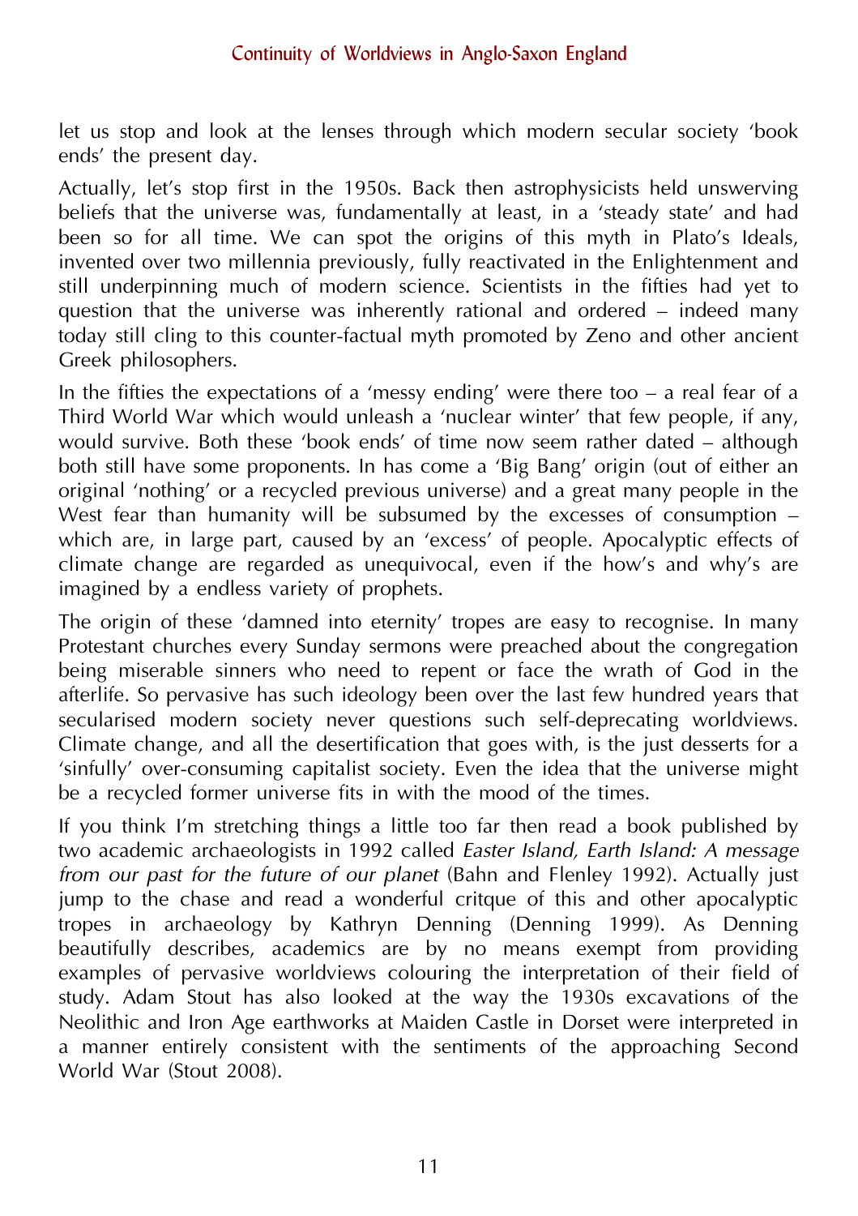let us stop and look at the lenses through which modern secular society 'book ends' the present day.

Actually, let's stop first in the 1950s. Back then astrophysicists held unswerving beliefs that the universe was, fundamentally at least, in a 'steady state' and had been so for all time. We can spot the origins of this myth in Plato's Ideals, invented over two millennia previously, fully reactivated in the Enlightenment and still underpinning much of modern science. Scientists in the fifties had yet to question that the universe was inherently rational and ordered – indeed many today still cling to this counter-factual myth promoted by Zeno and other ancient Greek philosophers.

In the fifties the expectations of a 'messy ending' were there too – a real fear of a Third World War which would unleash a 'nuclear winter' that few people, if any, would survive. Both these 'book ends' of time now seem rather dated – although both still have some proponents. In has come a 'Big Bang' origin (out of either an original 'nothing' or a recycled previous universe) and a great many people in the West fear than humanity will be subsumed by the excesses of consumption – which are, in large part, caused by an 'excess' of people. Apocalyptic effects of climate change are regarded as unequivocal, even if the how's and why's are imagined by a endless variety of prophets.

The origin of these 'damned into eternity' tropes are easy to recognise. In many Protestant churches every Sunday sermons were preached about the congregation being miserable sinners who need to repent or face the wrath of God in the afterlife. So pervasive has such ideology been over the last few hundred years that secularised modern society never questions such self-deprecating worldviews. Climate change, and all the desertification that goes with, is the just desserts for a 'sinfully' over-consuming capitalist society. Even the idea that the universe might be a recycled former universe fits in with the mood of the times.

If you think I'm stretching things a little too far then read a book published by two academic archaeologists in 1992 called *Easter Island, Earth Island: A message from our past for the future of our planet* (Bahn and Flenley 1992). Actually just jump to the chase and read a wonderful critque of this and other apocalyptic tropes in archaeology by Kathryn Denning (Denning 1999). As Denning beautifully describes, academics are by no means exempt from providing examples of pervasive worldviews colouring the interpretation of their field of study. Adam Stout has also looked at the way the 1930s excavations of the Neolithic and Iron Age earthworks at Maiden Castle in Dorset were interpreted in a manner entirely consistent with the sentiments of the approaching Second World War (Stout 2008).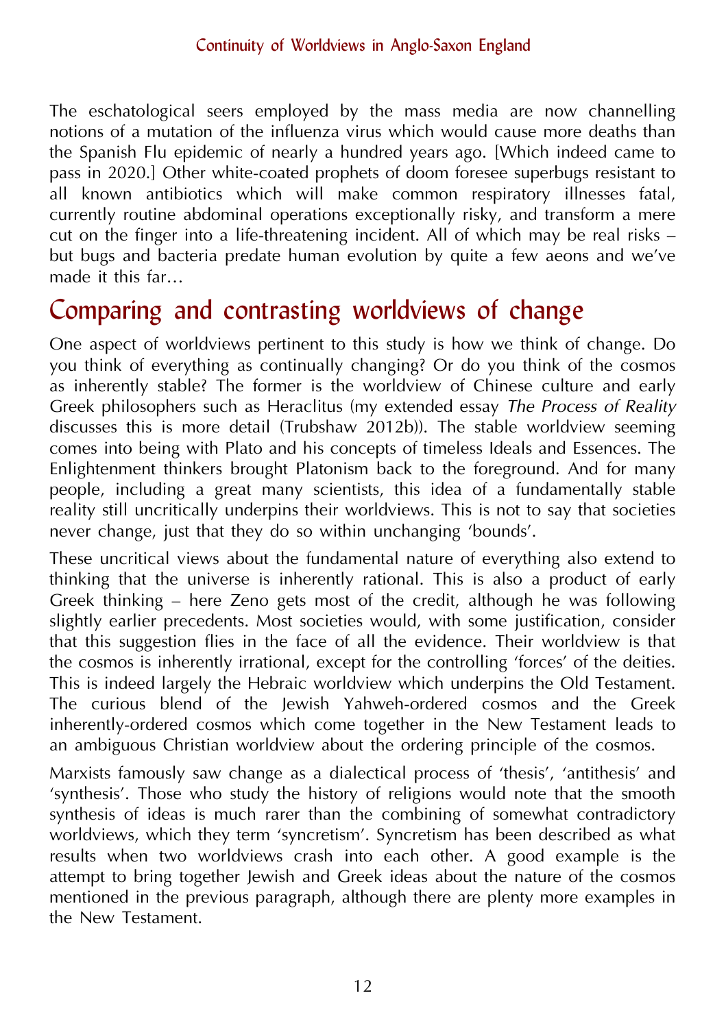The eschatological seers employed by the mass media are now channelling notions of a mutation of the influenza virus which would cause more deaths than the Spanish Flu epidemic of nearly a hundred years ago. [Which indeed came to pass in 2020.] Other white-coated prophets of doom foresee superbugs resistant to all known antibiotics which will make common respiratory illnesses fatal, currently routine abdominal operations exceptionally risky, and transform a mere cut on the finger into a life-threatening incident. All of which may be real risks – but bugs and bacteria predate human evolution by quite a few aeons and we've made it this far…

## Comparing and contrasting worldviews of change

One aspect of worldviews pertinent to this study is how we think of change. Do you think of everything as continually changing? Or do you think of the cosmos as inherently stable? The former is the worldview of Chinese culture and early Greek philosophers such as Heraclitus (my extended essay *The Process of Reality* discusses this is more detail (Trubshaw 2012b)). The stable worldview seeming comes into being with Plato and his concepts of timeless Ideals and Essences. The Enlightenment thinkers brought Platonism back to the foreground. And for many people, including a great many scientists, this idea of a fundamentally stable reality still uncritically underpins their worldviews. This is not to say that societies never change, just that they do so within unchanging 'bounds'.

These uncritical views about the fundamental nature of everything also extend to thinking that the universe is inherently rational. This is also a product of early Greek thinking – here Zeno gets most of the credit, although he was following slightly earlier precedents. Most societies would, with some justification, consider that this suggestion flies in the face of all the evidence. Their worldview is that the cosmos is inherently irrational, except for the controlling 'forces' of the deities. This is indeed largely the Hebraic worldview which underpins the Old Testament. The curious blend of the Jewish Yahweh-ordered cosmos and the Greek inherently-ordered cosmos which come together in the New Testament leads to an ambiguous Christian worldview about the ordering principle of the cosmos.

Marxists famously saw change as a dialectical process of 'thesis', 'antithesis' and 'synthesis'. Those who study the history of religions would note that the smooth synthesis of ideas is much rarer than the combining of somewhat contradictory worldviews, which they term 'syncretism'. Syncretism has been described as what results when two worldviews crash into each other. A good example is the attempt to bring together Jewish and Greek ideas about the nature of the cosmos mentioned in the previous paragraph, although there are plenty more examples in the New Testament.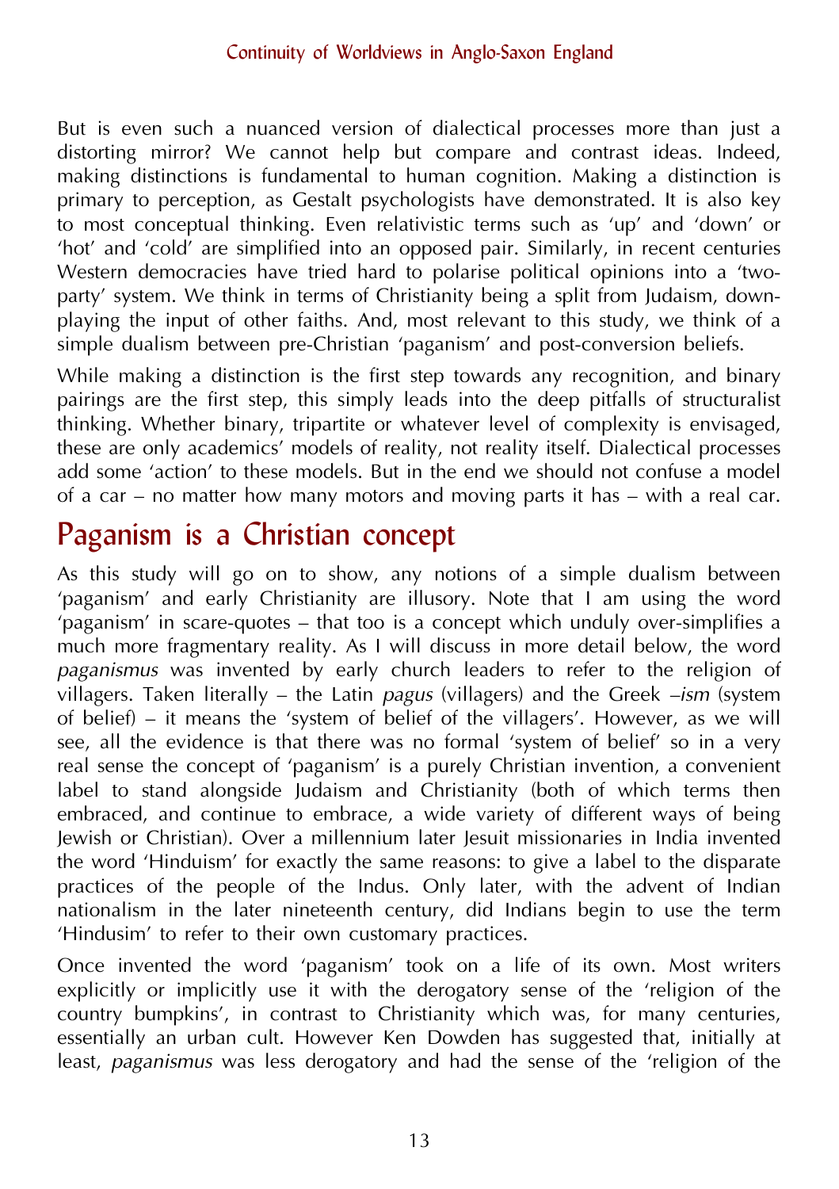But is even such a nuanced version of dialectical processes more than just a distorting mirror? We cannot help but compare and contrast ideas. Indeed, making distinctions is fundamental to human cognition. Making a distinction is primary to perception, as Gestalt psychologists have demonstrated. It is also key to most conceptual thinking. Even relativistic terms such as 'up' and 'down' or 'hot' and 'cold' are simplified into an opposed pair. Similarly, in recent centuries Western democracies have tried hard to polarise political opinions into a 'two-party' system. We think in terms of Christianity being a split from Judaism, down-playing the input of other faiths. And, most relevant to this study, we think of a simple dualism between pre-Christian 'paganism' and post-conversion beliefs.

While making a distinction is the first step towards any recognition, and binary pairings are the first step, this simply leads into the deep pitfalls of structuralist thinking. Whether binary, tripartite or whatever level of complexity is envisaged, these are only academics' models of reality, not reality itself. Dialectical processes add some 'action' to these models. But in the end we should not confuse a model of a car – no matter how many motors and moving parts it has – with a real car.

## Paganism is a Christian concept

As this study will go on to show, any notions of a simple dualism between 'paganism' and early Christianity are illusory. Note that I am using the word 'paganism' in scare-quotes – that too is a concept which unduly over-simplifies a much more fragmentary reality. As I will discuss in more detail below, the word *paganismus* was invented by early church leaders to refer to the religion of villagers. Taken literally – the Latin *pagus* (villagers) and the Greek *–ism* (system of belief) – it means the 'system of belief of the villagers'. However, as we will see, all the evidence is that there was no formal 'system of belief' so in a very real sense the concept of 'paganism' is a purely Christian invention, a convenient label to stand alongside Judaism and Christianity (both of which terms then embraced, and continue to embrace, a wide variety of different ways of being Jewish or Christian). Over a millennium later Jesuit missionaries in India invented the word 'Hinduism' for exactly the same reasons: to give a label to the disparate practices of the people of the Indus. Only later, with the advent of Indian nationalism in the later nineteenth century, did Indians begin to use the term 'Hindusim' to refer to their own customary practices.

Once invented the word 'paganism' took on a life of its own. Most writers explicitly or implicitly use it with the derogatory sense of the 'religion of the country bumpkins', in contrast to Christianity which was, for many centuries, essentially an urban cult. However Ken Dowden has suggested that, initially at least, *paganismus* was less derogatory and had the sense of the 'religion of the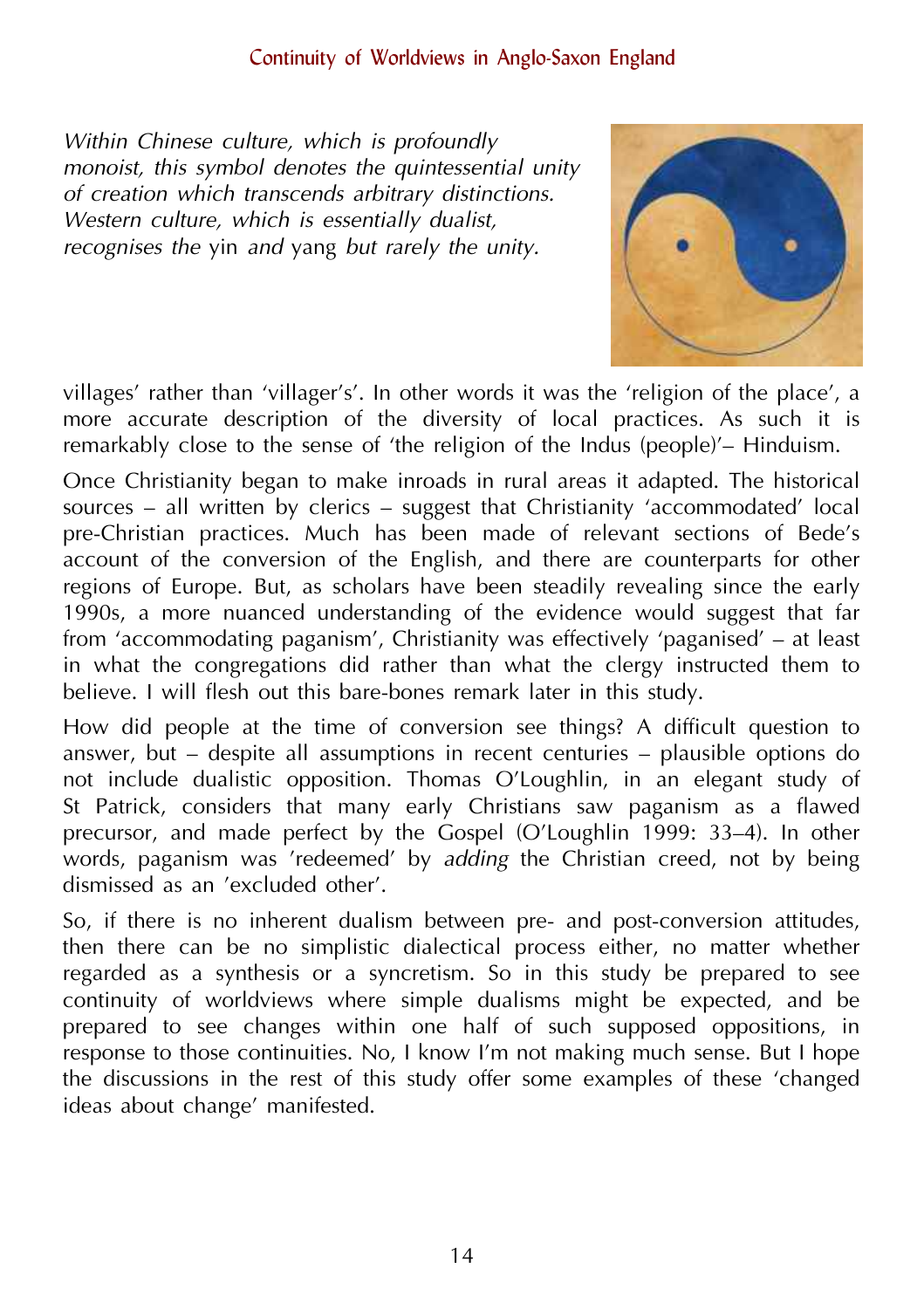*Within Chinese culture, which is profoundly monoist, this symbol denotes the quintessential unity of creation which transcends arbitrary distinctions. Western culture, which is essentially dualist, recognises the* yin *and* yang *but rarely the unity.*

villages' rather than 'villager's'. In other words it was the 'religion of the place', a more accurate description of the diversity of local practices. As such it is remarkably close to the sense of 'the religion of the Indus (people)'– Hinduism.

Once Christianity began to make inroads in rural areas it adapted. The historical sources – all written by clerics – suggest that Christianity 'accommodated' local pre-Christian practices. Much has been made of relevant sections of Bede's account of the conversion of the English, and there are counterparts for other regions of Europe. But, as scholars have been steadily revealing since the early 1990s, a more nuanced understanding of the evidence would suggest that far from 'accommodating paganism', Christianity was effectively 'paganised' – at least in what the congregations did rather than what the clergy instructed them to believe. I will flesh out this bare-bones remark later in this study.

How did people at the time of conversion see things? A difficult question to answer, but – despite all assumptions in recent centuries – plausible options do not include dualistic opposition. Thomas O'Loughlin, in an elegant study of St Patrick, considers that many early Christians saw paganism as a flawed precursor, and made perfect by the Gospel (O'Loughlin 1999: 33–4). In other words, paganism was 'redeemed' by *adding* the Christian creed, not by being dismissed as an 'excluded other'.

So, if there is no inherent dualism between pre- and post-conversion attitudes, then there can be no simplistic dialectical process either, no matter whether regarded as a synthesis or a syncretism. So in this study be prepared to see continuity of worldviews where simple dualisms might be expected, and be prepared to see changes within one half of such supposed oppositions, in response to those continuities. No, I know I'm not making much sense. But I hope the discussions in the rest of this study offer some examples of these 'changed ideas about change' manifested.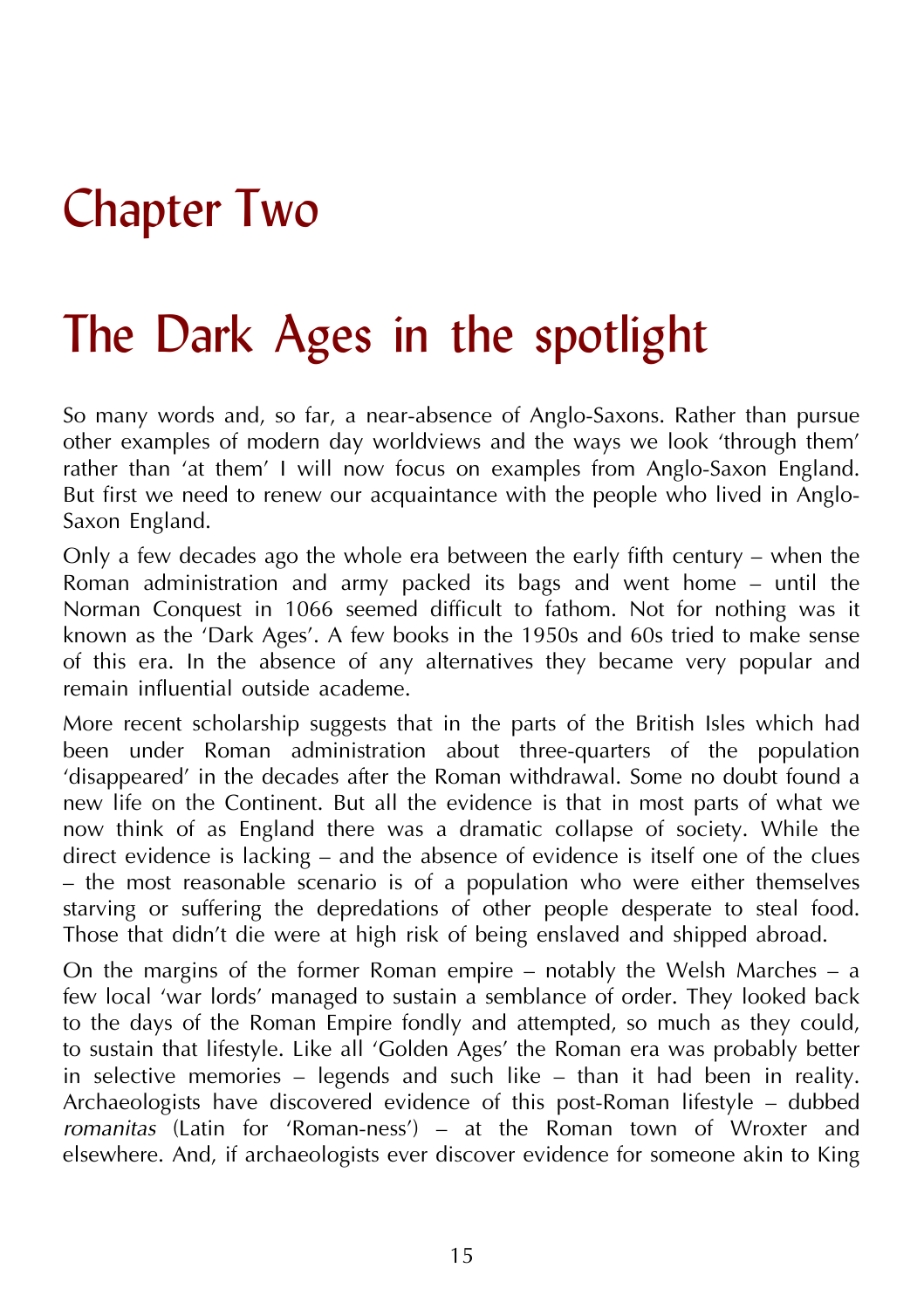# Chapter Two

# The Dark Ages in the spotlight

So many words and, so far, a near-absence of Anglo-Saxons. Rather than pursue other examples of modern day worldviews and the ways we look 'through them' rather than 'at them' I will now focus on examples from Anglo-Saxon England. But first we need to renew our acquaintance with the people who lived in Anglo-Saxon England.

Only a few decades ago the whole era between the early fifth century – when the Roman administration and army packed its bags and went home – until the Norman Conquest in 1066 seemed difficult to fathom. Not for nothing was it known as the 'Dark Ages'. A few books in the 1950s and 60s tried to make sense of this era. In the absence of any alternatives they became very popular and remain influential outside academe.

More recent scholarship suggests that in the parts of the British Isles which had been under Roman administration about three-quarters of the population 'disappeared' in the decades after the Roman withdrawal. Some no doubt found a new life on the Continent. But all the evidence is that in most parts of what we now think of as England there was a dramatic collapse of society. While the direct evidence is lacking – and the absence of evidence is itself one of the clues – the most reasonable scenario is of a population who were either themselves starving or suffering the depredations of other people desperate to steal food. Those that didn't die were at high risk of being enslaved and shipped abroad.

On the margins of the former Roman empire – notably the Welsh Marches – a few local 'war lords' managed to sustain a semblance of order. They looked back to the days of the Roman Empire fondly and attempted, so much as they could, to sustain that lifestyle. Like all 'Golden Ages' the Roman era was probably better in selective memories – legends and such like – than it had been in reality. Archaeologists have discovered evidence of this post-Roman lifestyle – dubbed *romanitas* (Latin for 'Roman-ness') – at the Roman town of Wroxter and elsewhere. And, if archaeologists ever discover evidence for someone akin to King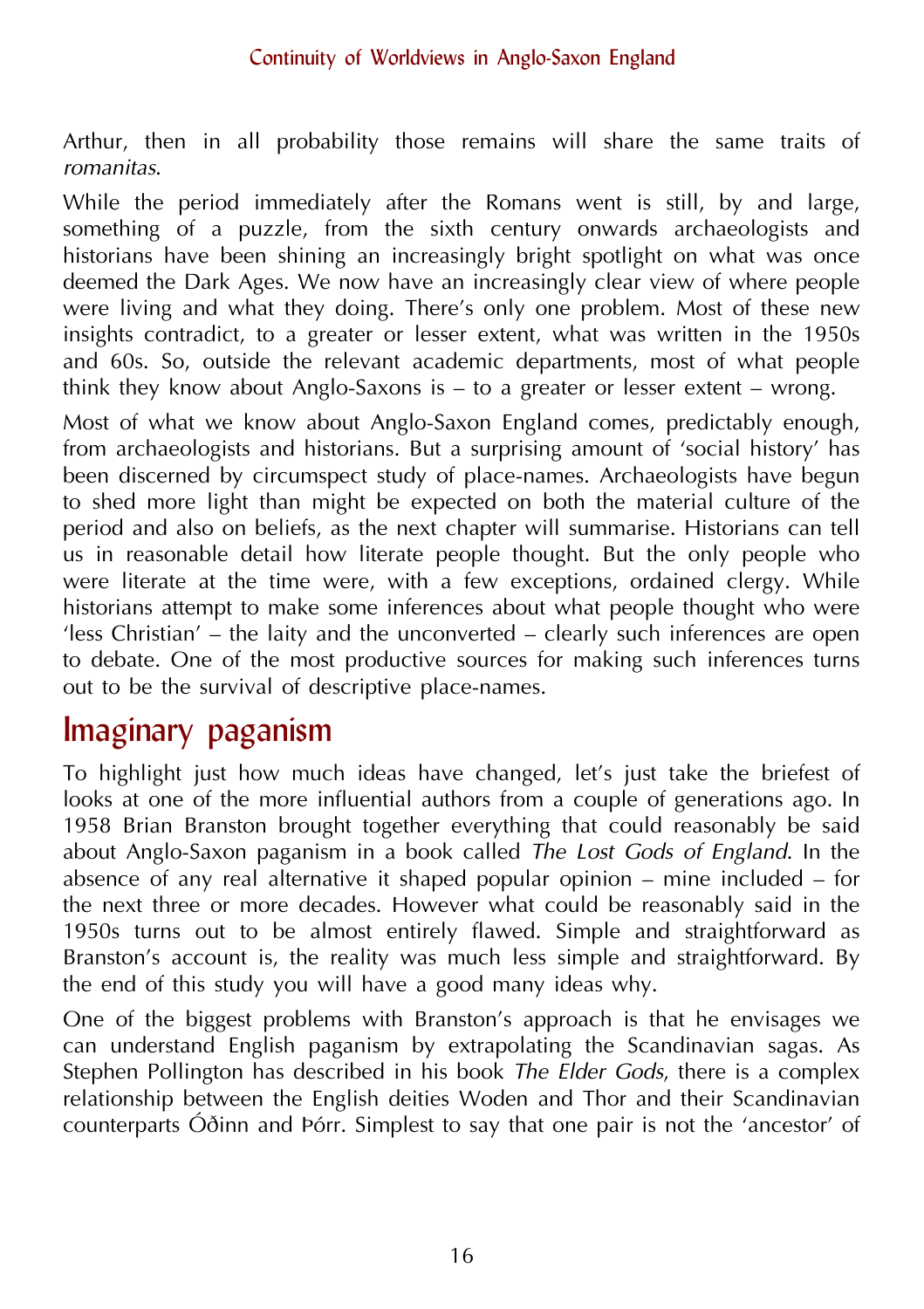Arthur, then in all probability those remains will share the same traits of *romanitas*.

While the period immediately after the Romans went is still, by and large, something of a puzzle, from the sixth century onwards archaeologists and historians have been shining an increasingly bright spotlight on what was once deemed the Dark Ages. We now have an increasingly clear view of where people were living and what they doing. There's only one problem. Most of these new insights contradict, to a greater or lesser extent, what was written in the 1950s and 60s. So, outside the relevant academic departments, most of what people think they know about Anglo-Saxons is – to a greater or lesser extent – wrong.

Most of what we know about Anglo-Saxon England comes, predictably enough, from archaeologists and historians. But a surprising amount of 'social history' has been discerned by circumspect study of place-names. Archaeologists have begun to shed more light than might be expected on both the material culture of the period and also on beliefs, as the next chapter will summarise. Historians can tell us in reasonable detail how literate people thought. But the only people who were literate at the time were, with a few exceptions, ordained clergy. While historians attempt to make some inferences about what people thought who were 'less Christian' – the laity and the unconverted – clearly such inferences are open to debate. One of the most productive sources for making such inferences turns out to be the survival of descriptive place-names.

## Imaginary paganism

To highlight just how much ideas have changed, let's just take the briefest of looks at one of the more influential authors from a couple of generations ago. In 1958 Brian Branston brought together everything that could reasonably be said about Anglo-Saxon paganism in a book called *The Lost Gods of England*. In the absence of any real alternative it shaped popular opinion – mine included – for the next three or more decades. However what could be reasonably said in the 1950s turns out to be almost entirely flawed. Simple and straightforward as Branston's account is, the reality was much less simple and straightforward. By the end of this study you will have a good many ideas why.

One of the biggest problems with Branston's approach is that he envisages we can understand English paganism by extrapolating the Scandinavian sagas. As Stephen Pollington has described in his book *The Elder Gods*, there is a complex relationship between the English deities Woden and Thor and their Scandinavian counterparts Óðinn and Þórr. Simplest to say that one pair is not the 'ancestor' of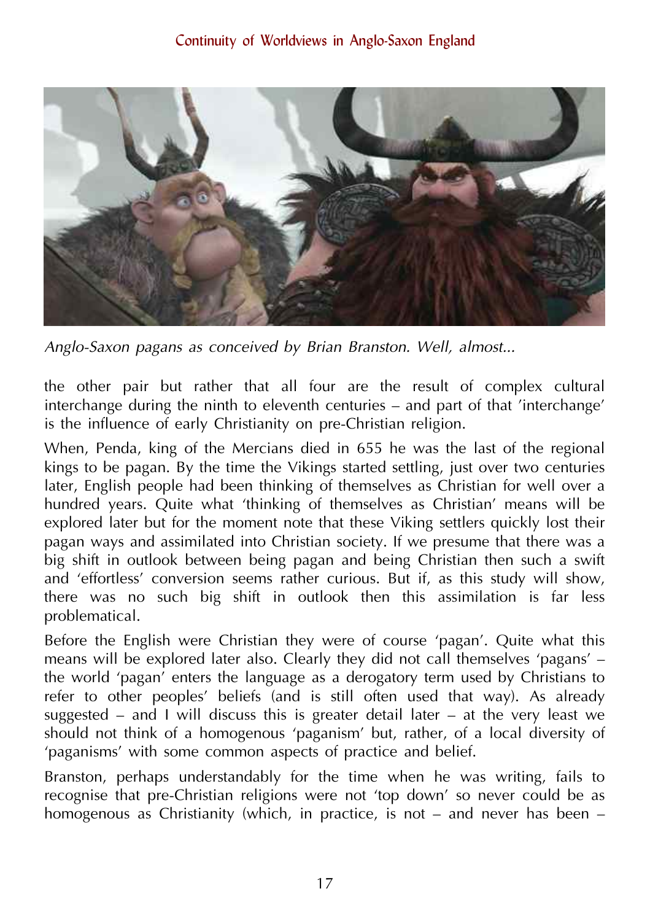*Anglo-Saxon pagans as conceived by Brian Branston. Well, almost...*

the other pair but rather that all four are the result of complex cultural interchange during the ninth to eleventh centuries – and part of that 'interchange' is the influence of early Christianity on pre-Christian religion.

When, Penda, king of the Mercians died in 655 he was the last of the regional kings to be pagan. By the time the Vikings started settling, just over two centuries later, English people had been thinking of themselves as Christian for well over a hundred years. Quite what 'thinking of themselves as Christian' means will be explored later but for the moment note that these Viking settlers quickly lost their pagan ways and assimilated into Christian society. If we presume that there was a big shift in outlook between being pagan and being Christian then such a swift and 'effortless' conversion seems rather curious. But if, as this study will show, there was no such big shift in outlook then this assimilation is far less problematical.

Before the English were Christian they were of course 'pagan'. Quite what this means will be explored later also. Clearly they did not call themselves 'pagans' – the world 'pagan' enters the language as a derogatory term used by Christians to refer to other peoples' beliefs (and is still often used that way). As already suggested – and I will discuss this is greater detail later – at the very least we should not think of a homogenous 'paganism' but, rather, of a local diversity of 'paganisms' with some common aspects of practice and belief.

Branston, perhaps understandably for the time when he was writing, fails to recognise that pre-Christian religions were not 'top down' so never could be as homogenous as Christianity (which, in practice, is not – and never has been –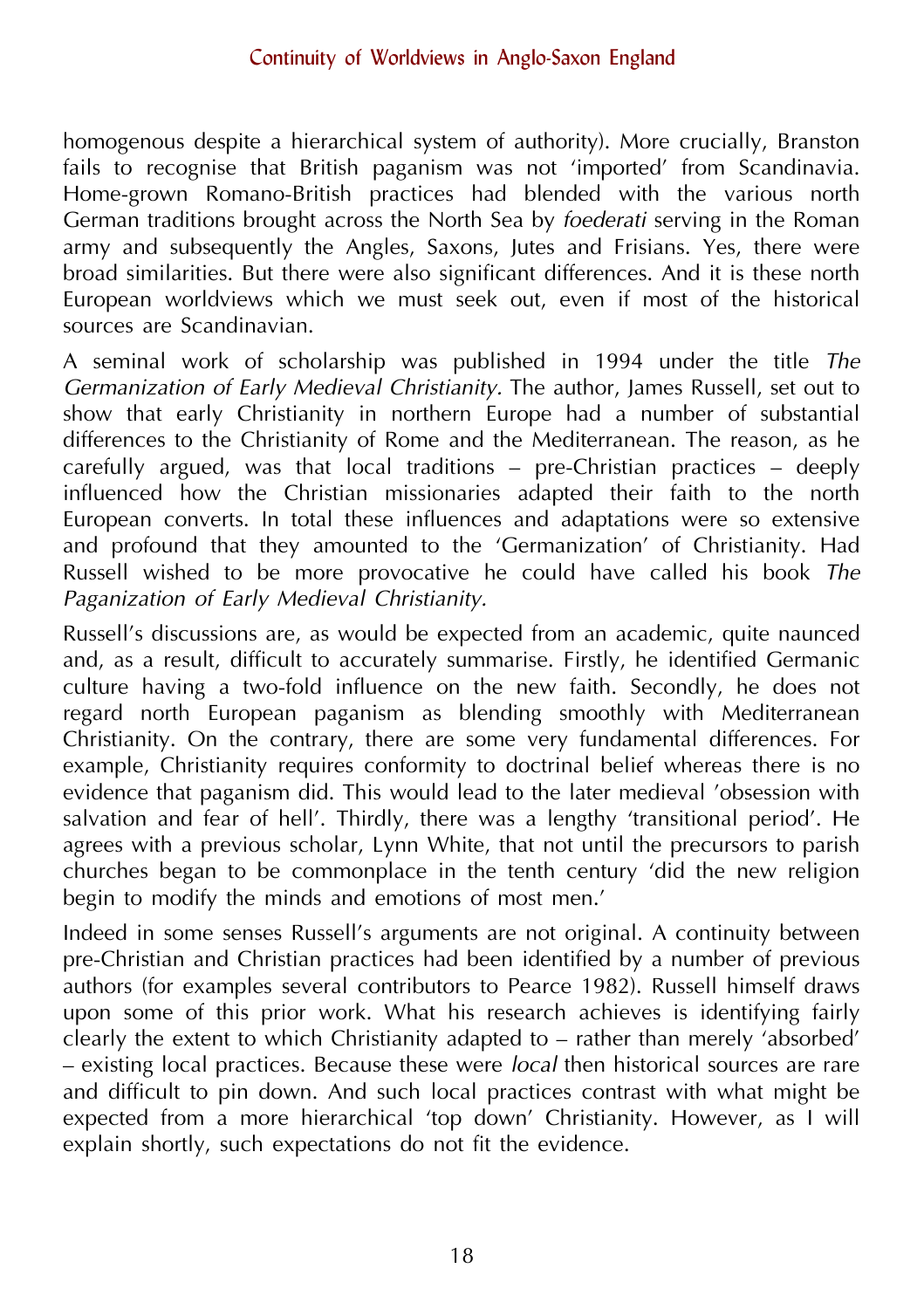homogenous despite a hierarchical system of authority). More crucially, Branston fails to recognise that British paganism was not ‘imported’ from Scandinavia. Home-grown Romano-British practices had blended with the various north German traditions brought across the North Sea by *foederati* serving in the Roman army and subsequently the Angles, Saxons, Jutes and Frisians. Yes, there were broad similarities. But there were also significant differences. And it is these north European worldviews which we must seek out, even if most of the historical sources are Scandinavian.

A seminal work of scholarship was published in 1994 under the title *The Germanization of Early Medieval Christianity.* The author, James Russell, set out to show that early Christianity in northern Europe had a number of substantial differences to the Christianity of Rome and the Mediterranean. The reason, as he carefully argued, was that local traditions – pre-Christian practices – deeply influenced how the Christian missionaries adapted their faith to the north European converts. In total these influences and adaptations were so extensive and profound that they amounted to the ‘Germanization’ of Christianity. Had Russell wished to be more provocative he could have called his book *The Paganization of Early Medieval Christianity.*

Russell’s discussions are, as would be expected from an academic, quite naunced and, as a result, difficult to accurately summarise. Firstly, he identified Germanic culture having a two-fold influence on the new faith. Secondly, he does not regard north European paganism as blending smoothly with Mediterranean Christianity. On the contrary, there are some very fundamental differences. For example, Christianity requires conformity to doctrinal belief whereas there is no evidence that paganism did. This would lead to the later medieval ’obsession with salvation and fear of hell’. Thirdly, there was a lengthy ‘transitional period’. He agrees with a previous scholar, Lynn White, that not until the precursors to parish churches began to be commonplace in the tenth century ‘did the new religion begin to modify the minds and emotions of most men.’

Indeed in some senses Russell’s arguments are not original. A continuity between pre-Christian and Christian practices had been identified by a number of previous authors (for examples several contributors to Pearce 1982). Russell himself draws upon some of this prior work. What his research achieves is identifying fairly clearly the extent to which Christianity adapted to – rather than merely ‘absorbed’ – existing local practices. Because these were *local* then historical sources are rare and difficult to pin down. And such local practices contrast with what might be expected from a more hierarchical ‘top down’ Christianity. However, as I will explain shortly, such expectations do not fit the evidence.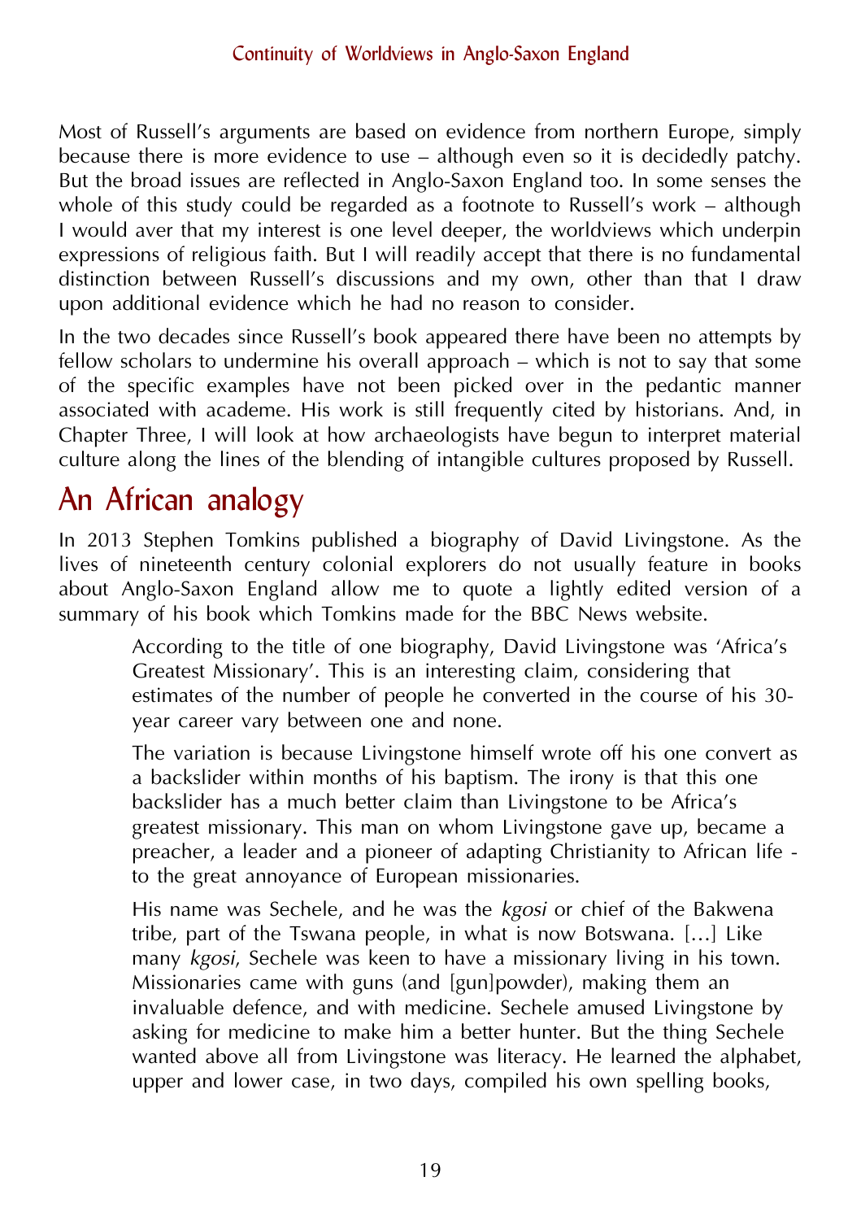Most of Russell's arguments are based on evidence from northern Europe, simply because there is more evidence to use – although even so it is decidedly patchy. But the broad issues are reflected in Anglo-Saxon England too. In some senses the whole of this study could be regarded as a footnote to Russell's work – although I would aver that my interest is one level deeper, the worldviews which underpin expressions of religious faith. But I will readily accept that there is no fundamental distinction between Russell's discussions and my own, other than that I draw upon additional evidence which he had no reason to consider.

In the two decades since Russell's book appeared there have been no attempts by fellow scholars to undermine his overall approach – which is not to say that some of the specific examples have not been picked over in the pedantic manner associated with academe. His work is still frequently cited by historians. And, in Chapter Three, I will look at how archaeologists have begun to interpret material culture along the lines of the blending of intangible cultures proposed by Russell.

## An African analogy

In 2013 Stephen Tomkins published a biography of David Livingstone. As the lives of nineteenth century colonial explorers do not usually feature in books about Anglo-Saxon England allow me to quote a lightly edited version of a summary of his book which Tomkins made for the BBC News website.

> According to the title of one biography, David Livingstone was 'Africa's Greatest Missionary'. This is an interesting claim, considering that estimates of the number of people he converted in the course of his 30-year career vary between one and none.
>
> The variation is because Livingstone himself wrote off his one convert as a backslider within months of his baptism. The irony is that this one backslider has a much better claim than Livingstone to be Africa's greatest missionary. This man on whom Livingstone gave up, became a preacher, a leader and a pioneer of adapting Christianity to African life - to the great annoyance of European missionaries.
>
> His name was Sechele, and he was the *kgosi* or chief of the Bakwena tribe, part of the Tswana people, in what is now Botswana. [...] Like many *kgosi*, Sechele was keen to have a missionary living in his town. Missionaries came with guns (and [gun]powder), making them an invaluable defence, and with medicine. Sechele amused Livingstone by asking for medicine to make him a better hunter. But the thing Sechele wanted above all from Livingstone was literacy. He learned the alphabet, upper and lower case, in two days, compiled his own spelling books,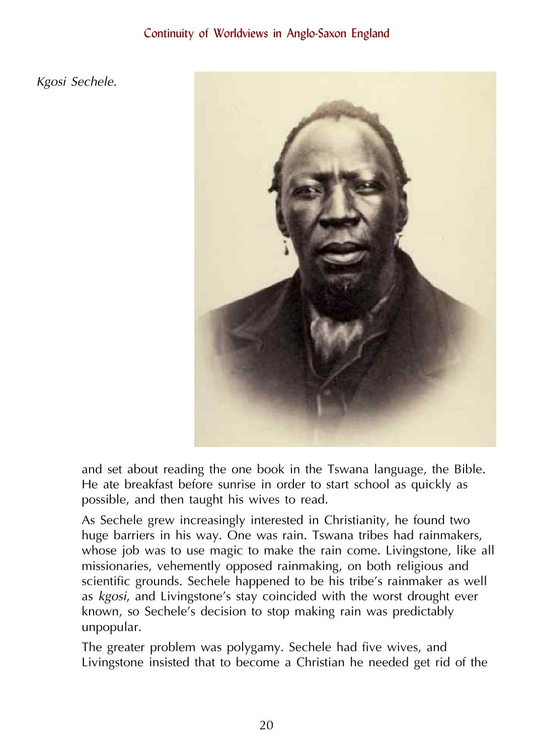*Kgosi Sechele.*

and set about reading the one book in the Tswana language, the Bible. He ate breakfast before sunrise in order to start school as quickly as possible, and then taught his wives to read.

As Sechele grew increasingly interested in Christianity, he found two huge barriers in his way. One was rain. Tswana tribes had rainmakers, whose job was to use magic to make the rain come. Livingstone, like all missionaries, vehemently opposed rainmaking, on both religious and scientific grounds. Sechele happened to be his tribe's rainmaker as well as *kgosi*, and Livingstone's stay coincided with the worst drought ever known, so Sechele's decision to stop making rain was predictably unpopular.

The greater problem was polygamy. Sechele had five wives, and Livingstone insisted that to become a Christian he needed get rid of the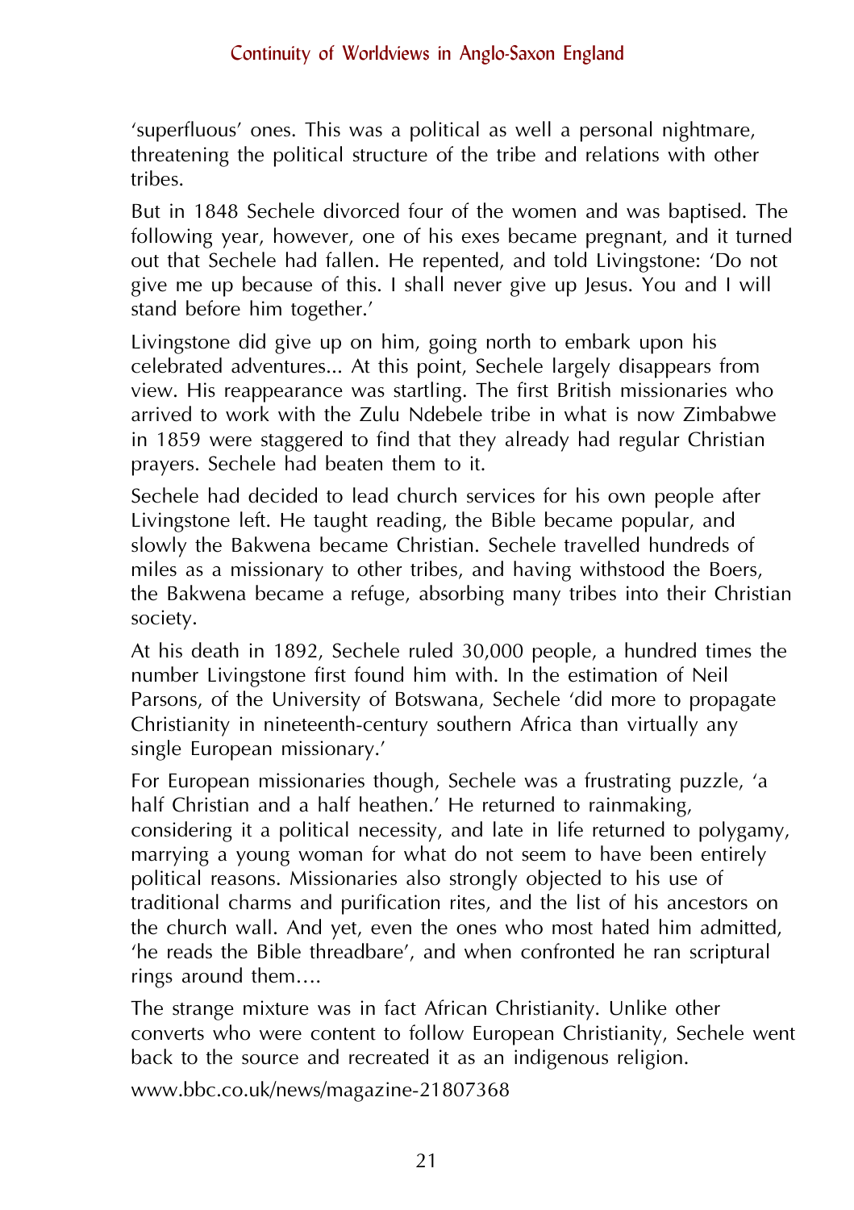'superfluous' ones. This was a political as well a personal nightmare, threatening the political structure of the tribe and relations with other tribes.

But in 1848 Sechele divorced four of the women and was baptised. The following year, however, one of his exes became pregnant, and it turned out that Sechele had fallen. He repented, and told Livingstone: 'Do not give me up because of this. I shall never give up Jesus. You and I will stand before him together.'

Livingstone did give up on him, going north to embark upon his celebrated adventures... At this point, Sechele largely disappears from view. His reappearance was startling. The first British missionaries who arrived to work with the Zulu Ndebele tribe in what is now Zimbabwe in 1859 were staggered to find that they already had regular Christian prayers. Sechele had beaten them to it.

Sechele had decided to lead church services for his own people after Livingstone left. He taught reading, the Bible became popular, and slowly the Bakwena became Christian. Sechele travelled hundreds of miles as a missionary to other tribes, and having withstood the Boers, the Bakwena became a refuge, absorbing many tribes into their Christian society.

At his death in 1892, Sechele ruled 30,000 people, a hundred times the number Livingstone first found him with. In the estimation of Neil Parsons, of the University of Botswana, Sechele 'did more to propagate Christianity in nineteenth-century southern Africa than virtually any single European missionary.'

For European missionaries though, Sechele was a frustrating puzzle, 'a half Christian and a half heathen.' He returned to rainmaking, considering it a political necessity, and late in life returned to polygamy, marrying a young woman for what do not seem to have been entirely political reasons. Missionaries also strongly objected to his use of traditional charms and purification rites, and the list of his ancestors on the church wall. And yet, even the ones who most hated him admitted, 'he reads the Bible threadbare', and when confronted he ran scriptural rings around them….

The strange mixture was in fact African Christianity. Unlike other converts who were content to follow European Christianity, Sechele went back to the source and recreated it as an indigenous religion.

www.bbc.co.uk/news/magazine-21807368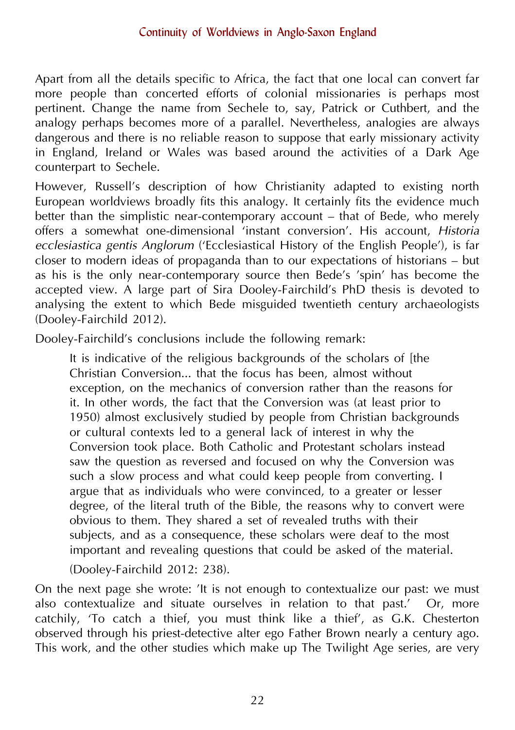Apart from all the details specific to Africa, the fact that one local can convert far more people than concerted efforts of colonial missionaries is perhaps most pertinent. Change the name from Sechele to, say, Patrick or Cuthbert, and the analogy perhaps becomes more of a parallel. Nevertheless, analogies are always dangerous and there is no reliable reason to suppose that early missionary activity in England, Ireland or Wales was based around the activities of a Dark Age counterpart to Sechele.

However, Russell's description of how Christianity adapted to existing north European worldviews broadly fits this analogy. It certainly fits the evidence much better than the simplistic near-contemporary account – that of Bede, who merely offers a somewhat one-dimensional 'instant conversion'. His account, *Historia ecclesiastica gentis Anglorum* ('Ecclesiastical History of the English People'), is far closer to modern ideas of propaganda than to our expectations of historians – but as his is the only near-contemporary source then Bede's 'spin' has become the accepted view. A large part of Sira Dooley-Fairchild's PhD thesis is devoted to analysing the extent to which Bede misguided twentieth century archaeologists (Dooley-Fairchild 2012).

Dooley-Fairchild's conclusions include the following remark:

> It is indicative of the religious backgrounds of the scholars of [the Christian Conversion... that the focus has been, almost without exception, on the mechanics of conversion rather than the reasons for it. In other words, the fact that the Conversion was (at least prior to 1950) almost exclusively studied by people from Christian backgrounds or cultural contexts led to a general lack of interest in why the Conversion took place. Both Catholic and Protestant scholars instead saw the question as reversed and focused on why the Conversion was such a slow process and what could keep people from converting. I argue that as individuals who were convinced, to a greater or lesser degree, of the literal truth of the Bible, the reasons why to convert were obvious to them. They shared a set of revealed truths with their subjects, and as a consequence, these scholars were deaf to the most important and revealing questions that could be asked of the material.
>
> (Dooley-Fairchild 2012: 238).

On the next page she wrote: 'It is not enough to contextualize our past: we must also contextualize and situate ourselves in relation to that past.' Or, more catchily, 'To catch a thief, you must think like a thief', as G.K. Chesterton observed through his priest-detective alter ego Father Brown nearly a century ago. This work, and the other studies which make up The Twilight Age series, are very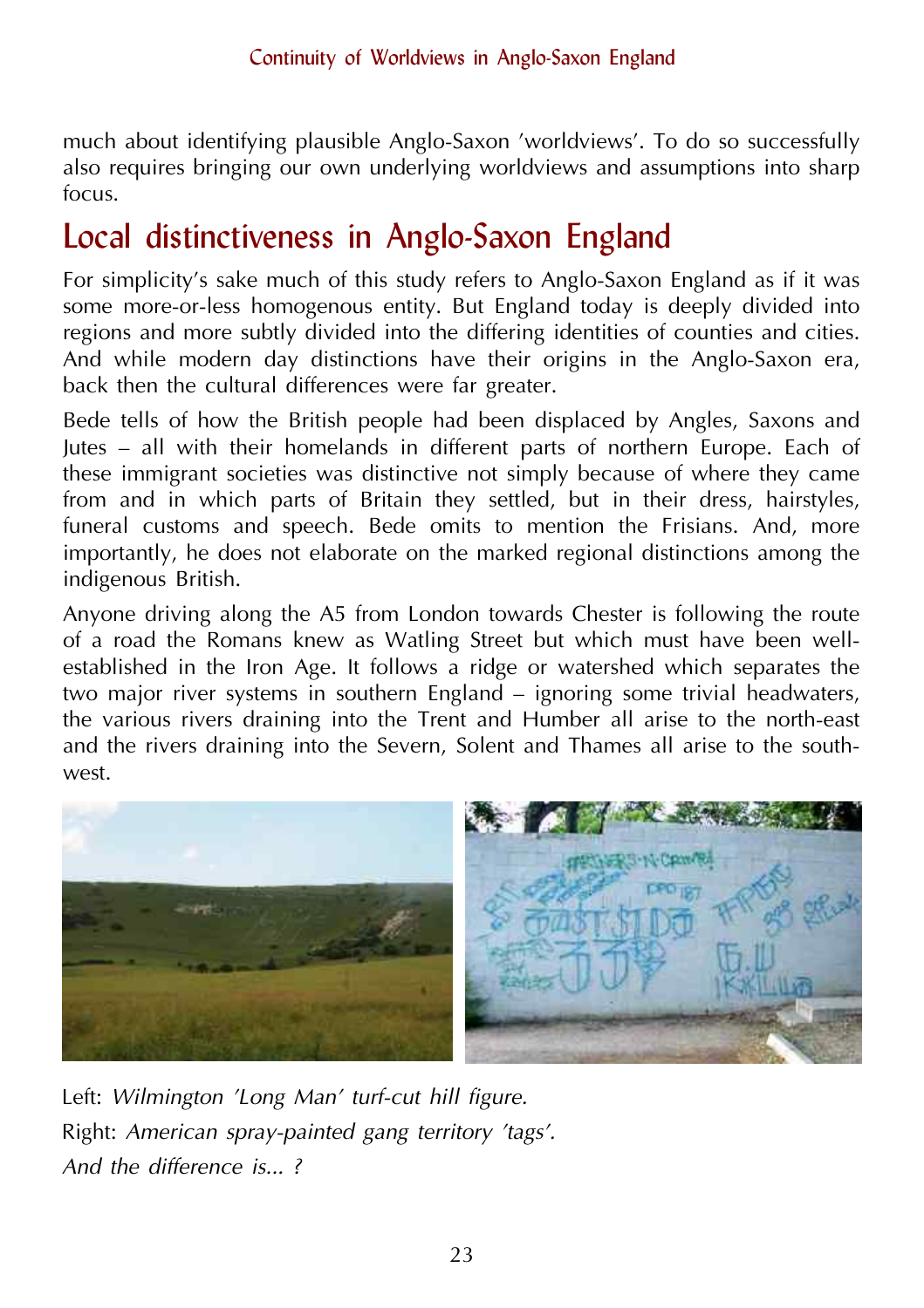much about identifying plausible Anglo-Saxon 'worldviews'. To do so successfully also requires bringing our own underlying worldviews and assumptions into sharp focus.

## Local distinctiveness in Anglo-Saxon England

For simplicity's sake much of this study refers to Anglo-Saxon England as if it was some more-or-less homogenous entity. But England today is deeply divided into regions and more subtly divided into the differing identities of counties and cities. And while modern day distinctions have their origins in the Anglo-Saxon era, back then the cultural differences were far greater.

Bede tells of how the British people had been displaced by Angles, Saxons and Jutes – all with their homelands in different parts of northern Europe. Each of these immigrant societies was distinctive not simply because of where they came from and in which parts of Britain they settled, but in their dress, hairstyles, funeral customs and speech. Bede omits to mention the Frisians. And, more importantly, he does not elaborate on the marked regional distinctions among the indigenous British.

Anyone driving along the A5 from London towards Chester is following the route of a road the Romans knew as Watling Street but which must have been well-established in the Iron Age. It follows a ridge or watershed which separates the two major river systems in southern England – ignoring some trivial headwaters, the various rivers draining into the Trent and Humber all arise to the north-east and the rivers draining into the Severn, Solent and Thames all arise to the south-west.

Left: *Wilmington 'Long Man' turf-cut hill figure.*
Right: *American spray-painted gang territory 'tags'.*
*And the difference is... ?*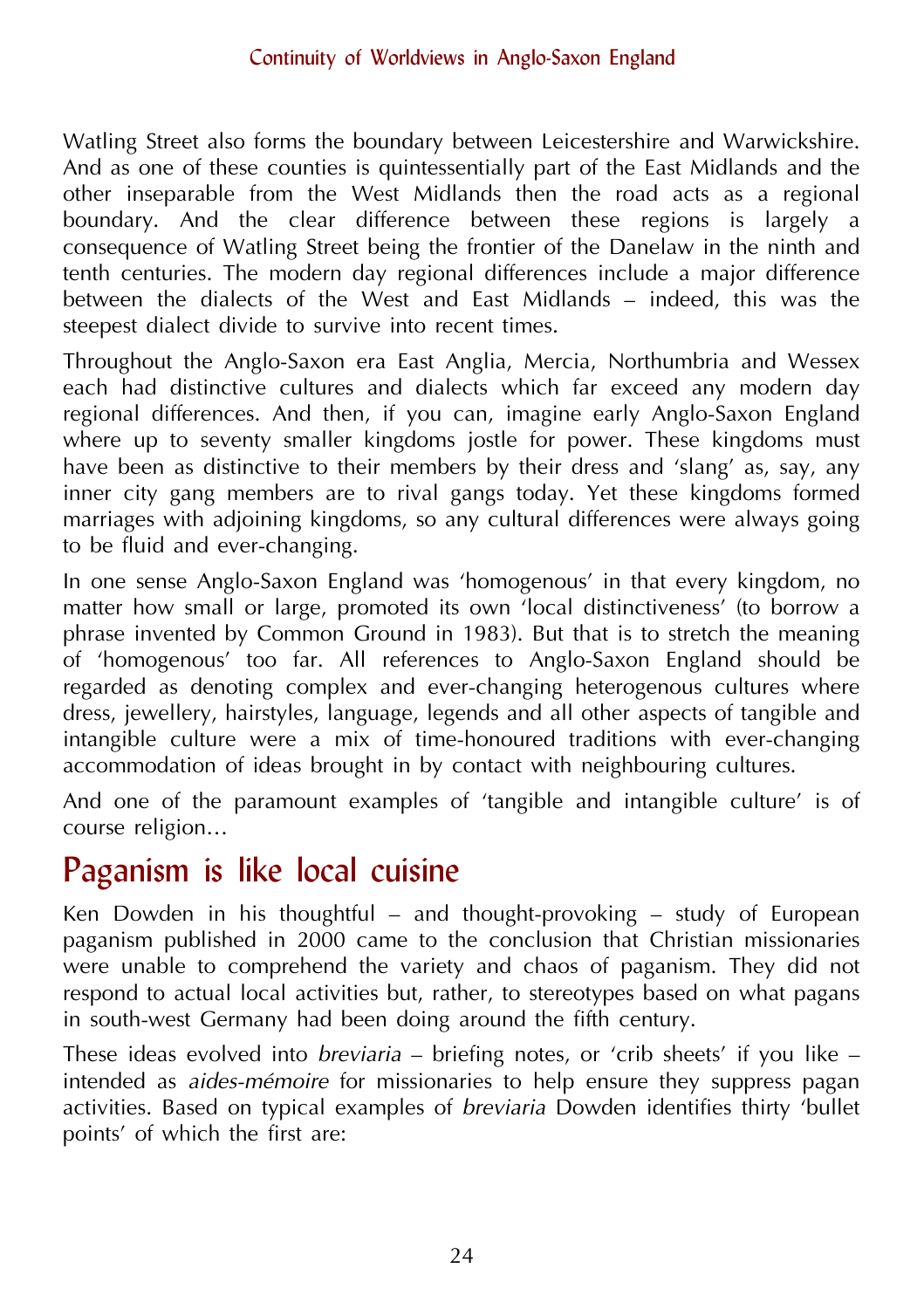Watling Street also forms the boundary between Leicestershire and Warwickshire. And as one of these counties is quintessentially part of the East Midlands and the other inseparable from the West Midlands then the road acts as a regional boundary. And the clear difference between these regions is largely a consequence of Watling Street being the frontier of the Danelaw in the ninth and tenth centuries. The modern day regional differences include a major difference between the dialects of the West and East Midlands – indeed, this was the steepest dialect divide to survive into recent times.

Throughout the Anglo-Saxon era East Anglia, Mercia, Northumbria and Wessex each had distinctive cultures and dialects which far exceed any modern day regional differences. And then, if you can, imagine early Anglo-Saxon England where up to seventy smaller kingdoms jostle for power. These kingdoms must have been as distinctive to their members by their dress and 'slang' as, say, any inner city gang members are to rival gangs today. Yet these kingdoms formed marriages with adjoining kingdoms, so any cultural differences were always going to be fluid and ever-changing.

In one sense Anglo-Saxon England was 'homogenous' in that every kingdom, no matter how small or large, promoted its own 'local distinctiveness' (to borrow a phrase invented by Common Ground in 1983). But that is to stretch the meaning of 'homogenous' too far. All references to Anglo-Saxon England should be regarded as denoting complex and ever-changing heterogenous cultures where dress, jewellery, hairstyles, language, legends and all other aspects of tangible and intangible culture were a mix of time-honoured traditions with ever-changing accommodation of ideas brought in by contact with neighbouring cultures.

And one of the paramount examples of 'tangible and intangible culture' is of course religion…

## Paganism is like local cuisine

Ken Dowden in his thoughtful – and thought-provoking – study of European paganism published in 2000 came to the conclusion that Christian missionaries were unable to comprehend the variety and chaos of paganism. They did not respond to actual local activities but, rather, to stereotypes based on what pagans in south-west Germany had been doing around the fifth century.

These ideas evolved into *breviaria* – briefing notes, or 'crib sheets' if you like – intended as *aides-mémoire* for missionaries to help ensure they suppress pagan activities. Based on typical examples of *breviaria* Dowden identifies thirty 'bullet points' of which the first are: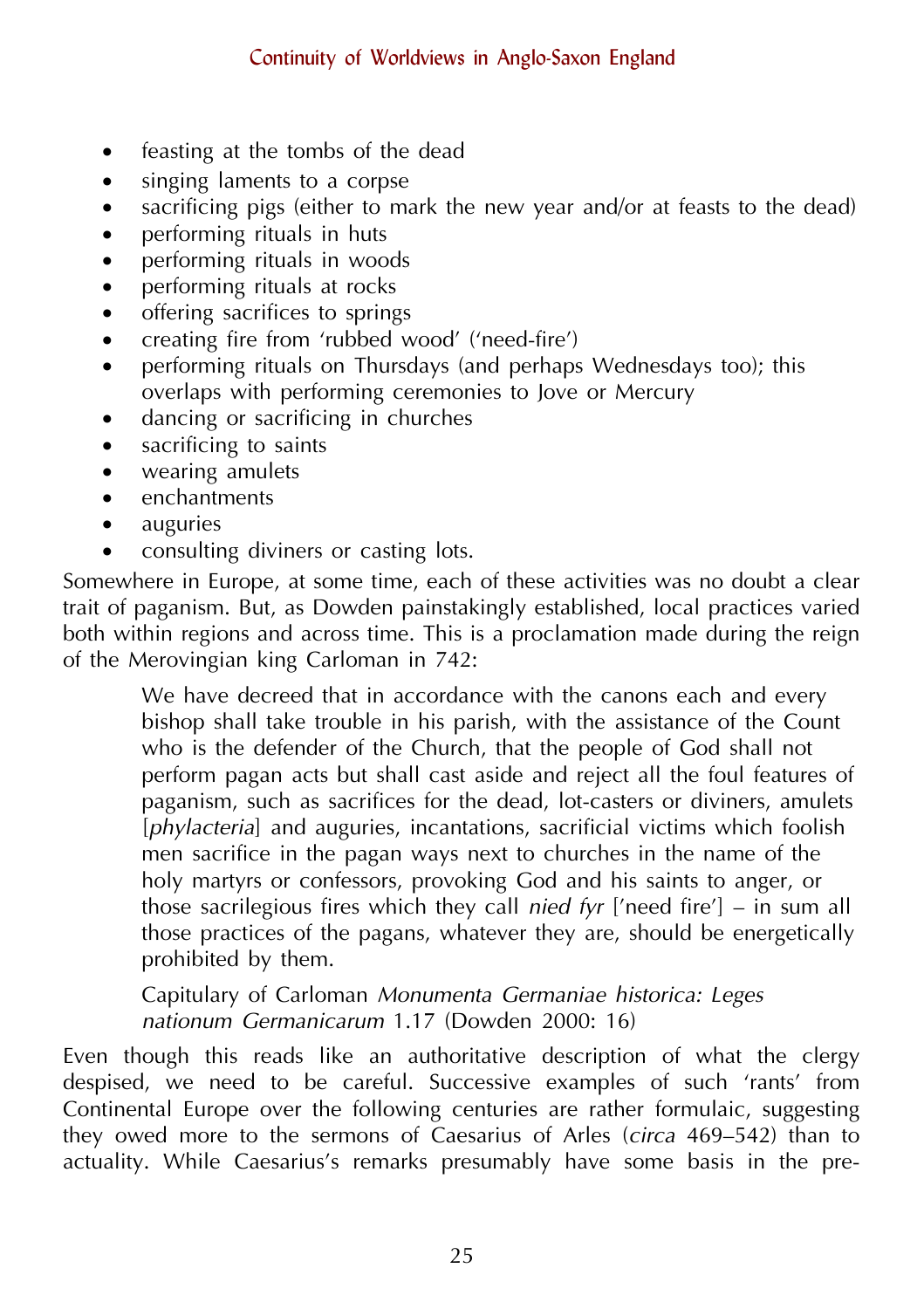- feasting at the tombs of the dead
- singing laments to a corpse
- sacrificing pigs (either to mark the new year and/or at feasts to the dead)
- performing rituals in huts
- performing rituals in woods
- performing rituals at rocks
- offering sacrifices to springs
- creating fire from 'rubbed wood' ('need-fire')
- performing rituals on Thursdays (and perhaps Wednesdays too); this overlaps with performing ceremonies to Jove or Mercury
- dancing or sacrificing in churches
- sacrificing to saints
- wearing amulets
- enchantments
- auguries
- consulting diviners or casting lots.

Somewhere in Europe, at some time, each of these activities was no doubt a clear trait of paganism. But, as Dowden painstakingly established, local practices varied both within regions and across time. This is a proclamation made during the reign of the Merovingian king Carloman in 742:

> We have decreed that in accordance with the canons each and every bishop shall take trouble in his parish, with the assistance of the Count who is the defender of the Church, that the people of God shall not perform pagan acts but shall cast aside and reject all the foul features of paganism, such as sacrifices for the dead, lot-casters or diviners, amulets [*phylacteria*] and auguries, incantations, sacrificial victims which foolish men sacrifice in the pagan ways next to churches in the name of the holy martyrs or confessors, provoking God and his saints to anger, or those sacrilegious fires which they call *nied fyr* ['need fire'] – in sum all those practices of the pagans, whatever they are, should be energetically prohibited by them.
>
> Capitulary of Carloman *Monumenta Germaniae historica: Leges nationum Germanicarum* 1.17 (Dowden 2000: 16)

Even though this reads like an authoritative description of what the clergy despised, we need to be careful. Successive examples of such 'rants' from Continental Europe over the following centuries are rather formulaic, suggesting they owed more to the sermons of Caesarius of Arles (*circa* 469–542) than to actuality. While Caesarius's remarks presumably have some basis in the pre-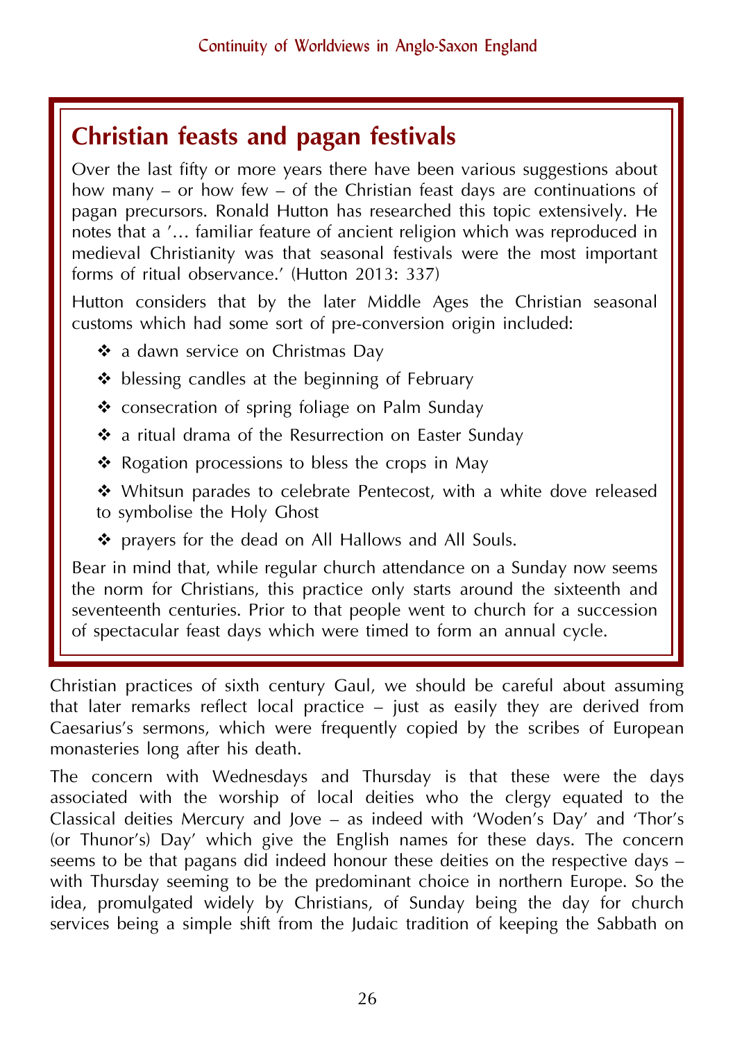## Christian feasts and pagan festivals

Over the last fifty or more years there have been various suggestions about how many – or how few – of the Christian feast days are continuations of pagan precursors. Ronald Hutton has researched this topic extensively. He notes that a '… familiar feature of ancient religion which was reproduced in medieval Christianity was that seasonal festivals were the most important forms of ritual observance.' (Hutton 2013: 337)

Hutton considers that by the later Middle Ages the Christian seasonal customs which had some sort of pre-conversion origin included:

- a dawn service on Christmas Day
- blessing candles at the beginning of February
- consecration of spring foliage on Palm Sunday
- a ritual drama of the Resurrection on Easter Sunday
- Rogation processions to bless the crops in May
- Whitsun parades to celebrate Pentecost, with a white dove released to symbolise the Holy Ghost
- prayers for the dead on All Hallows and All Souls.

Bear in mind that, while regular church attendance on a Sunday now seems the norm for Christians, this practice only starts around the sixteenth and seventeenth centuries. Prior to that people went to church for a succession of spectacular feast days which were timed to form an annual cycle.

Christian practices of sixth century Gaul, we should be careful about assuming that later remarks reflect local practice – just as easily they are derived from Caesarius's sermons, which were frequently copied by the scribes of European monasteries long after his death.

The concern with Wednesdays and Thursday is that these were the days associated with the worship of local deities who the clergy equated to the Classical deities Mercury and Jove – as indeed with 'Woden's Day' and 'Thor's (or Thunor's) Day' which give the English names for these days. The concern seems to be that pagans did indeed honour these deities on the respective days – with Thursday seeming to be the predominant choice in northern Europe. So the idea, promulgated widely by Christians, of Sunday being the day for church services being a simple shift from the Judaic tradition of keeping the Sabbath on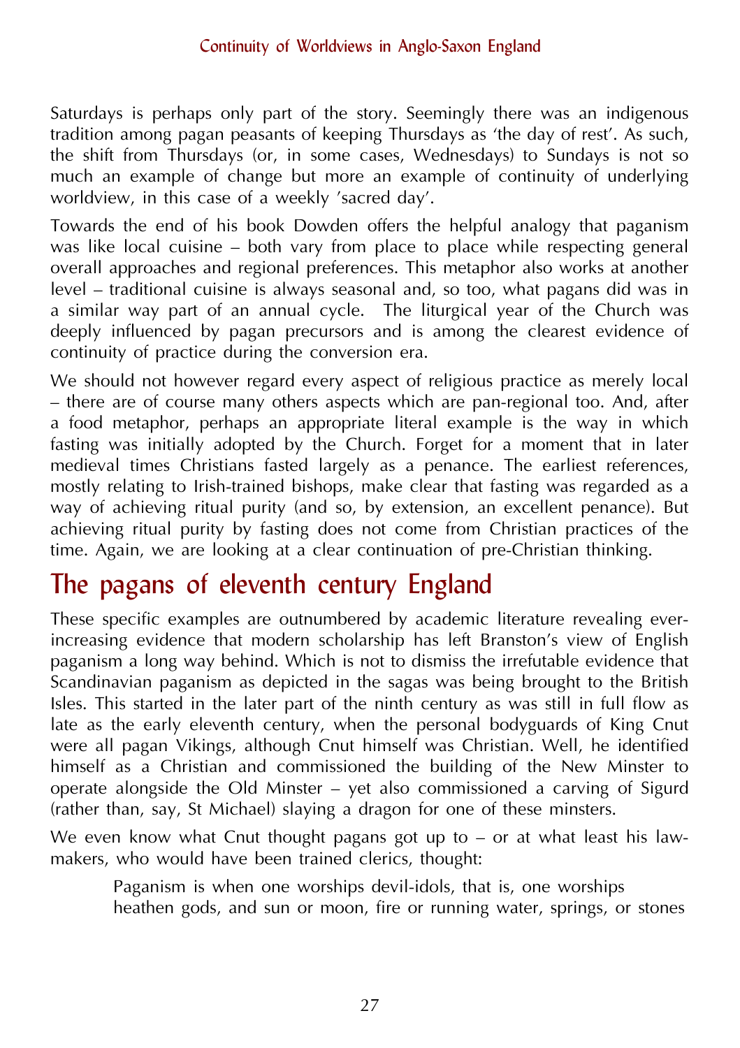Saturdays is perhaps only part of the story. Seemingly there was an indigenous tradition among pagan peasants of keeping Thursdays as 'the day of rest'. As such, the shift from Thursdays (or, in some cases, Wednesdays) to Sundays is not so much an example of change but more an example of continuity of underlying worldview, in this case of a weekly 'sacred day'.

Towards the end of his book Dowden offers the helpful analogy that paganism was like local cuisine – both vary from place to place while respecting general overall approaches and regional preferences. This metaphor also works at another level – traditional cuisine is always seasonal and, so too, what pagans did was in a similar way part of an annual cycle. The liturgical year of the Church was deeply influenced by pagan precursors and is among the clearest evidence of continuity of practice during the conversion era.

We should not however regard every aspect of religious practice as merely local – there are of course many others aspects which are pan-regional too. And, after a food metaphor, perhaps an appropriate literal example is the way in which fasting was initially adopted by the Church. Forget for a moment that in later medieval times Christians fasted largely as a penance. The earliest references, mostly relating to Irish-trained bishops, make clear that fasting was regarded as a way of achieving ritual purity (and so, by extension, an excellent penance). But achieving ritual purity by fasting does not come from Christian practices of the time. Again, we are looking at a clear continuation of pre-Christian thinking.

## The pagans of eleventh century England

These specific examples are outnumbered by academic literature revealing ever-increasing evidence that modern scholarship has left Branston's view of English paganism a long way behind. Which is not to dismiss the irrefutable evidence that Scandinavian paganism as depicted in the sagas was being brought to the British Isles. This started in the later part of the ninth century as was still in full flow as late as the early eleventh century, when the personal bodyguards of King Cnut were all pagan Vikings, although Cnut himself was Christian. Well, he identified himself as a Christian and commissioned the building of the New Minster to operate alongside the Old Minster – yet also commissioned a carving of Sigurd (rather than, say, St Michael) slaying a dragon for one of these minsters.

We even know what Cnut thought pagans got up to – or at what least his law-makers, who would have been trained clerics, thought:

> Paganism is when one worships devil-idols, that is, one worships heathen gods, and sun or moon, fire or running water, springs, or stones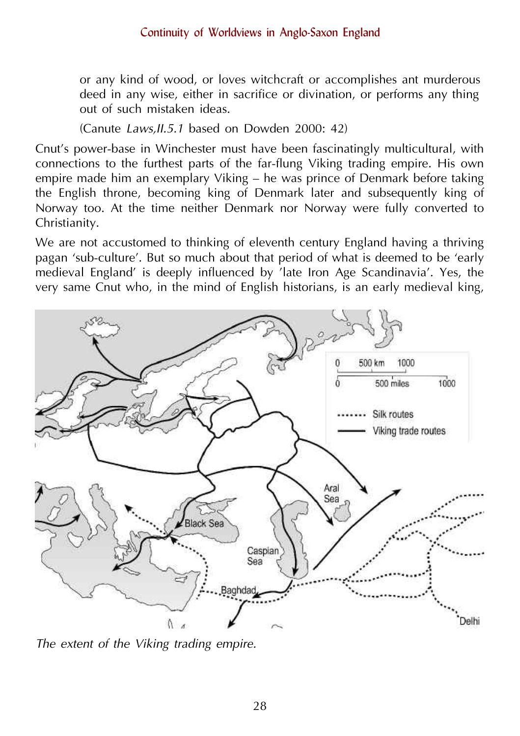or any kind of wood, or loves witchcraft or accomplishes ant murderous deed in any wise, either in sacrifice or divination, or performs any thing out of such mistaken ideas.

(Canute *Laws,II.5.1* based on Dowden 2000: 42)

Cnut's power-base in Winchester must have been fascinatingly multicultural, with connections to the furthest parts of the far-flung Viking trading empire. His own empire made him an exemplary Viking – he was prince of Denmark before taking the English throne, becoming king of Denmark later and subsequently king of Norway too. At the time neither Denmark nor Norway were fully converted to Christianity.

We are not accustomed to thinking of eleventh century England having a thriving pagan 'sub-culture'. But so much about that period of what is deemed to be 'early medieval England' is deeply influenced by 'late Iron Age Scandinavia'. Yes, the very same Cnut who, in the mind of English historians, is an early medieval king,

*The extent of the Viking trading empire.*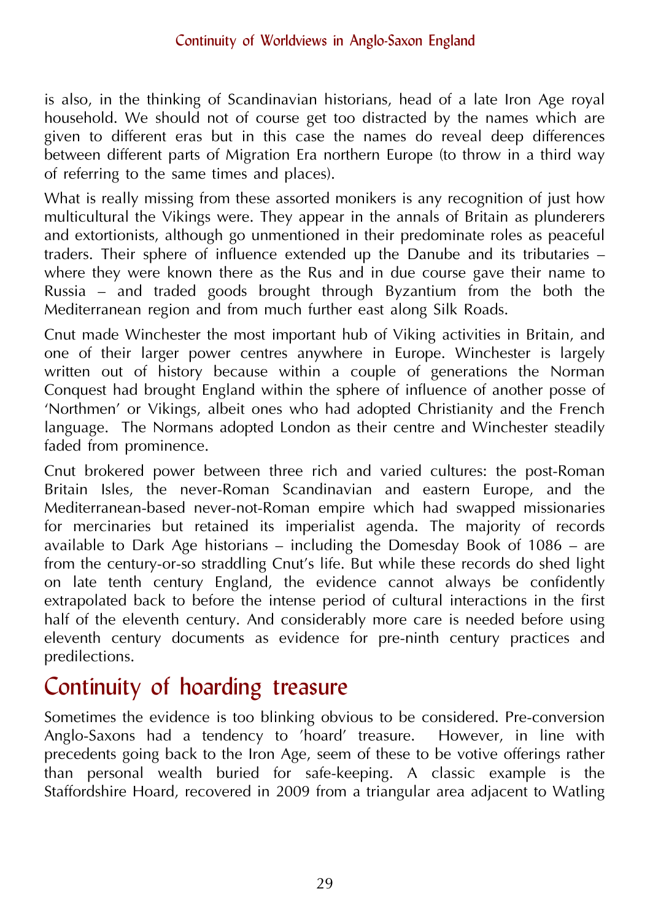is also, in the thinking of Scandinavian historians, head of a late Iron Age royal household. We should not of course get too distracted by the names which are given to different eras but in this case the names do reveal deep differences between different parts of Migration Era northern Europe (to throw in a third way of referring to the same times and places).

What is really missing from these assorted monikers is any recognition of just how multicultural the Vikings were. They appear in the annals of Britain as plunderers and extortionists, although go unmentioned in their predominate roles as peaceful traders. Their sphere of influence extended up the Danube and its tributaries – where they were known there as the Rus and in due course gave their name to Russia – and traded goods brought through Byzantium from the both the Mediterranean region and from much further east along Silk Roads.

Cnut made Winchester the most important hub of Viking activities in Britain, and one of their larger power centres anywhere in Europe. Winchester is largely written out of history because within a couple of generations the Norman Conquest had brought England within the sphere of influence of another posse of 'Northmen' or Vikings, albeit ones who had adopted Christianity and the French language. The Normans adopted London as their centre and Winchester steadily faded from prominence.

Cnut brokered power between three rich and varied cultures: the post-Roman Britain Isles, the never-Roman Scandinavian and eastern Europe, and the Mediterranean-based never-not-Roman empire which had swapped missionaries for mercinaries but retained its imperialist agenda. The majority of records available to Dark Age historians – including the Domesday Book of 1086 – are from the century-or-so straddling Cnut's life. But while these records do shed light on late tenth century England, the evidence cannot always be confidently extrapolated back to before the intense period of cultural interactions in the first half of the eleventh century. And considerably more care is needed before using eleventh century documents as evidence for pre-ninth century practices and predilections.

## Continuity of hoarding treasure

Sometimes the evidence is too blinking obvious to be considered. Pre-conversion Anglo-Saxons had a tendency to 'hoard' treasure. However, in line with precedents going back to the Iron Age, seem of these to be votive offerings rather than personal wealth buried for safe-keeping. A classic example is the Staffordshire Hoard, recovered in 2009 from a triangular area adjacent to Watling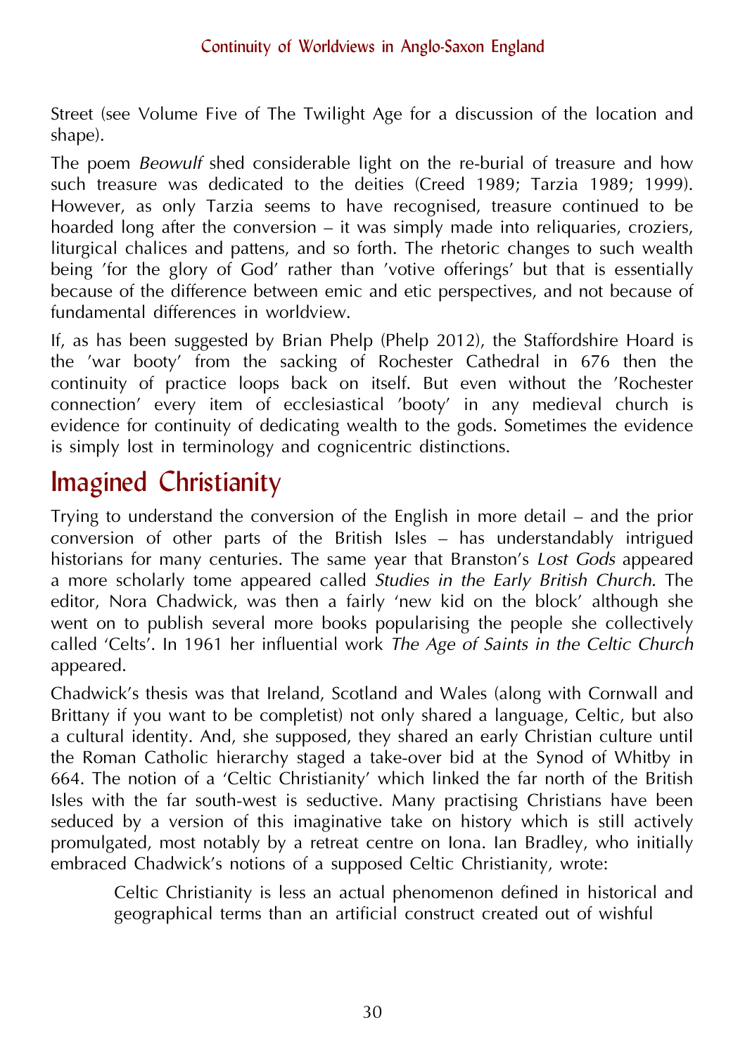Street (see Volume Five of The Twilight Age for a discussion of the location and shape).

The poem *Beowulf* shed considerable light on the re-burial of treasure and how such treasure was dedicated to the deities (Creed 1989; Tarzia 1989; 1999). However, as only Tarzia seems to have recognised, treasure continued to be hoarded long after the conversion – it was simply made into reliquaries, croziers, liturgical chalices and pattens, and so forth. The rhetoric changes to such wealth being 'for the glory of God' rather than 'votive offerings' but that is essentially because of the difference between emic and etic perspectives, and not because of fundamental differences in worldview.

If, as has been suggested by Brian Phelp (Phelp 2012), the Staffordshire Hoard is the 'war booty' from the sacking of Rochester Cathedral in 676 then the continuity of practice loops back on itself. But even without the 'Rochester connection' every item of ecclesiastical 'booty' in any medieval church is evidence for continuity of dedicating wealth to the gods. Sometimes the evidence is simply lost in terminology and cognicentric distinctions.

## Imagined Christianity

Trying to understand the conversion of the English in more detail – and the prior conversion of other parts of the British Isles – has understandably intrigued historians for many centuries. The same year that Branston's *Lost Gods* appeared a more scholarly tome appeared called *Studies in the Early British Church*. The editor, Nora Chadwick, was then a fairly 'new kid on the block' although she went on to publish several more books popularising the people she collectively called 'Celts'. In 1961 her influential work *The Age of Saints in the Celtic Church* appeared.

Chadwick's thesis was that Ireland, Scotland and Wales (along with Cornwall and Brittany if you want to be completist) not only shared a language, Celtic, but also a cultural identity. And, she supposed, they shared an early Christian culture until the Roman Catholic hierarchy staged a take-over bid at the Synod of Whitby in 664. The notion of a 'Celtic Christianity' which linked the far north of the British Isles with the far south-west is seductive. Many practising Christians have been seduced by a version of this imaginative take on history which is still actively promulgated, most notably by a retreat centre on Iona. Ian Bradley, who initially embraced Chadwick's notions of a supposed Celtic Christianity, wrote:

> Celtic Christianity is less an actual phenomenon defined in historical and geographical terms than an artificial construct created out of wishful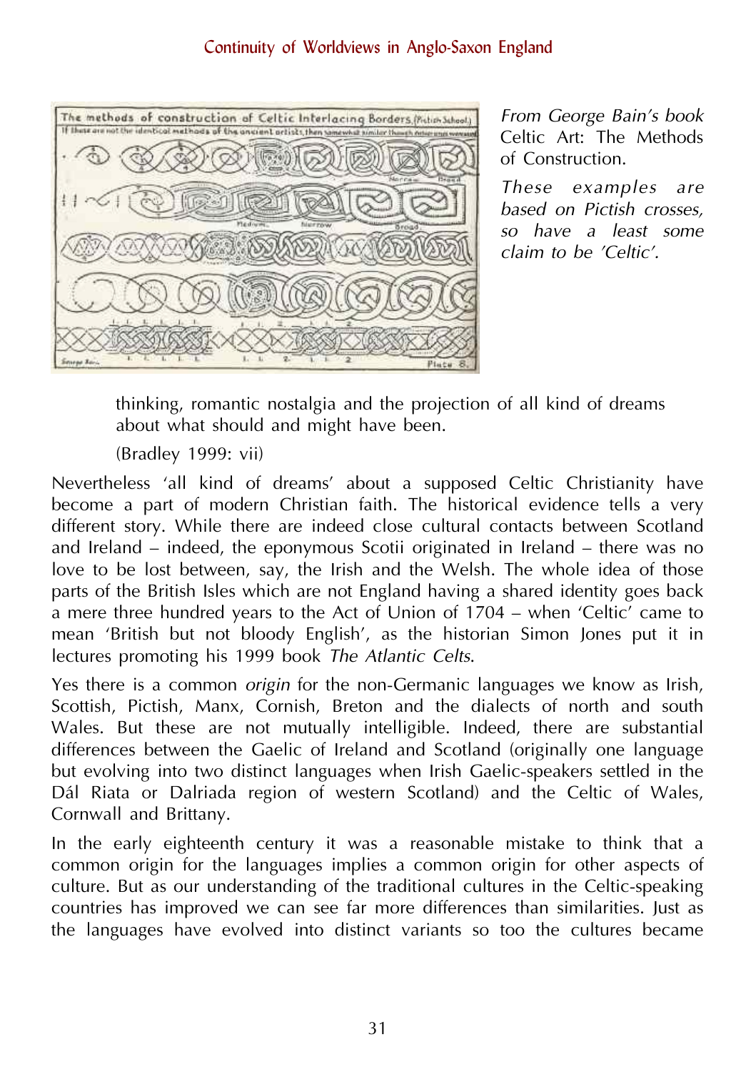*From George Bain's book* Celtic Art: The Methods of Construction.

*These examples are based on Pictish crosses, so have a least some claim to be 'Celtic'.*

> thinking, romantic nostalgia and the projection of all kind of dreams about what should and might have been.
>
> (Bradley 1999: vii)

Nevertheless 'all kind of dreams' about a supposed Celtic Christianity have become a part of modern Christian faith. The historical evidence tells a very different story. While there are indeed close cultural contacts between Scotland and Ireland – indeed, the eponymous Scotii originated in Ireland – there was no love to be lost between, say, the Irish and the Welsh. The whole idea of those parts of the British Isles which are not England having a shared identity goes back a mere three hundred years to the Act of Union of 1704 – when 'Celtic' came to mean 'British but not bloody English', as the historian Simon Jones put it in lectures promoting his 1999 book *The Atlantic Celts*.

Yes there is a common *origin* for the non-Germanic languages we know as Irish, Scottish, Pictish, Manx, Cornish, Breton and the dialects of north and south Wales. But these are not mutually intelligible. Indeed, there are substantial differences between the Gaelic of Ireland and Scotland (originally one language but evolving into two distinct languages when Irish Gaelic-speakers settled in the Dál Riata or Dalriada region of western Scotland) and the Celtic of Wales, Cornwall and Brittany.

In the early eighteenth century it was a reasonable mistake to think that a common origin for the languages implies a common origin for other aspects of culture. But as our understanding of the traditional cultures in the Celtic-speaking countries has improved we can see far more differences than similarities. Just as the languages have evolved into distinct variants so too the cultures became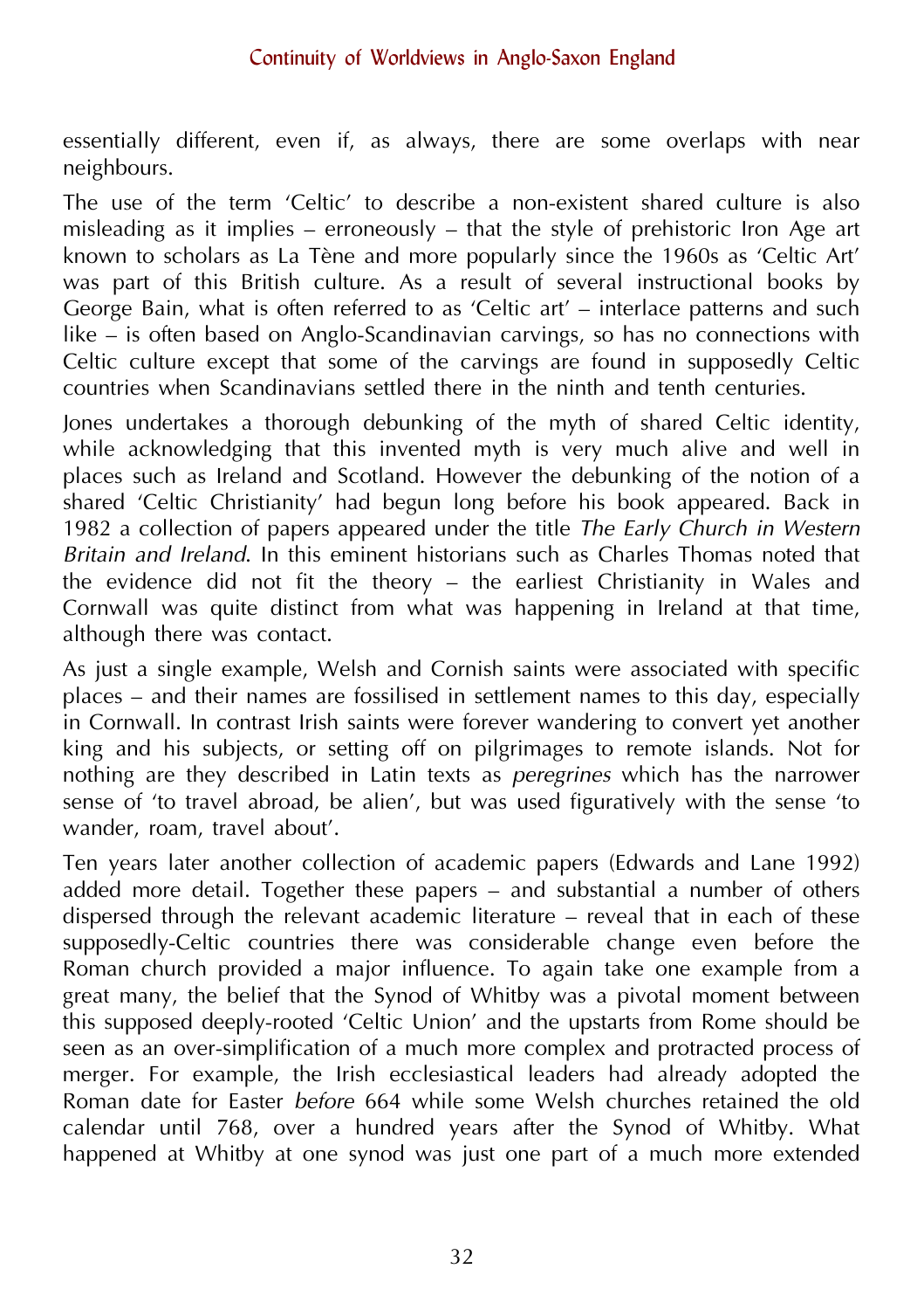essentially different, even if, as always, there are some overlaps with near neighbours.

The use of the term 'Celtic' to describe a non-existent shared culture is also misleading as it implies – erroneously – that the style of prehistoric Iron Age art known to scholars as La Tène and more popularly since the 1960s as 'Celtic Art' was part of this British culture. As a result of several instructional books by George Bain, what is often referred to as 'Celtic art' – interlace patterns and such like – is often based on Anglo-Scandinavian carvings, so has no connections with Celtic culture except that some of the carvings are found in supposedly Celtic countries when Scandinavians settled there in the ninth and tenth centuries.

Jones undertakes a thorough debunking of the myth of shared Celtic identity, while acknowledging that this invented myth is very much alive and well in places such as Ireland and Scotland. However the debunking of the notion of a shared 'Celtic Christianity' had begun long before his book appeared. Back in 1982 a collection of papers appeared under the title *The Early Church in Western Britain and Ireland*. In this eminent historians such as Charles Thomas noted that the evidence did not fit the theory – the earliest Christianity in Wales and Cornwall was quite distinct from what was happening in Ireland at that time, although there was contact.

As just a single example, Welsh and Cornish saints were associated with specific places – and their names are fossilised in settlement names to this day, especially in Cornwall. In contrast Irish saints were forever wandering to convert yet another king and his subjects, or setting off on pilgrimages to remote islands. Not for nothing are they described in Latin texts as *peregrines* which has the narrower sense of 'to travel abroad, be alien', but was used figuratively with the sense 'to wander, roam, travel about'.

Ten years later another collection of academic papers (Edwards and Lane 1992) added more detail. Together these papers – and substantial a number of others dispersed through the relevant academic literature – reveal that in each of these supposedly-Celtic countries there was considerable change even before the Roman church provided a major influence. To again take one example from a great many, the belief that the Synod of Whitby was a pivotal moment between this supposed deeply-rooted 'Celtic Union' and the upstarts from Rome should be seen as an over-simplification of a much more complex and protracted process of merger. For example, the Irish ecclesiastical leaders had already adopted the Roman date for Easter *before* 664 while some Welsh churches retained the old calendar until 768, over a hundred years after the Synod of Whitby. What happened at Whitby at one synod was just one part of a much more extended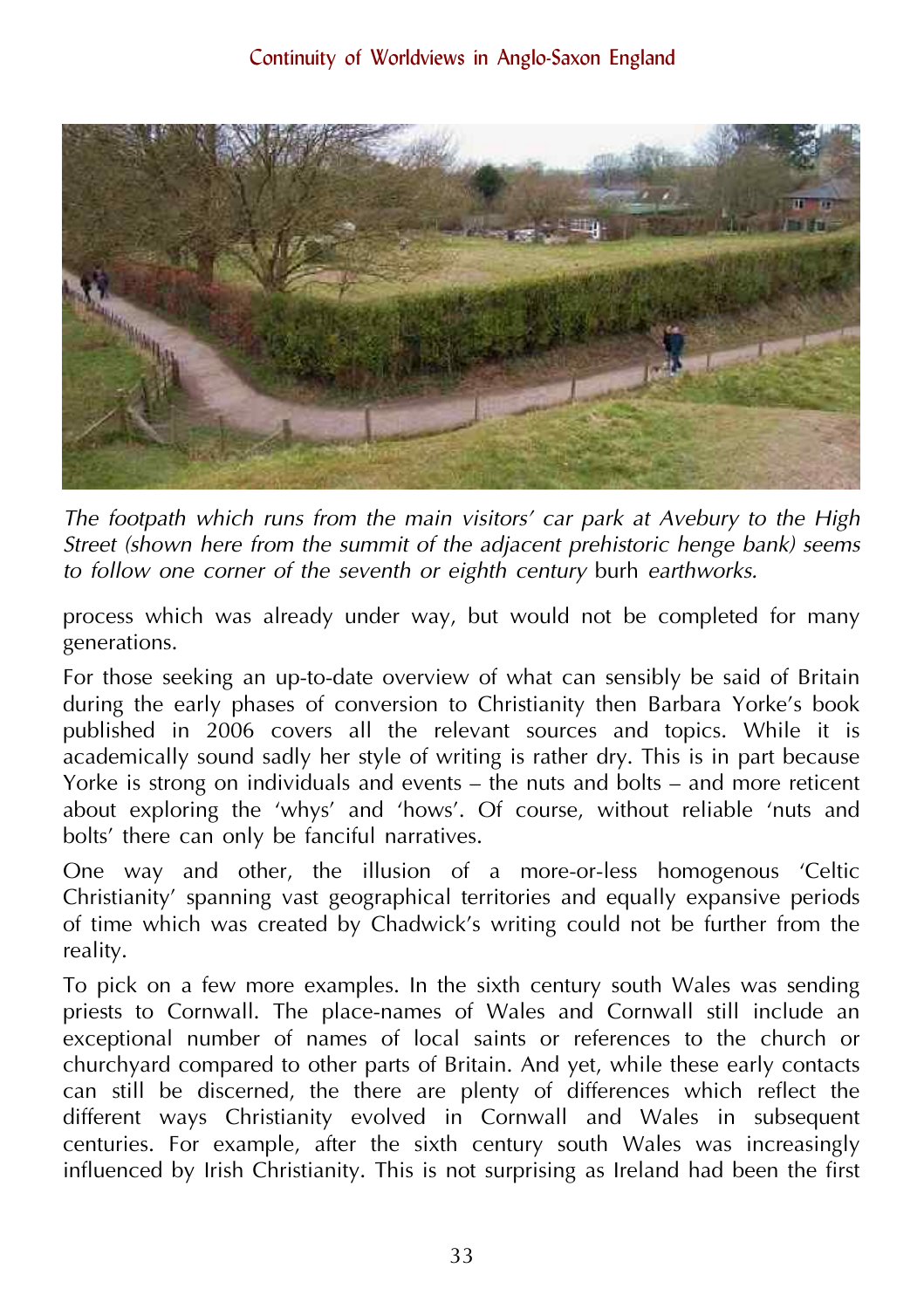*The footpath which runs from the main visitors' car park at Avebury to the High Street (shown here from the summit of the adjacent prehistoric henge bank) seems to follow one corner of the seventh or eighth century* burh *earthworks.*

process which was already under way, but would not be completed for many generations.

For those seeking an up-to-date overview of what can sensibly be said of Britain during the early phases of conversion to Christianity then Barbara Yorke's book published in 2006 covers all the relevant sources and topics. While it is academically sound sadly her style of writing is rather dry. This is in part because Yorke is strong on individuals and events – the nuts and bolts – and more reticent about exploring the 'whys' and 'hows'. Of course, without reliable 'nuts and bolts' there can only be fanciful narratives.

One way and other, the illusion of a more-or-less homogenous 'Celtic Christianity' spanning vast geographical territories and equally expansive periods of time which was created by Chadwick's writing could not be further from the reality.

To pick on a few more examples. In the sixth century south Wales was sending priests to Cornwall. The place-names of Wales and Cornwall still include an exceptional number of names of local saints or references to the church or churchyard compared to other parts of Britain. And yet, while these early contacts can still be discerned, the there are plenty of differences which reflect the different ways Christianity evolved in Cornwall and Wales in subsequent centuries. For example, after the sixth century south Wales was increasingly influenced by Irish Christianity. This is not surprising as Ireland had been the first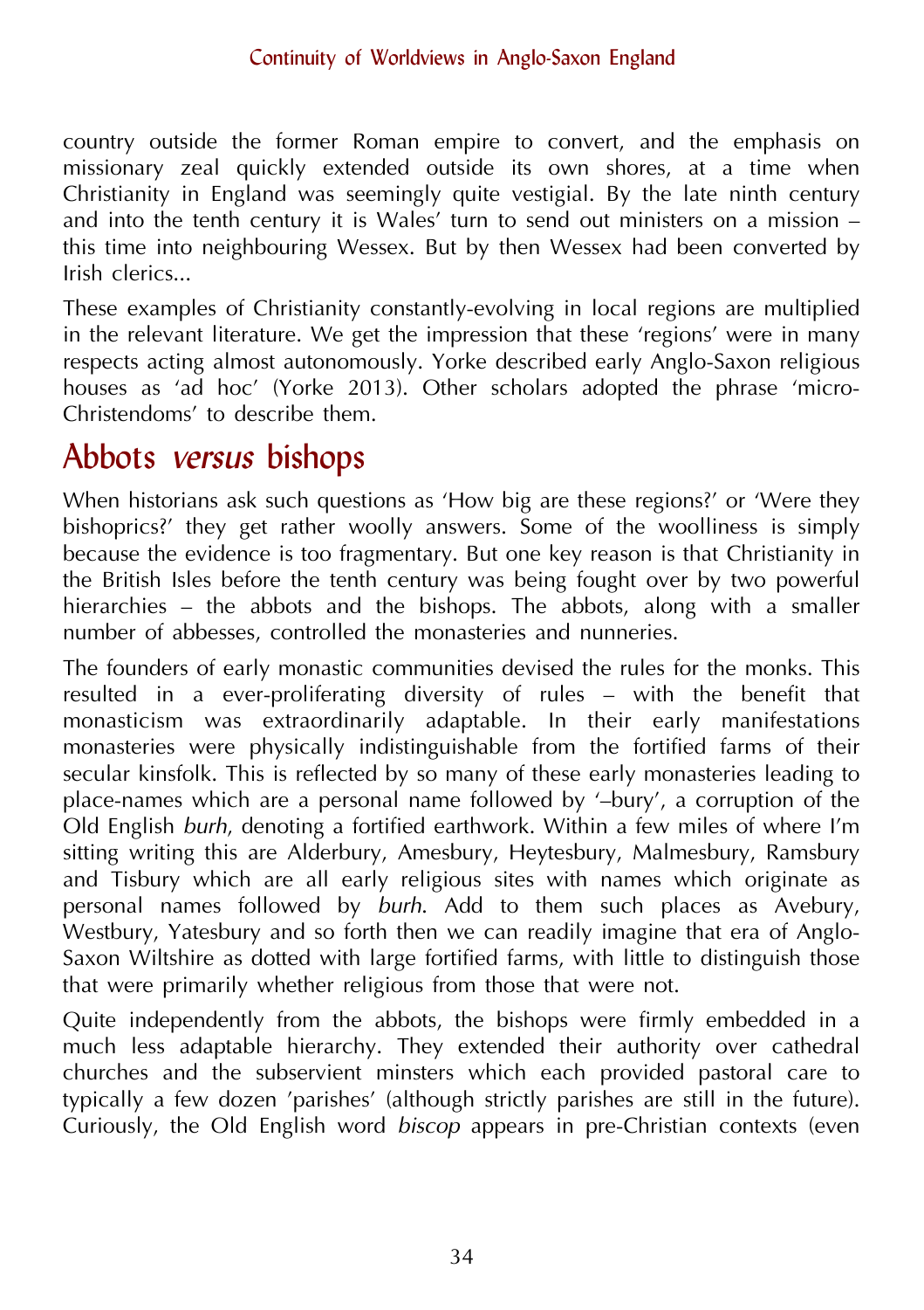country outside the former Roman empire to convert, and the emphasis on missionary zeal quickly extended outside its own shores, at a time when Christianity in England was seemingly quite vestigial. By the late ninth century and into the tenth century it is Wales' turn to send out ministers on a mission – this time into neighbouring Wessex. But by then Wessex had been converted by Irish clerics...

These examples of Christianity constantly-evolving in local regions are multiplied in the relevant literature. We get the impression that these 'regions' were in many respects acting almost autonomously. Yorke described early Anglo-Saxon religious houses as 'ad hoc' (Yorke 2013). Other scholars adopted the phrase 'micro-Christendoms' to describe them.

## Abbots *versus* bishops

When historians ask such questions as 'How big are these regions?' or 'Were they bishoprics?' they get rather woolly answers. Some of the woolliness is simply because the evidence is too fragmentary. But one key reason is that Christianity in the British Isles before the tenth century was being fought over by two powerful hierarchies – the abbots and the bishops. The abbots, along with a smaller number of abbesses, controlled the monasteries and nunneries.

The founders of early monastic communities devised the rules for the monks. This resulted in a ever-proliferating diversity of rules – with the benefit that monasticism was extraordinarily adaptable. In their early manifestations monasteries were physically indistinguishable from the fortified farms of their secular kinsfolk. This is reflected by so many of these early monasteries leading to place-names which are a personal name followed by '–bury', a corruption of the Old English *burh*, denoting a fortified earthwork. Within a few miles of where I'm sitting writing this are Alderbury, Amesbury, Heytesbury, Malmesbury, Ramsbury and Tisbury which are all early religious sites with names which originate as personal names followed by *burh*. Add to them such places as Avebury, Westbury, Yatesbury and so forth then we can readily imagine that era of Anglo-Saxon Wiltshire as dotted with large fortified farms, with little to distinguish those that were primarily whether religious from those that were not.

Quite independently from the abbots, the bishops were firmly embedded in a much less adaptable hierarchy. They extended their authority over cathedral churches and the subservient minsters which each provided pastoral care to typically a few dozen 'parishes' (although strictly parishes are still in the future). Curiously, the Old English word *biscop* appears in pre-Christian contexts (even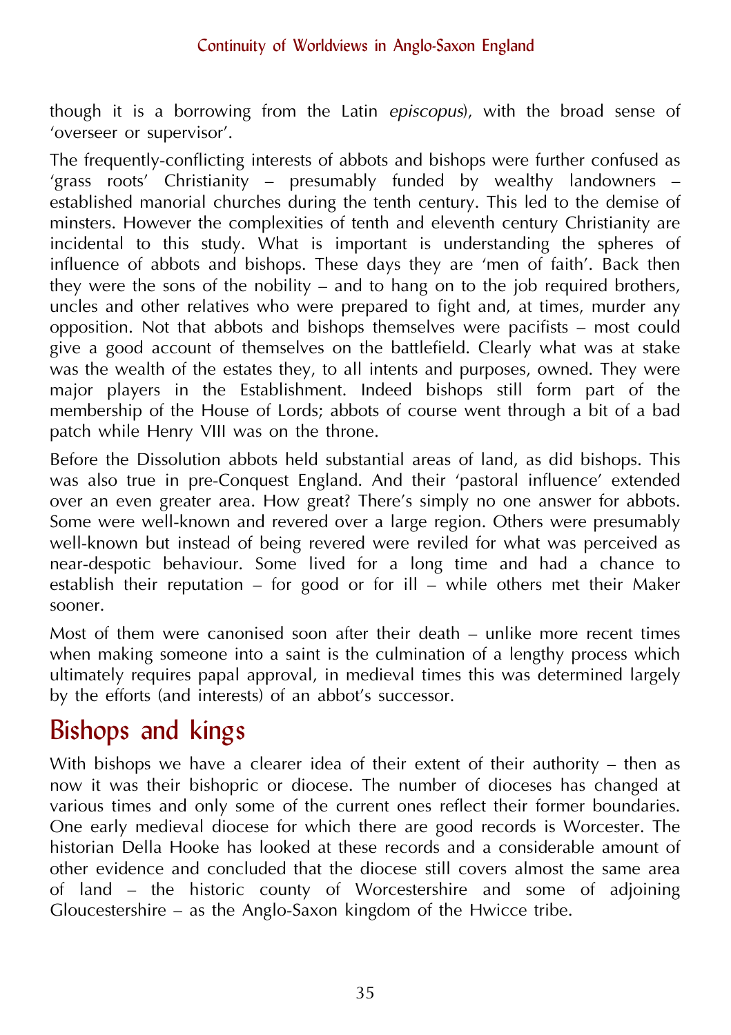though it is a borrowing from the Latin *episcopus*), with the broad sense of 'overseer or supervisor'.

The frequently-conflicting interests of abbots and bishops were further confused as 'grass roots' Christianity – presumably funded by wealthy landowners – established manorial churches during the tenth century. This led to the demise of minsters. However the complexities of tenth and eleventh century Christianity are incidental to this study. What is important is understanding the spheres of influence of abbots and bishops. These days they are 'men of faith'. Back then they were the sons of the nobility – and to hang on to the job required brothers, uncles and other relatives who were prepared to fight and, at times, murder any opposition. Not that abbots and bishops themselves were pacifists – most could give a good account of themselves on the battlefield. Clearly what was at stake was the wealth of the estates they, to all intents and purposes, owned. They were major players in the Establishment. Indeed bishops still form part of the membership of the House of Lords; abbots of course went through a bit of a bad patch while Henry VIII was on the throne.

Before the Dissolution abbots held substantial areas of land, as did bishops. This was also true in pre-Conquest England. And their 'pastoral influence' extended over an even greater area. How great? There's simply no one answer for abbots. Some were well-known and revered over a large region. Others were presumably well-known but instead of being revered were reviled for what was perceived as near-despotic behaviour. Some lived for a long time and had a chance to establish their reputation – for good or for ill – while others met their Maker sooner.

Most of them were canonised soon after their death – unlike more recent times when making someone into a saint is the culmination of a lengthy process which ultimately requires papal approval, in medieval times this was determined largely by the efforts (and interests) of an abbot's successor.

## Bishops and kings

With bishops we have a clearer idea of their extent of their authority – then as now it was their bishopric or diocese. The number of dioceses has changed at various times and only some of the current ones reflect their former boundaries. One early medieval diocese for which there are good records is Worcester. The historian Della Hooke has looked at these records and a considerable amount of other evidence and concluded that the diocese still covers almost the same area of land – the historic county of Worcestershire and some of adjoining Gloucestershire – as the Anglo-Saxon kingdom of the Hwicce tribe.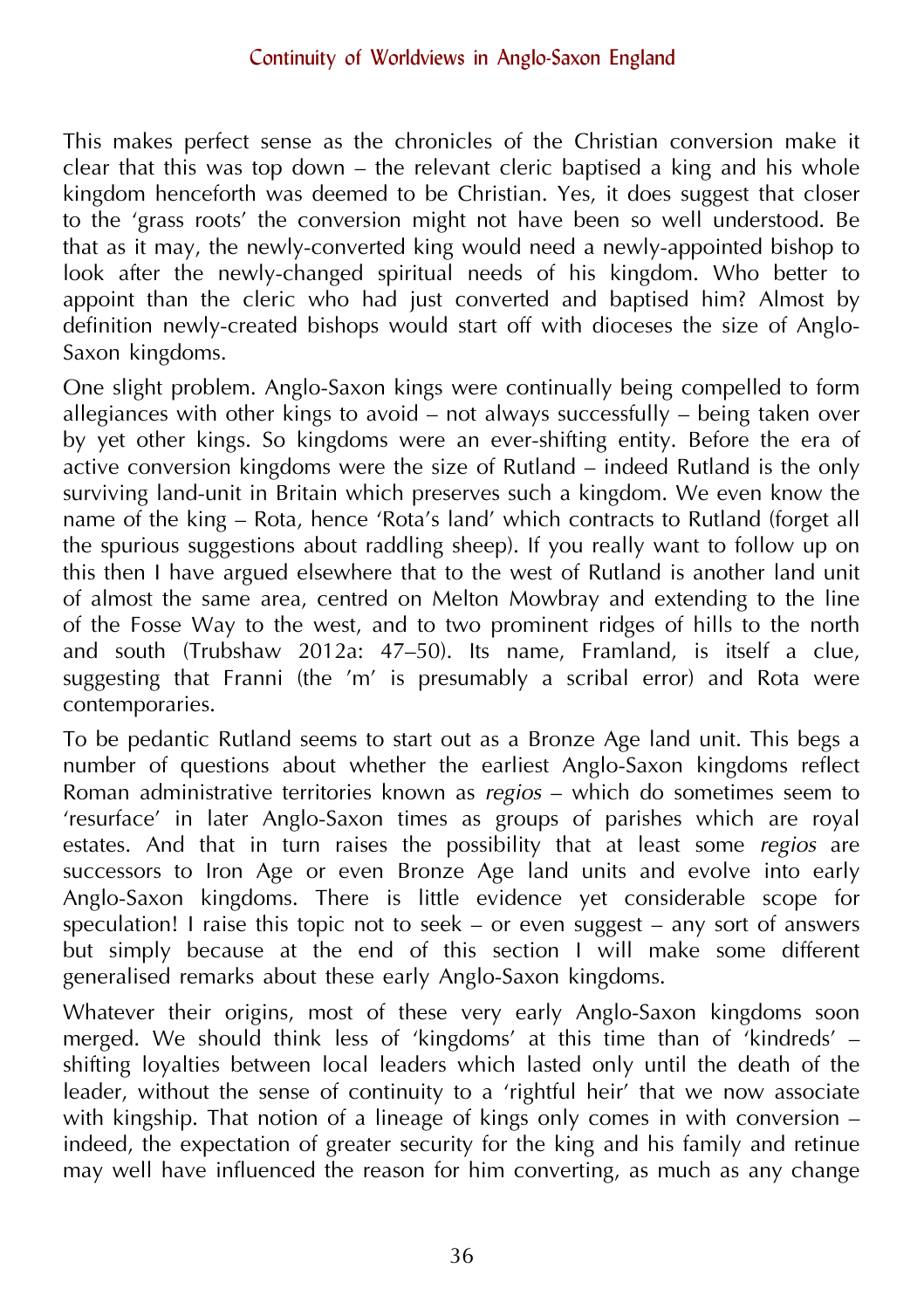This makes perfect sense as the chronicles of the Christian conversion make it clear that this was top down – the relevant cleric baptised a king and his whole kingdom henceforth was deemed to be Christian. Yes, it does suggest that closer to the 'grass roots' the conversion might not have been so well understood. Be that as it may, the newly-converted king would need a newly-appointed bishop to look after the newly-changed spiritual needs of his kingdom. Who better to appoint than the cleric who had just converted and baptised him? Almost by definition newly-created bishops would start off with dioceses the size of Anglo-Saxon kingdoms.

One slight problem. Anglo-Saxon kings were continually being compelled to form allegiances with other kings to avoid – not always successfully – being taken over by yet other kings. So kingdoms were an ever-shifting entity. Before the era of active conversion kingdoms were the size of Rutland – indeed Rutland is the only surviving land-unit in Britain which preserves such a kingdom. We even know the name of the king – Rota, hence 'Rota's land' which contracts to Rutland (forget all the spurious suggestions about raddling sheep). If you really want to follow up on this then I have argued elsewhere that to the west of Rutland is another land unit of almost the same area, centred on Melton Mowbray and extending to the line of the Fosse Way to the west, and to two prominent ridges of hills to the north and south (Trubshaw 2012a: 47–50). Its name, Framland, is itself a clue, suggesting that Franni (the 'm' is presumably a scribal error) and Rota were contemporaries.

To be pedantic Rutland seems to start out as a Bronze Age land unit. This begs a number of questions about whether the earliest Anglo-Saxon kingdoms reflect Roman administrative territories known as *regios* – which do sometimes seem to 'resurface' in later Anglo-Saxon times as groups of parishes which are royal estates. And that in turn raises the possibility that at least some *regios* are successors to Iron Age or even Bronze Age land units and evolve into early Anglo-Saxon kingdoms. There is little evidence yet considerable scope for speculation! I raise this topic not to seek – or even suggest – any sort of answers but simply because at the end of this section I will make some different generalised remarks about these early Anglo-Saxon kingdoms.

Whatever their origins, most of these very early Anglo-Saxon kingdoms soon merged. We should think less of 'kingdoms' at this time than of 'kindreds' – shifting loyalties between local leaders which lasted only until the death of the leader, without the sense of continuity to a 'rightful heir' that we now associate with kingship. That notion of a lineage of kings only comes in with conversion – indeed, the expectation of greater security for the king and his family and retinue may well have influenced the reason for him converting, as much as any change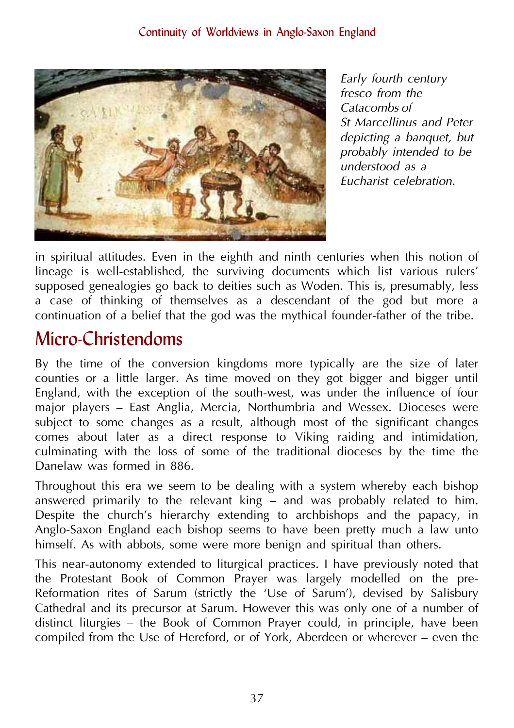*Early fourth century fresco from the Catacombs of St Marcellinus and Peter depicting a banquet, but probably intended to be understood as a Eucharist celebration.*

in spiritual attitudes. Even in the eighth and ninth centuries when this notion of lineage is well-established, the surviving documents which list various rulers' supposed genealogies go back to deities such as Woden. This is, presumably, less a case of thinking of themselves as a descendant of the god but more a continuation of a belief that the god was the mythical founder-father of the tribe.

## Micro-Christendoms

By the time of the conversion kingdoms more typically are the size of later counties or a little larger. As time moved on they got bigger and bigger until England, with the exception of the south-west, was under the influence of four major players – East Anglia, Mercia, Northumbria and Wessex. Dioceses were subject to some changes as a result, although most of the significant changes comes about later as a direct response to Viking raiding and intimidation, culminating with the loss of some of the traditional dioceses by the time the Danelaw was formed in 886.

Throughout this era we seem to be dealing with a system whereby each bishop answered primarily to the relevant king – and was probably related to him. Despite the church's hierarchy extending to archbishops and the papacy, in Anglo-Saxon England each bishop seems to have been pretty much a law unto himself. As with abbots, some were more benign and spiritual than others.

This near-autonomy extended to liturgical practices. I have previously noted that the Protestant Book of Common Prayer was largely modelled on the pre-Reformation rites of Sarum (strictly the 'Use of Sarum'), devised by Salisbury Cathedral and its precursor at Sarum. However this was only one of a number of distinct liturgies – the Book of Common Prayer could, in principle, have been compiled from the Use of Hereford, or of York, Aberdeen or wherever – even the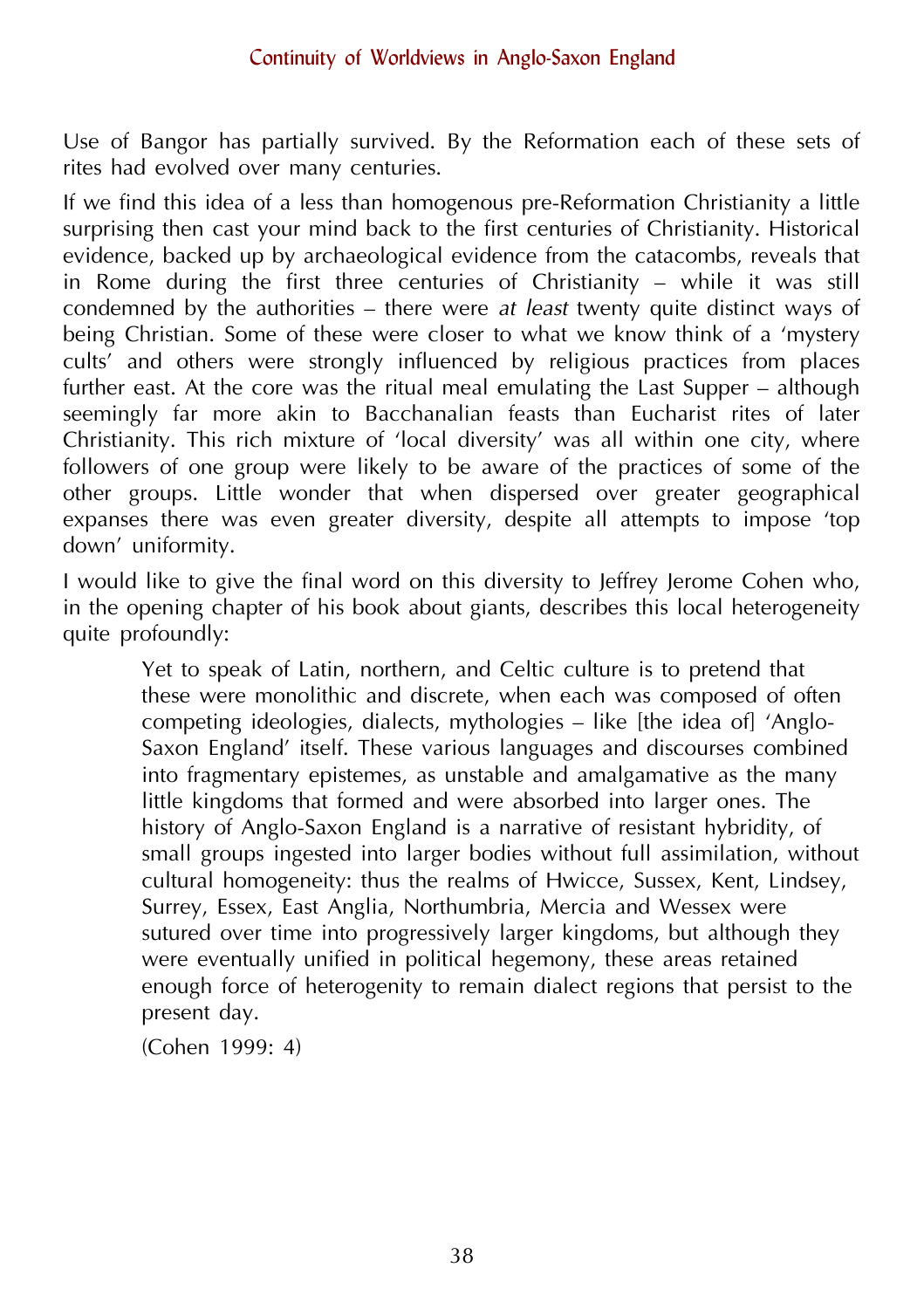Use of Bangor has partially survived. By the Reformation each of these sets of rites had evolved over many centuries.

If we find this idea of a less than homogenous pre-Reformation Christianity a little surprising then cast your mind back to the first centuries of Christianity. Historical evidence, backed up by archaeological evidence from the catacombs, reveals that in Rome during the first three centuries of Christianity – while it was still condemned by the authorities – there were *at least* twenty quite distinct ways of being Christian. Some of these were closer to what we know think of a 'mystery cults' and others were strongly influenced by religious practices from places further east. At the core was the ritual meal emulating the Last Supper – although seemingly far more akin to Bacchanalian feasts than Eucharist rites of later Christianity. This rich mixture of 'local diversity' was all within one city, where followers of one group were likely to be aware of the practices of some of the other groups. Little wonder that when dispersed over greater geographical expanses there was even greater diversity, despite all attempts to impose 'top down' uniformity.

I would like to give the final word on this diversity to Jeffrey Jerome Cohen who, in the opening chapter of his book about giants, describes this local heterogeneity quite profoundly:

> Yet to speak of Latin, northern, and Celtic culture is to pretend that these were monolithic and discrete, when each was composed of often competing ideologies, dialects, mythologies – like [the idea of] 'Anglo-Saxon England' itself. These various languages and discourses combined into fragmentary epistemes, as unstable and amalgamative as the many little kingdoms that formed and were absorbed into larger ones. The history of Anglo-Saxon England is a narrative of resistant hybridity, of small groups ingested into larger bodies without full assimilation, without cultural homogeneity: thus the realms of Hwicce, Sussex, Kent, Lindsey, Surrey, Essex, East Anglia, Northumbria, Mercia and Wessex were sutured over time into progressively larger kingdoms, but although they were eventually unified in political hegemony, these areas retained enough force of heterogenity to remain dialect regions that persist to the present day.
>
> (Cohen 1999: 4)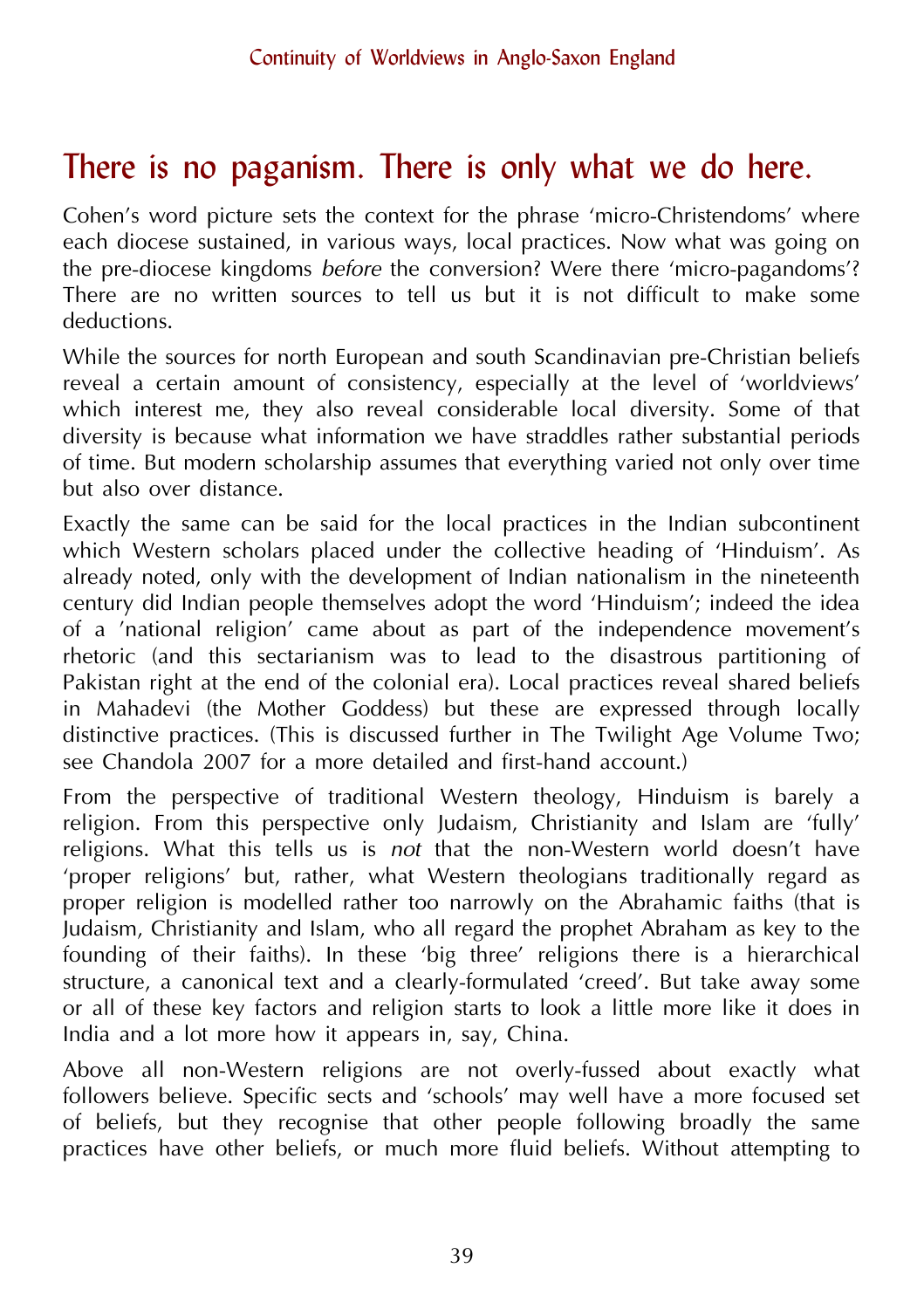## There is no paganism. There is only what we do here.

Cohen's word picture sets the context for the phrase 'micro-Christendoms' where each diocese sustained, in various ways, local practices. Now what was going on the pre-diocese kingdoms *before* the conversion? Were there 'micro-pagandoms'? There are no written sources to tell us but it is not difficult to make some deductions.

While the sources for north European and south Scandinavian pre-Christian beliefs reveal a certain amount of consistency, especially at the level of 'worldviews' which interest me, they also reveal considerable local diversity. Some of that diversity is because what information we have straddles rather substantial periods of time. But modern scholarship assumes that everything varied not only over time but also over distance.

Exactly the same can be said for the local practices in the Indian subcontinent which Western scholars placed under the collective heading of 'Hinduism'. As already noted, only with the development of Indian nationalism in the nineteenth century did Indian people themselves adopt the word 'Hinduism'; indeed the idea of a 'national religion' came about as part of the independence movement's rhetoric (and this sectarianism was to lead to the disastrous partitioning of Pakistan right at the end of the colonial era). Local practices reveal shared beliefs in Mahadevi (the Mother Goddess) but these are expressed through locally distinctive practices. (This is discussed further in The Twilight Age Volume Two; see Chandola 2007 for a more detailed and first-hand account.)

From the perspective of traditional Western theology, Hinduism is barely a religion. From this perspective only Judaism, Christianity and Islam are 'fully' religions. What this tells us is *not* that the non-Western world doesn't have 'proper religions' but, rather, what Western theologians traditionally regard as proper religion is modelled rather too narrowly on the Abrahamic faiths (that is Judaism, Christianity and Islam, who all regard the prophet Abraham as key to the founding of their faiths). In these 'big three' religions there is a hierarchical structure, a canonical text and a clearly-formulated 'creed'. But take away some or all of these key factors and religion starts to look a little more like it does in India and a lot more how it appears in, say, China.

Above all non-Western religions are not overly-fussed about exactly what followers believe. Specific sects and 'schools' may well have a more focused set of beliefs, but they recognise that other people following broadly the same practices have other beliefs, or much more fluid beliefs. Without attempting to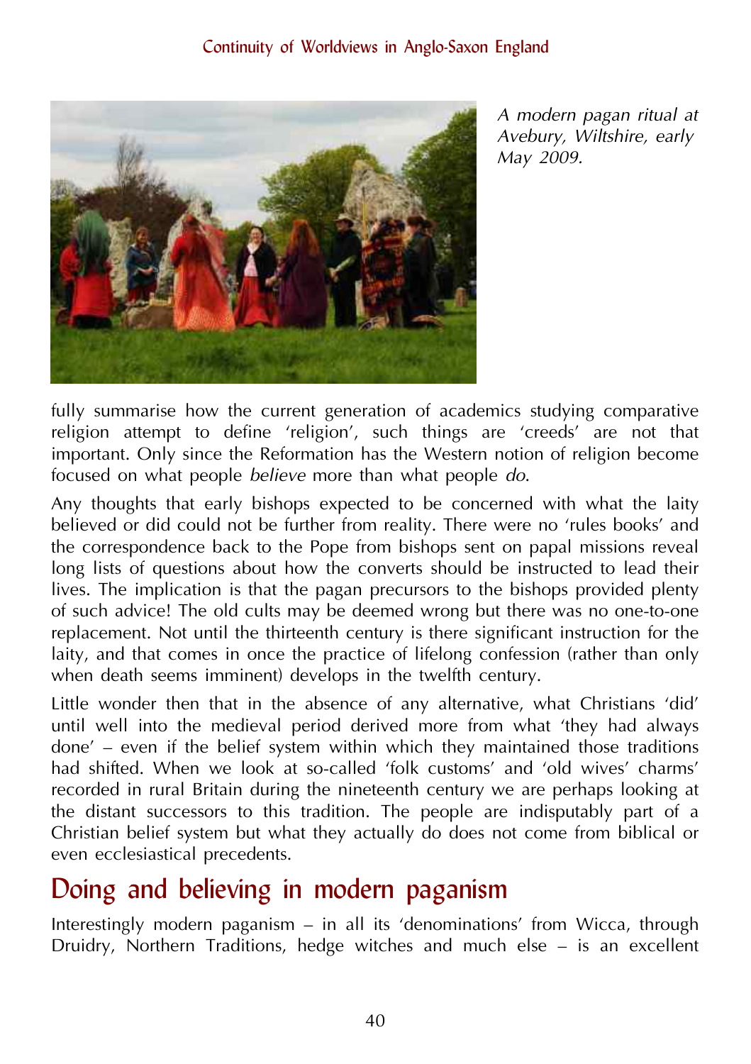A modern pagan ritual at Avebury, Wiltshire, early May 2009.

fully summarise how the current generation of academics studying comparative religion attempt to define 'religion', such things are 'creeds' are not that important. Only since the Reformation has the Western notion of religion become focused on what people *believe* more than what people *do*.

Any thoughts that early bishops expected to be concerned with what the laity believed or did could not be further from reality. There were no 'rules books' and the correspondence back to the Pope from bishops sent on papal missions reveal long lists of questions about how the converts should be instructed to lead their lives. The implication is that the pagan precursors to the bishops provided plenty of such advice! The old cults may be deemed wrong but there was no one-to-one replacement. Not until the thirteenth century is there significant instruction for the laity, and that comes in once the practice of lifelong confession (rather than only when death seems imminent) develops in the twelfth century.

Little wonder then that in the absence of any alternative, what Christians 'did' until well into the medieval period derived more from what 'they had always done' – even if the belief system within which they maintained those traditions had shifted. When we look at so-called 'folk customs' and 'old wives' charms' recorded in rural Britain during the nineteenth century we are perhaps looking at the distant successors to this tradition. The people are indisputably part of a Christian belief system but what they actually do does not come from biblical or even ecclesiastical precedents.

## Doing and believing in modern paganism

Interestingly modern paganism – in all its 'denominations' from Wicca, through Druidry, Northern Traditions, hedge witches and much else – is an excellent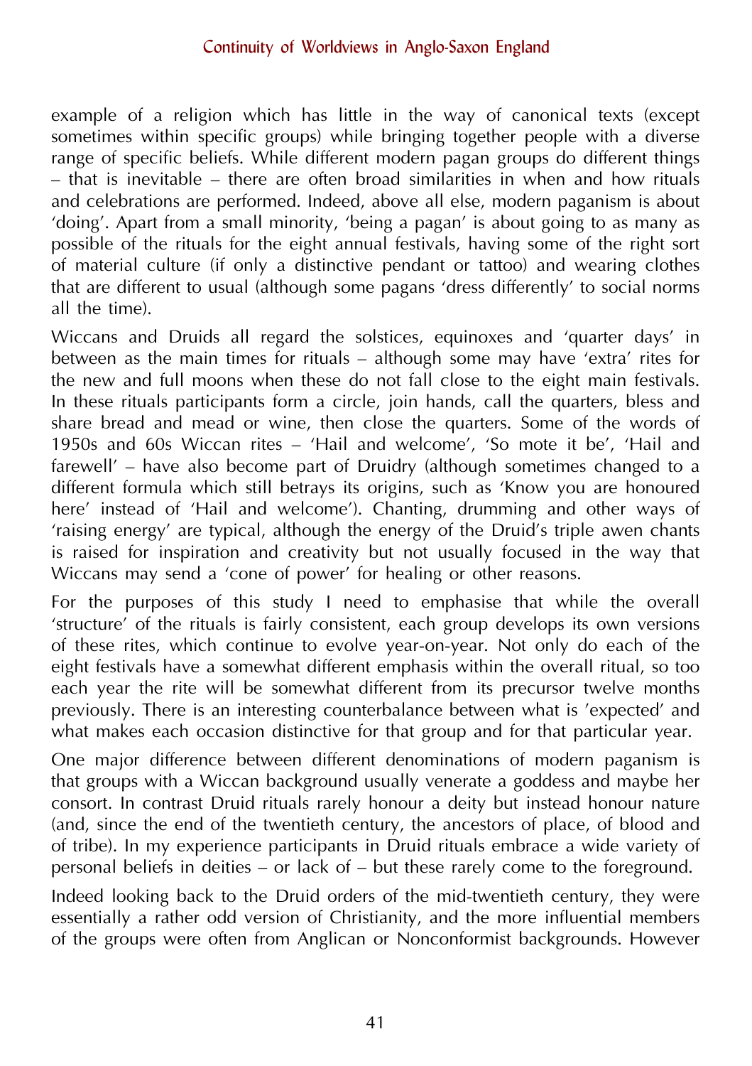example of a religion which has little in the way of canonical texts (except sometimes within specific groups) while bringing together people with a diverse range of specific beliefs. While different modern pagan groups do different things – that is inevitable – there are often broad similarities in when and how rituals and celebrations are performed. Indeed, above all else, modern paganism is about 'doing'. Apart from a small minority, 'being a pagan' is about going to as many as possible of the rituals for the eight annual festivals, having some of the right sort of material culture (if only a distinctive pendant or tattoo) and wearing clothes that are different to usual (although some pagans 'dress differently' to social norms all the time).

Wiccans and Druids all regard the solstices, equinoxes and 'quarter days' in between as the main times for rituals – although some may have 'extra' rites for the new and full moons when these do not fall close to the eight main festivals. In these rituals participants form a circle, join hands, call the quarters, bless and share bread and mead or wine, then close the quarters. Some of the words of 1950s and 60s Wiccan rites – 'Hail and welcome', 'So mote it be', 'Hail and farewell' – have also become part of Druidry (although sometimes changed to a different formula which still betrays its origins, such as 'Know you are honoured here' instead of 'Hail and welcome'). Chanting, drumming and other ways of 'raising energy' are typical, although the energy of the Druid's triple awen chants is raised for inspiration and creativity but not usually focused in the way that Wiccans may send a 'cone of power' for healing or other reasons.

For the purposes of this study I need to emphasise that while the overall 'structure' of the rituals is fairly consistent, each group develops its own versions of these rites, which continue to evolve year-on-year. Not only do each of the eight festivals have a somewhat different emphasis within the overall ritual, so too each year the rite will be somewhat different from its precursor twelve months previously. There is an interesting counterbalance between what is 'expected' and what makes each occasion distinctive for that group and for that particular year.

One major difference between different denominations of modern paganism is that groups with a Wiccan background usually venerate a goddess and maybe her consort. In contrast Druid rituals rarely honour a deity but instead honour nature (and, since the end of the twentieth century, the ancestors of place, of blood and of tribe). In my experience participants in Druid rituals embrace a wide variety of personal beliefs in deities – or lack of – but these rarely come to the foreground.

Indeed looking back to the Druid orders of the mid-twentieth century, they were essentially a rather odd version of Christianity, and the more influential members of the groups were often from Anglican or Nonconformist backgrounds. However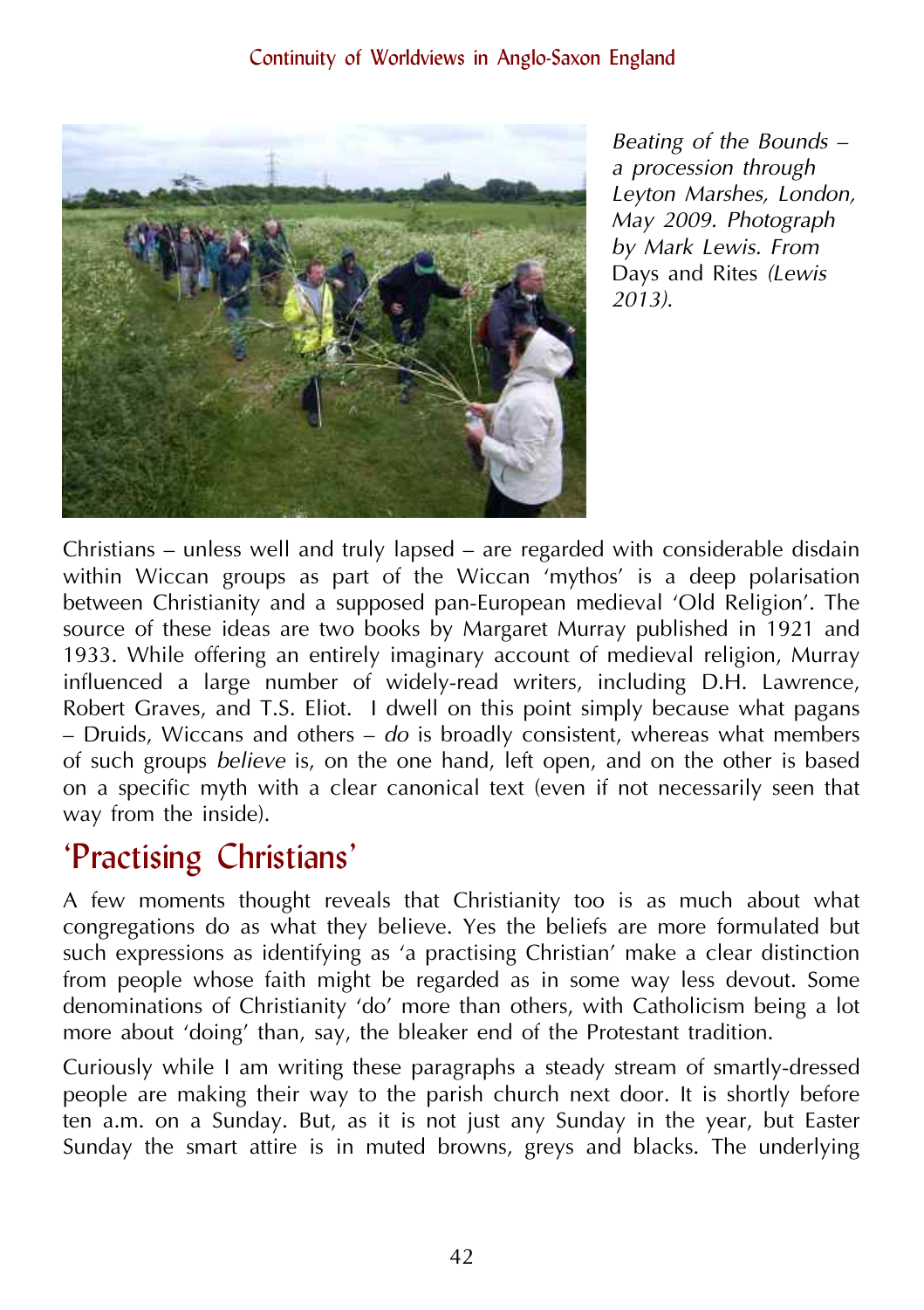*Beating of the Bounds – a procession through Leyton Marshes, London, May 2009. Photograph by Mark Lewis. From* Days and Rites *(Lewis 2013).*

Christians – unless well and truly lapsed – are regarded with considerable disdain within Wiccan groups as part of the Wiccan 'mythos' is a deep polarisation between Christianity and a supposed pan-European medieval 'Old Religion'. The source of these ideas are two books by Margaret Murray published in 1921 and 1933. While offering an entirely imaginary account of medieval religion, Murray influenced a large number of widely-read writers, including D.H. Lawrence, Robert Graves, and T.S. Eliot. I dwell on this point simply because what pagans – Druids, Wiccans and others – *do* is broadly consistent, whereas what members of such groups *believe* is, on the one hand, left open, and on the other is based on a specific myth with a clear canonical text (even if not necessarily seen that way from the inside).

## 'Practising Christians'

A few moments thought reveals that Christianity too is as much about what congregations do as what they believe. Yes the beliefs are more formulated but such expressions as identifying as 'a practising Christian' make a clear distinction from people whose faith might be regarded as in some way less devout. Some denominations of Christianity 'do' more than others, with Catholicism being a lot more about 'doing' than, say, the bleaker end of the Protestant tradition.

Curiously while I am writing these paragraphs a steady stream of smartly-dressed people are making their way to the parish church next door. It is shortly before ten a.m. on a Sunday. But, as it is not just any Sunday in the year, but Easter Sunday the smart attire is in muted browns, greys and blacks. The underlying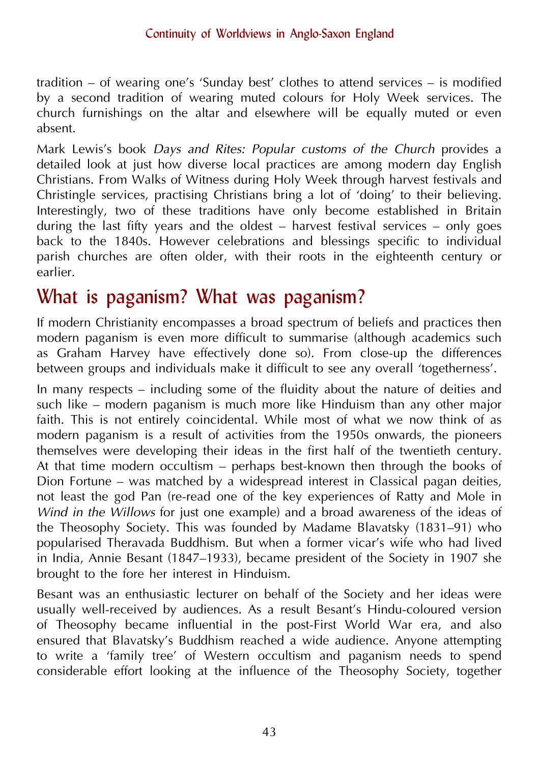tradition – of wearing one's 'Sunday best' clothes to attend services – is modified by a second tradition of wearing muted colours for Holy Week services. The church furnishings on the altar and elsewhere will be equally muted or even absent.

Mark Lewis's book *Days and Rites: Popular customs of the Church* provides a detailed look at just how diverse local practices are among modern day English Christians. From Walks of Witness during Holy Week through harvest festivals and Christingle services, practising Christians bring a lot of 'doing' to their believing. Interestingly, two of these traditions have only become established in Britain during the last fifty years and the oldest – harvest festival services – only goes back to the 1840s. However celebrations and blessings specific to individual parish churches are often older, with their roots in the eighteenth century or earlier.

## What is paganism? What was paganism?

If modern Christianity encompasses a broad spectrum of beliefs and practices then modern paganism is even more difficult to summarise (although academics such as Graham Harvey have effectively done so). From close-up the differences between groups and individuals make it difficult to see any overall 'togetherness'.

In many respects – including some of the fluidity about the nature of deities and such like – modern paganism is much more like Hinduism than any other major faith. This is not entirely coincidental. While most of what we now think of as modern paganism is a result of activities from the 1950s onwards, the pioneers themselves were developing their ideas in the first half of the twentieth century. At that time modern occultism – perhaps best-known then through the books of Dion Fortune – was matched by a widespread interest in Classical pagan deities, not least the god Pan (re-read one of the key experiences of Ratty and Mole in *Wind in the Willows* for just one example) and a broad awareness of the ideas of the Theosophy Society. This was founded by Madame Blavatsky (1831–91) who popularised Theravada Buddhism. But when a former vicar's wife who had lived in India, Annie Besant (1847–1933), became president of the Society in 1907 she brought to the fore her interest in Hinduism.

Besant was an enthusiastic lecturer on behalf of the Society and her ideas were usually well-received by audiences. As a result Besant's Hindu-coloured version of Theosophy became influential in the post-First World War era, and also ensured that Blavatsky's Buddhism reached a wide audience. Anyone attempting to write a 'family tree' of Western occultism and paganism needs to spend considerable effort looking at the influence of the Theosophy Society, together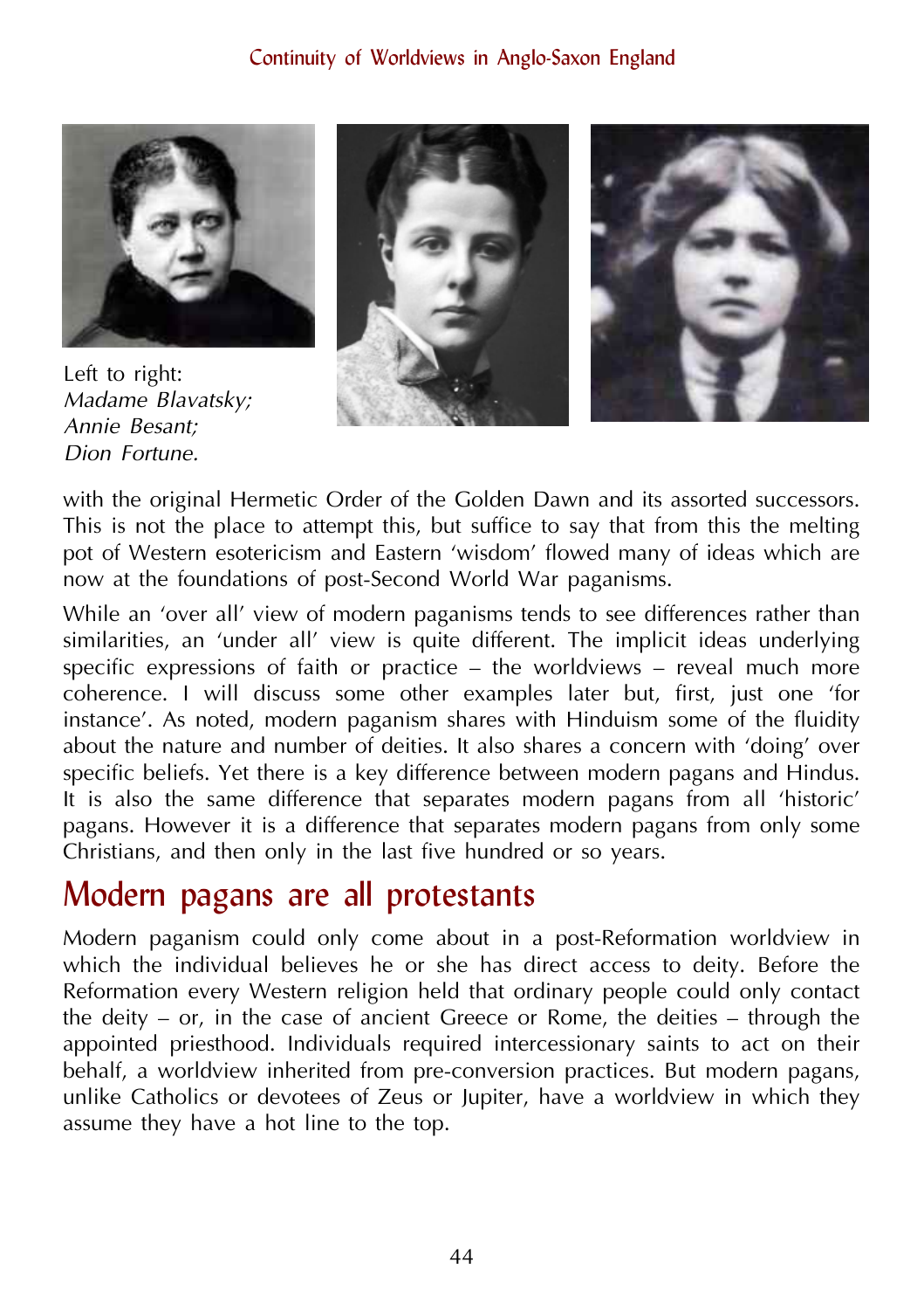Left to right:
*Madame Blavatsky;*
*Annie Besant;*
*Dion Fortune.*

with the original Hermetic Order of the Golden Dawn and its assorted successors. This is not the place to attempt this, but suffice to say that from this the melting pot of Western esotericism and Eastern 'wisdom' flowed many of ideas which are now at the foundations of post-Second World War paganisms.

While an 'over all' view of modern paganisms tends to see differences rather than similarities, an 'under all' view is quite different. The implicit ideas underlying specific expressions of faith or practice – the worldviews – reveal much more coherence. I will discuss some other examples later but, first, just one 'for instance'. As noted, modern paganism shares with Hinduism some of the fluidity about the nature and number of deities. It also shares a concern with 'doing' over specific beliefs. Yet there is a key difference between modern pagans and Hindus. It is also the same difference that separates modern pagans from all 'historic' pagans. However it is a difference that separates modern pagans from only some Christians, and then only in the last five hundred or so years.

## Modern pagans are all protestants

Modern paganism could only come about in a post-Reformation worldview in which the individual believes he or she has direct access to deity. Before the Reformation every Western religion held that ordinary people could only contact the deity – or, in the case of ancient Greece or Rome, the deities – through the appointed priesthood. Individuals required intercessionary saints to act on their behalf, a worldview inherited from pre-conversion practices. But modern pagans, unlike Catholics or devotees of Zeus or Jupiter, have a worldview in which they assume they have a hot line to the top.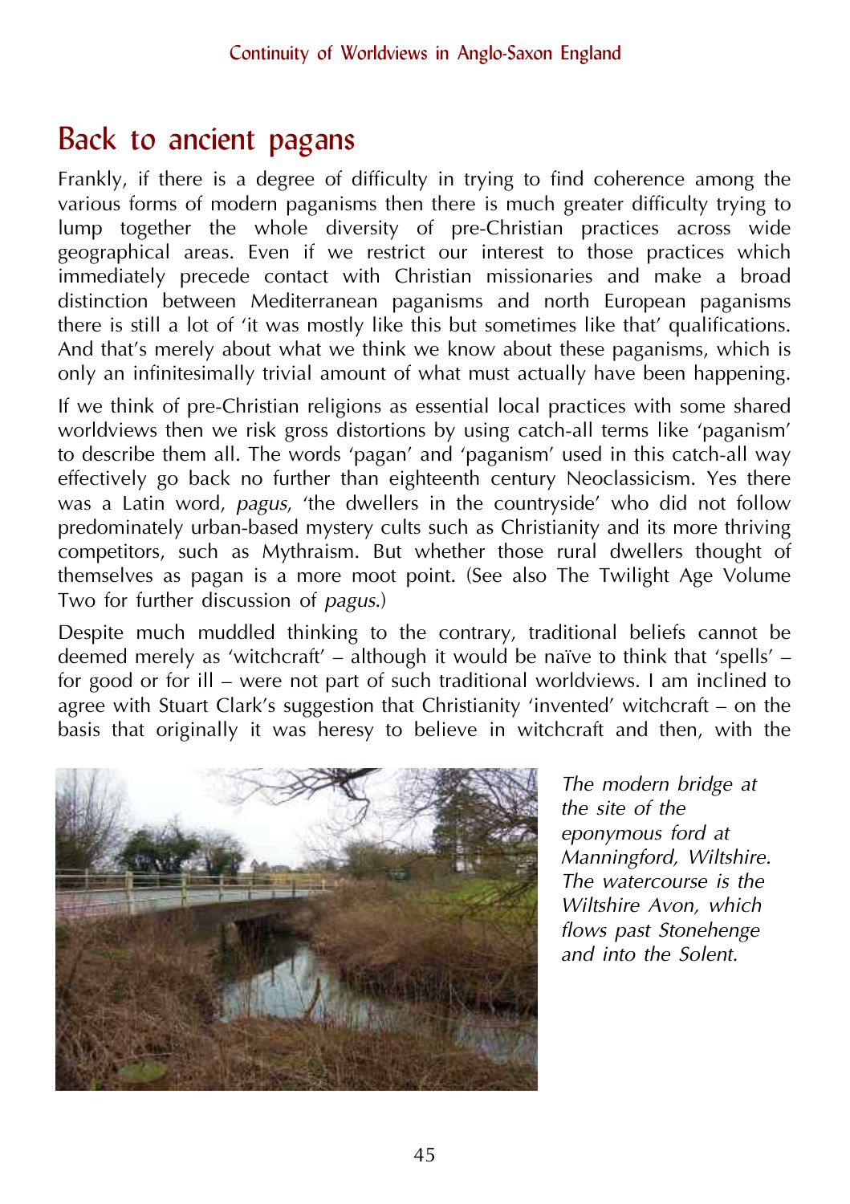## Back to ancient pagans

Frankly, if there is a degree of difficulty in trying to find coherence among the various forms of modern paganisms then there is much greater difficulty trying to lump together the whole diversity of pre-Christian practices across wide geographical areas. Even if we restrict our interest to those practices which immediately precede contact with Christian missionaries and make a broad distinction between Mediterranean paganisms and north European paganisms there is still a lot of 'it was mostly like this but sometimes like that' qualifications. And that's merely about what we think we know about these paganisms, which is only an infinitesimally trivial amount of what must actually have been happening.

If we think of pre-Christian religions as essential local practices with some shared worldviews then we risk gross distortions by using catch-all terms like 'paganism' to describe them all. The words 'pagan' and 'paganism' used in this catch-all way effectively go back no further than eighteenth century Neoclassicism. Yes there was a Latin word, *pagus*, 'the dwellers in the countryside' who did not follow predominately urban-based mystery cults such as Christianity and its more thriving competitors, such as Mythraism. But whether those rural dwellers thought of themselves as pagan is a more moot point. (See also The Twilight Age Volume Two for further discussion of *pagus*.)

Despite much muddled thinking to the contrary, traditional beliefs cannot be deemed merely as 'witchcraft' – although it would be naïve to think that 'spells' – for good or for ill – were not part of such traditional worldviews. I am inclined to agree with Stuart Clark's suggestion that Christianity 'invented' witchcraft – on the basis that originally it was heresy to believe in witchcraft and then, with the

*The modern bridge at the site of the eponymous ford at Manningford, Wiltshire. The watercourse is the Wiltshire Avon, which flows past Stonehenge and into the Solent.*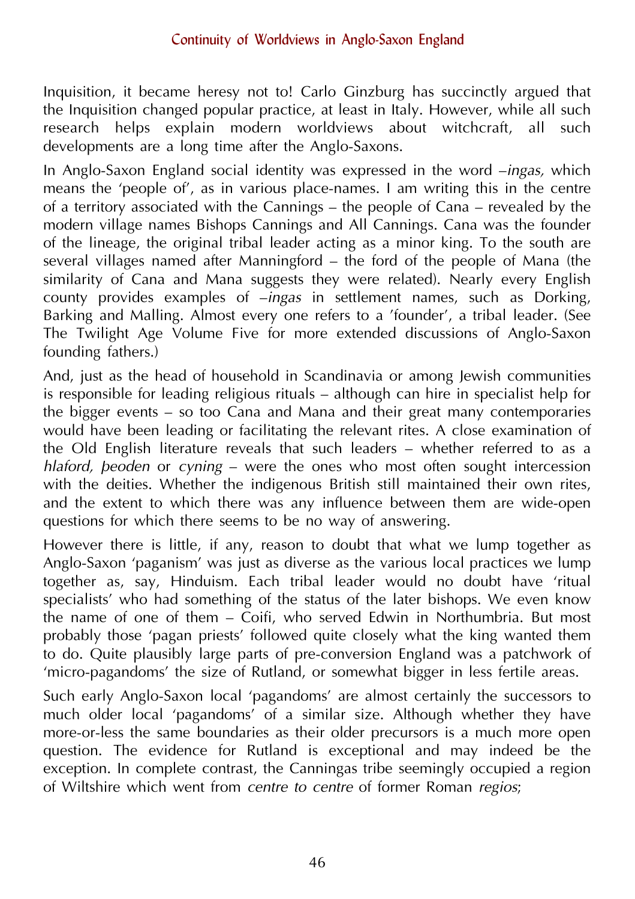Inquisition, it became heresy not to! Carlo Ginzburg has succinctly argued that the Inquisition changed popular practice, at least in Italy. However, while all such research helps explain modern worldviews about witchcraft, all such developments are a long time after the Anglo-Saxons.

In Anglo-Saxon England social identity was expressed in the word –*ingas,* which means the 'people of', as in various place-names. I am writing this in the centre of a territory associated with the Cannings – the people of Cana – revealed by the modern village names Bishops Cannings and All Cannings. Cana was the founder of the lineage, the original tribal leader acting as a minor king. To the south are several villages named after Manningford – the ford of the people of Mana (the similarity of Cana and Mana suggests they were related). Nearly every English county provides examples of –*ingas* in settlement names, such as Dorking, Barking and Malling. Almost every one refers to a 'founder', a tribal leader. (See The Twilight Age Volume Five for more extended discussions of Anglo-Saxon founding fathers.)

And, just as the head of household in Scandinavia or among Jewish communities is responsible for leading religious rituals – although can hire in specialist help for the bigger events – so too Cana and Mana and their great many contemporaries would have been leading or facilitating the relevant rites. A close examination of the Old English literature reveals that such leaders – whether referred to as a *hlaford, þeoden* or *cyning* – were the ones who most often sought intercession with the deities. Whether the indigenous British still maintained their own rites, and the extent to which there was any influence between them are wide-open questions for which there seems to be no way of answering.

However there is little, if any, reason to doubt that what we lump together as Anglo-Saxon 'paganism' was just as diverse as the various local practices we lump together as, say, Hinduism. Each tribal leader would no doubt have 'ritual specialists' who had something of the status of the later bishops. We even know the name of one of them – Coifi, who served Edwin in Northumbria. But most probably those 'pagan priests' followed quite closely what the king wanted them to do. Quite plausibly large parts of pre-conversion England was a patchwork of 'micro-pagandoms' the size of Rutland, or somewhat bigger in less fertile areas.

Such early Anglo-Saxon local 'pagandoms' are almost certainly the successors to much older local 'pagandoms' of a similar size. Although whether they have more-or-less the same boundaries as their older precursors is a much more open question. The evidence for Rutland is exceptional and may indeed be the exception. In complete contrast, the Canningas tribe seemingly occupied a region of Wiltshire which went from *centre to centre* of former Roman *regios*;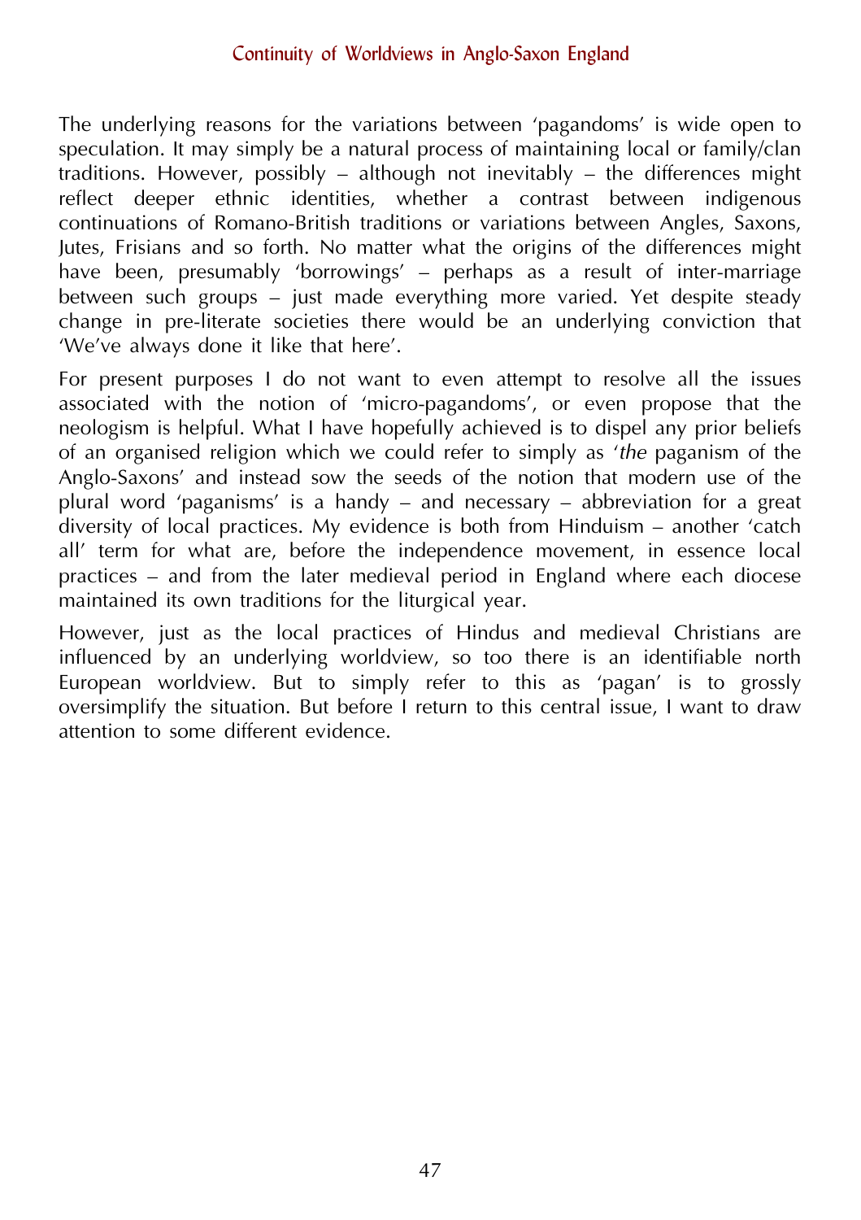The underlying reasons for the variations between 'pagandoms' is wide open to speculation. It may simply be a natural process of maintaining local or family/clan traditions. However, possibly – although not inevitably – the differences might reflect deeper ethnic identities, whether a contrast between indigenous continuations of Romano-British traditions or variations between Angles, Saxons, Jutes, Frisians and so forth. No matter what the origins of the differences might have been, presumably 'borrowings' – perhaps as a result of inter-marriage between such groups – just made everything more varied. Yet despite steady change in pre-literate societies there would be an underlying conviction that 'We've always done it like that here'.

For present purposes I do not want to even attempt to resolve all the issues associated with the notion of 'micro-pagandoms', or even propose that the neologism is helpful. What I have hopefully achieved is to dispel any prior beliefs of an organised religion which we could refer to simply as '*the* paganism of the Anglo-Saxons' and instead sow the seeds of the notion that modern use of the plural word 'paganisms' is a handy – and necessary – abbreviation for a great diversity of local practices. My evidence is both from Hinduism – another 'catch all' term for what are, before the independence movement, in essence local practices – and from the later medieval period in England where each diocese maintained its own traditions for the liturgical year.

However, just as the local practices of Hindus and medieval Christians are influenced by an underlying worldview, so too there is an identifiable north European worldview. But to simply refer to this as 'pagan' is to grossly oversimplify the situation. But before I return to this central issue, I want to draw attention to some different evidence.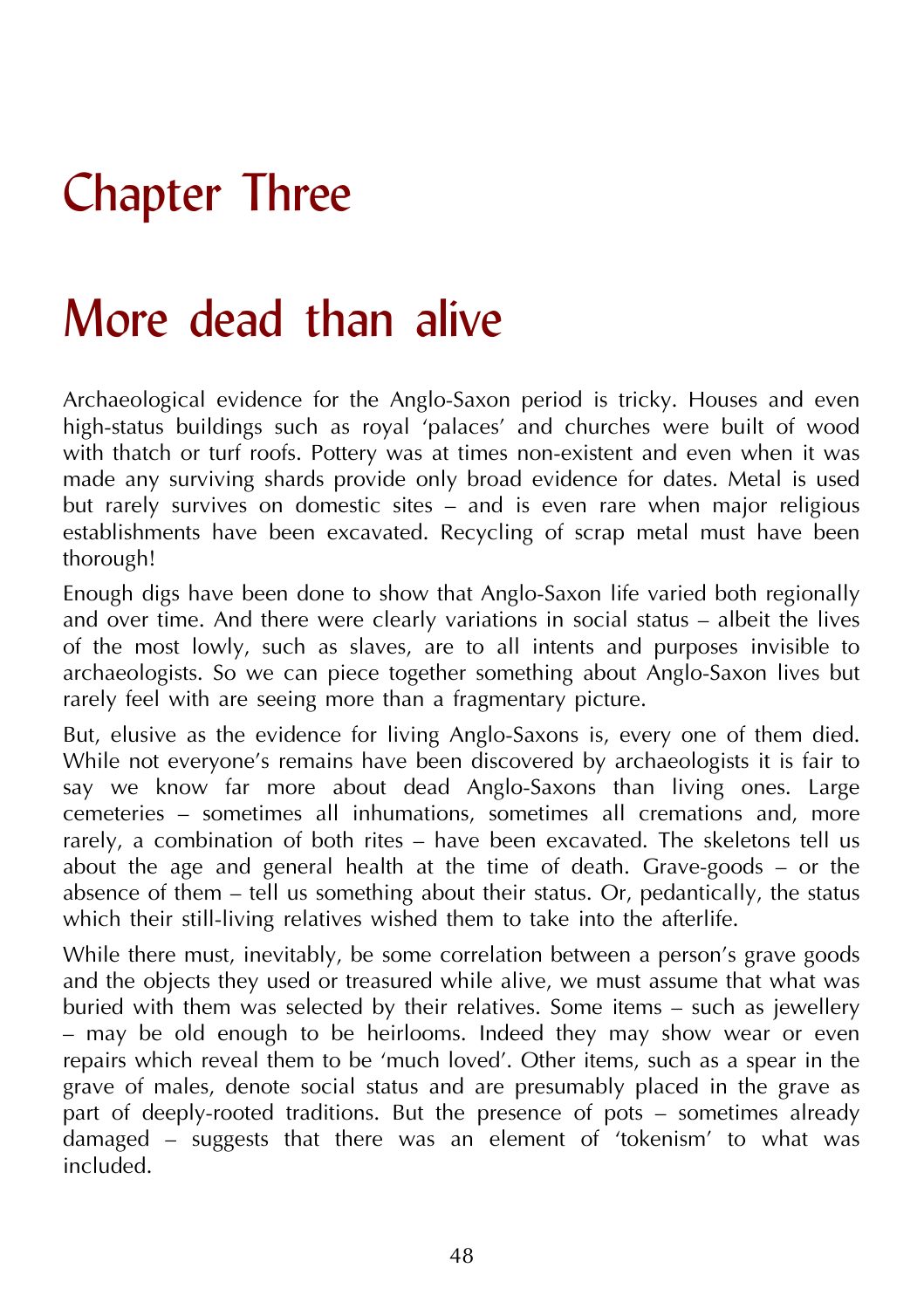# Chapter Three

# More dead than alive

Archaeological evidence for the Anglo-Saxon period is tricky. Houses and even high-status buildings such as royal 'palaces' and churches were built of wood with thatch or turf roofs. Pottery was at times non-existent and even when it was made any surviving shards provide only broad evidence for dates. Metal is used but rarely survives on domestic sites – and is even rare when major religious establishments have been excavated. Recycling of scrap metal must have been thorough!

Enough digs have been done to show that Anglo-Saxon life varied both regionally and over time. And there were clearly variations in social status – albeit the lives of the most lowly, such as slaves, are to all intents and purposes invisible to archaeologists. So we can piece together something about Anglo-Saxon lives but rarely feel with are seeing more than a fragmentary picture.

But, elusive as the evidence for living Anglo-Saxons is, every one of them died. While not everyone's remains have been discovered by archaeologists it is fair to say we know far more about dead Anglo-Saxons than living ones. Large cemeteries – sometimes all inhumations, sometimes all cremations and, more rarely, a combination of both rites – have been excavated. The skeletons tell us about the age and general health at the time of death. Grave-goods – or the absence of them – tell us something about their status. Or, pedantically, the status which their still-living relatives wished them to take into the afterlife.

While there must, inevitably, be some correlation between a person's grave goods and the objects they used or treasured while alive, we must assume that what was buried with them was selected by their relatives. Some items – such as jewellery – may be old enough to be heirlooms. Indeed they may show wear or even repairs which reveal them to be 'much loved'. Other items, such as a spear in the grave of males, denote social status and are presumably placed in the grave as part of deeply-rooted traditions. But the presence of pots – sometimes already damaged – suggests that there was an element of 'tokenism' to what was included.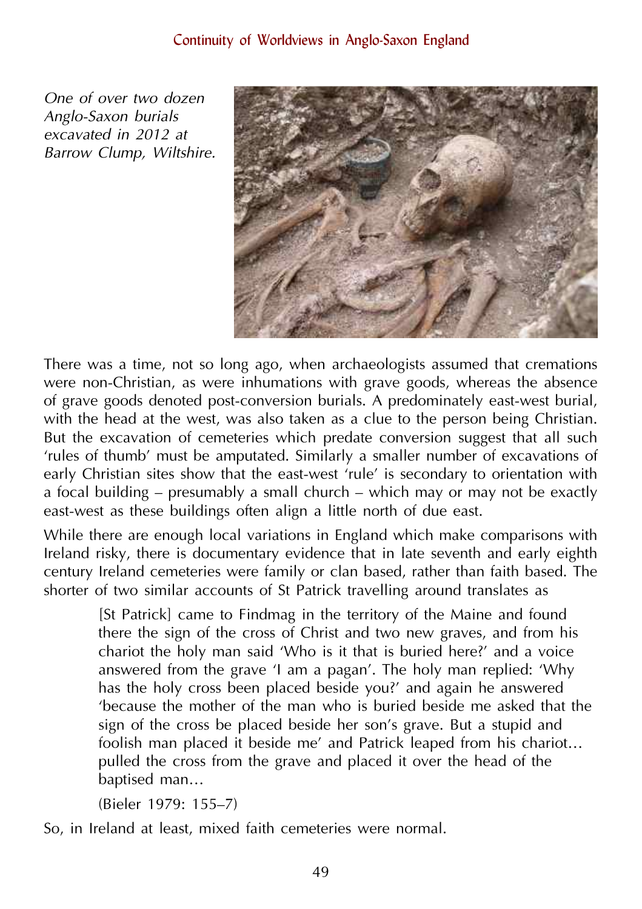*One of over two dozen Anglo-Saxon burials excavated in 2012 at Barrow Clump, Wiltshire.*

There was a time, not so long ago, when archaeologists assumed that cremations were non-Christian, as were inhumations with grave goods, whereas the absence of grave goods denoted post-conversion burials. A predominately east-west burial, with the head at the west, was also taken as a clue to the person being Christian. But the excavation of cemeteries which predate conversion suggest that all such 'rules of thumb' must be amputated. Similarly a smaller number of excavations of early Christian sites show that the east-west 'rule' is secondary to orientation with a focal building – presumably a small church – which may or may not be exactly east-west as these buildings often align a little north of due east.

While there are enough local variations in England which make comparisons with Ireland risky, there is documentary evidence that in late seventh and early eighth century Ireland cemeteries were family or clan based, rather than faith based. The shorter of two similar accounts of St Patrick travelling around translates as

> [St Patrick] came to Findmag in the territory of the Maine and found there the sign of the cross of Christ and two new graves, and from his chariot the holy man said 'Who is it that is buried here?' and a voice answered from the grave 'I am a pagan'. The holy man replied: 'Why has the holy cross been placed beside you?' and again he answered 'because the mother of the man who is buried beside me asked that the sign of the cross be placed beside her son's grave. But a stupid and foolish man placed it beside me' and Patrick leaped from his chariot… pulled the cross from the grave and placed it over the head of the baptised man…
>
> (Bieler 1979: 155–7)

So, in Ireland at least, mixed faith cemeteries were normal.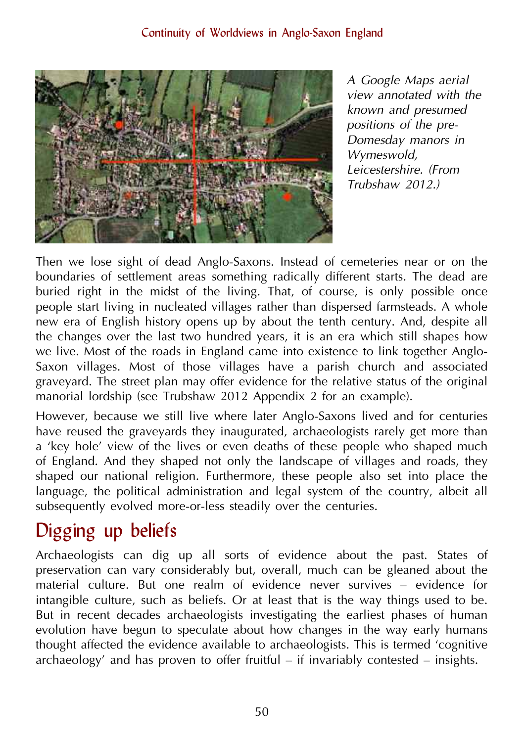A Google Maps aerial view annotated with the known and presumed positions of the pre-Domesday manors in Wymeswold, Leicestershire. (From Trubshaw 2012.)

Then we lose sight of dead Anglo-Saxons. Instead of cemeteries near or on the boundaries of settlement areas something radically different starts. The dead are buried right in the midst of the living. That, of course, is only possible once people start living in nucleated villages rather than dispersed farmsteads. A whole new era of English history opens up by about the tenth century. And, despite all the changes over the last two hundred years, it is an era which still shapes how we live. Most of the roads in England came into existence to link together Anglo-Saxon villages. Most of those villages have a parish church and associated graveyard. The street plan may offer evidence for the relative status of the original manorial lordship (see Trubshaw 2012 Appendix 2 for an example).

However, because we still live where later Anglo-Saxons lived and for centuries have reused the graveyards they inaugurated, archaeologists rarely get more than a 'key hole' view of the lives or even deaths of these people who shaped much of England. And they shaped not only the landscape of villages and roads, they shaped our national religion. Furthermore, these people also set into place the language, the political administration and legal system of the country, albeit all subsequently evolved more-or-less steadily over the centuries.

## Digging up beliefs

Archaeologists can dig up all sorts of evidence about the past. States of preservation can vary considerably but, overall, much can be gleaned about the material culture. But one realm of evidence never survives – evidence for intangible culture, such as beliefs. Or at least that is the way things used to be. But in recent decades archaeologists investigating the earliest phases of human evolution have begun to speculate about how changes in the way early humans thought affected the evidence available to archaeologists. This is termed 'cognitive archaeology' and has proven to offer fruitful – if invariably contested – insights.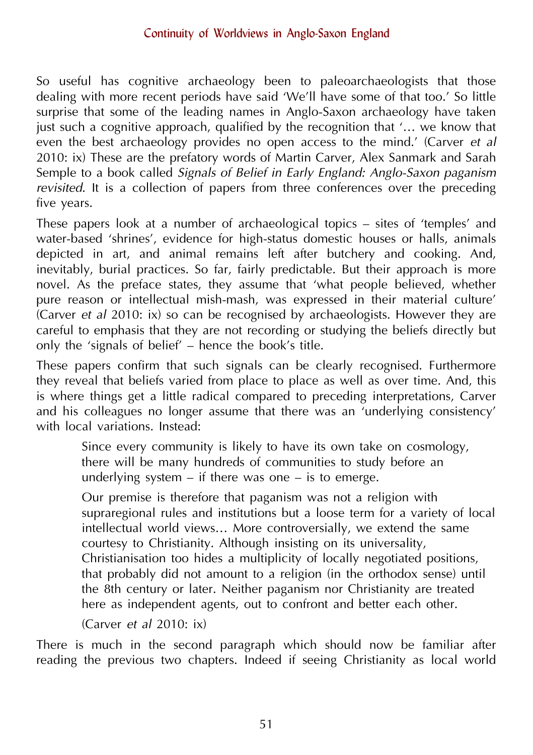So useful has cognitive archaeology been to paleoarchaeologists that those dealing with more recent periods have said 'We'll have some of that too.' So little surprise that some of the leading names in Anglo-Saxon archaeology have taken just such a cognitive approach, qualified by the recognition that '… we know that even the best archaeology provides no open access to the mind.' (Carver *et al* 2010: ix) These are the prefatory words of Martin Carver, Alex Sanmark and Sarah Semple to a book called *Signals of Belief in Early England: Anglo-Saxon paganism revisited*. It is a collection of papers from three conferences over the preceding five years.

These papers look at a number of archaeological topics – sites of 'temples' and water-based 'shrines', evidence for high-status domestic houses or halls, animals depicted in art, and animal remains left after butchery and cooking. And, inevitably, burial practices. So far, fairly predictable. But their approach is more novel. As the preface states, they assume that 'what people believed, whether pure reason or intellectual mish-mash, was expressed in their material culture' (Carver *et al* 2010: ix) so can be recognised by archaeologists. However they are careful to emphasis that they are not recording or studying the beliefs directly but only the 'signals of belief' – hence the book's title.

These papers confirm that such signals can be clearly recognised. Furthermore they reveal that beliefs varied from place to place as well as over time. And, this is where things get a little radical compared to preceding interpretations, Carver and his colleagues no longer assume that there was an 'underlying consistency' with local variations. Instead:

> Since every community is likely to have its own take on cosmology, there will be many hundreds of communities to study before an underlying system – if there was one – is to emerge.
>
> Our premise is therefore that paganism was not a religion with supraregional rules and institutions but a loose term for a variety of local intellectual world views… More controversially, we extend the same courtesy to Christianity. Although insisting on its universality, Christianisation too hides a multiplicity of locally negotiated positions, that probably did not amount to a religion (in the orthodox sense) until the 8th century or later. Neither paganism nor Christianity are treated here as independent agents, out to confront and better each other.
>
> (Carver *et al* 2010: ix)

There is much in the second paragraph which should now be familiar after reading the previous two chapters. Indeed if seeing Christianity as local world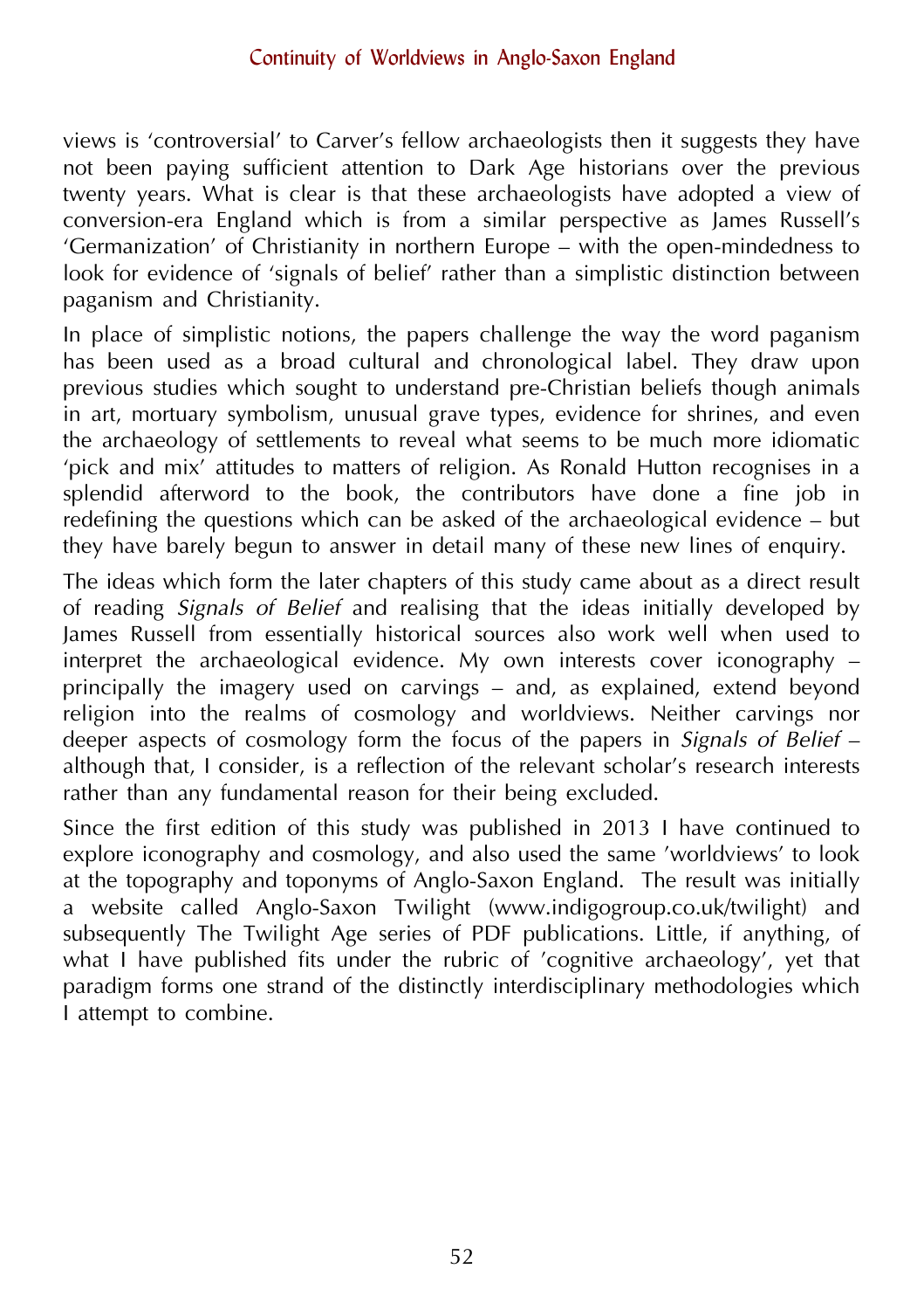views is 'controversial' to Carver's fellow archaeologists then it suggests they have not been paying sufficient attention to Dark Age historians over the previous twenty years. What is clear is that these archaeologists have adopted a view of conversion-era England which is from a similar perspective as James Russell's 'Germanization' of Christianity in northern Europe – with the open-mindedness to look for evidence of 'signals of belief' rather than a simplistic distinction between paganism and Christianity.

In place of simplistic notions, the papers challenge the way the word paganism has been used as a broad cultural and chronological label. They draw upon previous studies which sought to understand pre-Christian beliefs though animals in art, mortuary symbolism, unusual grave types, evidence for shrines, and even the archaeology of settlements to reveal what seems to be much more idiomatic 'pick and mix' attitudes to matters of religion. As Ronald Hutton recognises in a splendid afterword to the book, the contributors have done a fine job in redefining the questions which can be asked of the archaeological evidence – but they have barely begun to answer in detail many of these new lines of enquiry.

The ideas which form the later chapters of this study came about as a direct result of reading *Signals of Belief* and realising that the ideas initially developed by James Russell from essentially historical sources also work well when used to interpret the archaeological evidence. My own interests cover iconography – principally the imagery used on carvings – and, as explained, extend beyond religion into the realms of cosmology and worldviews. Neither carvings nor deeper aspects of cosmology form the focus of the papers in *Signals of Belief* – although that, I consider, is a reflection of the relevant scholar's research interests rather than any fundamental reason for their being excluded.

Since the first edition of this study was published in 2013 I have continued to explore iconography and cosmology, and also used the same 'worldviews' to look at the topography and toponyms of Anglo-Saxon England. The result was initially a website called Anglo-Saxon Twilight (www.indigogroup.co.uk/twilight) and subsequently The Twilight Age series of PDF publications. Little, if anything, of what I have published fits under the rubric of 'cognitive archaeology', yet that paradigm forms one strand of the distinctly interdisciplinary methodologies which I attempt to combine.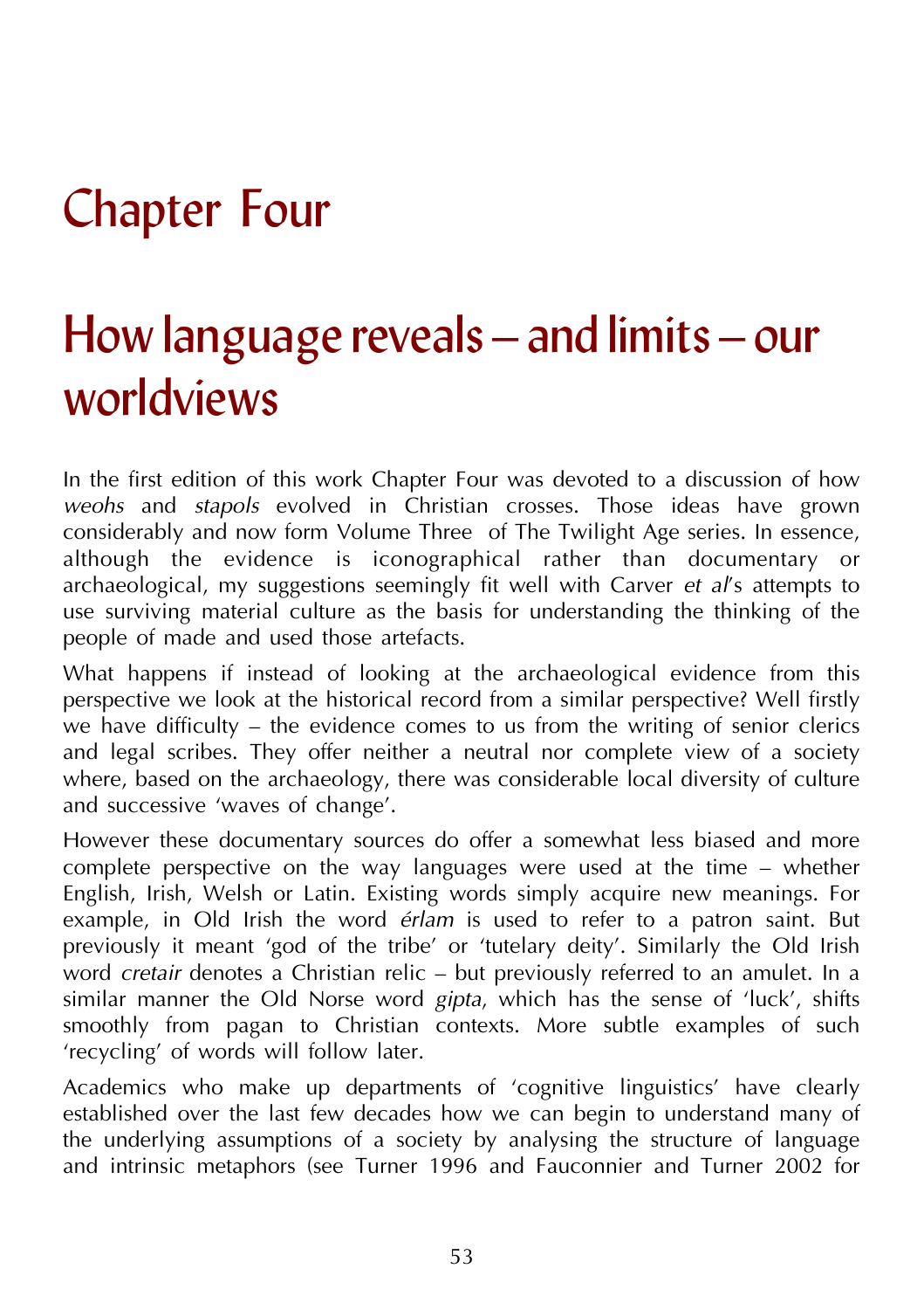# Chapter Four

# How language reveals – and limits – our worldviews

In the first edition of this work Chapter Four was devoted to a discussion of how *weohs* and *stapols* evolved in Christian crosses. Those ideas have grown considerably and now form Volume Three of The Twilight Age series. In essence, although the evidence is iconographical rather than documentary or archaeological, my suggestions seemingly fit well with Carver *et al*'s attempts to use surviving material culture as the basis for understanding the thinking of the people of made and used those artefacts.

What happens if instead of looking at the archaeological evidence from this perspective we look at the historical record from a similar perspective? Well firstly we have difficulty – the evidence comes to us from the writing of senior clerics and legal scribes. They offer neither a neutral nor complete view of a society where, based on the archaeology, there was considerable local diversity of culture and successive 'waves of change'.

However these documentary sources do offer a somewhat less biased and more complete perspective on the way languages were used at the time – whether English, Irish, Welsh or Latin. Existing words simply acquire new meanings. For example, in Old Irish the word *érlam* is used to refer to a patron saint. But previously it meant 'god of the tribe' or 'tutelary deity'. Similarly the Old Irish word *cretair* denotes a Christian relic – but previously referred to an amulet. In a similar manner the Old Norse word *gipta*, which has the sense of 'luck', shifts smoothly from pagan to Christian contexts. More subtle examples of such 'recycling' of words will follow later.

Academics who make up departments of 'cognitive linguistics' have clearly established over the last few decades how we can begin to understand many of the underlying assumptions of a society by analysing the structure of language and intrinsic metaphors (see Turner 1996 and Fauconnier and Turner 2002 for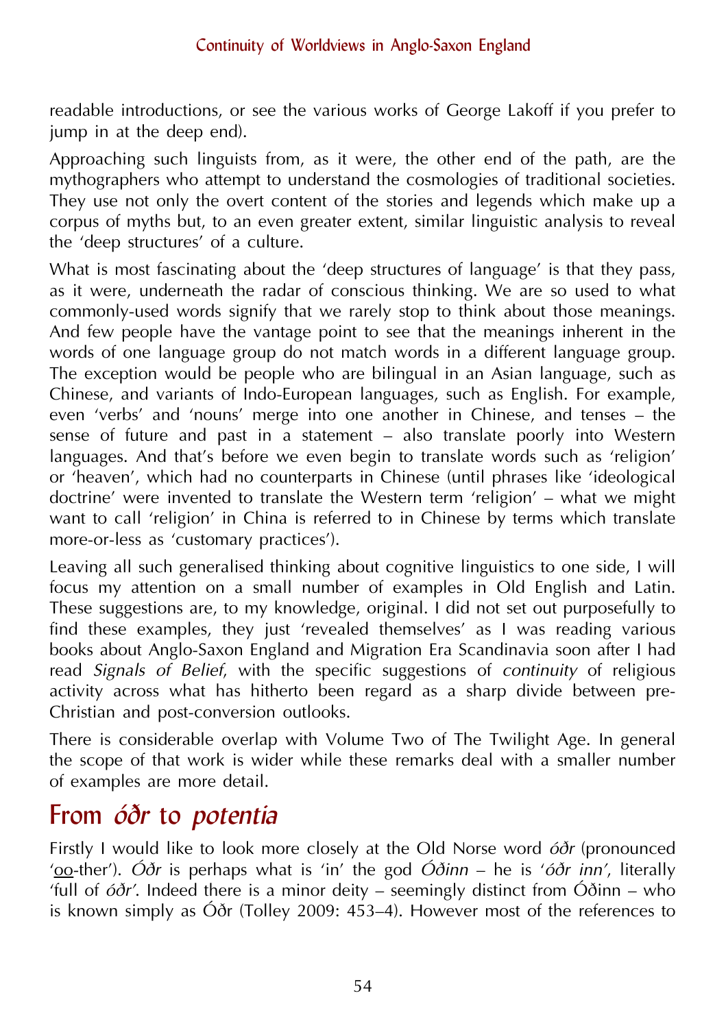readable introductions, or see the various works of George Lakoff if you prefer to jump in at the deep end).

Approaching such linguists from, as it were, the other end of the path, are the mythographers who attempt to understand the cosmologies of traditional societies. They use not only the overt content of the stories and legends which make up a corpus of myths but, to an even greater extent, similar linguistic analysis to reveal the 'deep structures' of a culture.

What is most fascinating about the 'deep structures of language' is that they pass, as it were, underneath the radar of conscious thinking. We are so used to what commonly-used words signify that we rarely stop to think about those meanings. And few people have the vantage point to see that the meanings inherent in the words of one language group do not match words in a different language group. The exception would be people who are bilingual in an Asian language, such as Chinese, and variants of Indo-European languages, such as English. For example, even 'verbs' and 'nouns' merge into one another in Chinese, and tenses – the sense of future and past in a statement – also translate poorly into Western languages. And that's before we even begin to translate words such as 'religion' or 'heaven', which had no counterparts in Chinese (until phrases like 'ideological doctrine' were invented to translate the Western term 'religion' – what we might want to call 'religion' in China is referred to in Chinese by terms which translate more-or-less as 'customary practices').

Leaving all such generalised thinking about cognitive linguistics to one side, I will focus my attention on a small number of examples in Old English and Latin. These suggestions are, to my knowledge, original. I did not set out purposefully to find these examples, they just 'revealed themselves' as I was reading various books about Anglo-Saxon England and Migration Era Scandinavia soon after I had read *Signals of Belief*, with the specific suggestions of *continuity* of religious activity across what has hitherto been regard as a sharp divide between pre-Christian and post-conversion outlooks.

There is considerable overlap with Volume Two of The Twilight Age. In general the scope of that work is wider while these remarks deal with a smaller number of examples are more detail.

## From *óðr* to *potentia*

Firstly I would like to look more closely at the Old Norse word *óðr* (pronounced '<u>oo</u>-ther'). *Óðr* is perhaps what is 'in' the god *Óðinn* – he is '*óðr inn*', literally 'full of *óðr*'. Indeed there is a minor deity – seemingly distinct from Óðinn – who is known simply as Óðr (Tolley 2009: 453–4). However most of the references to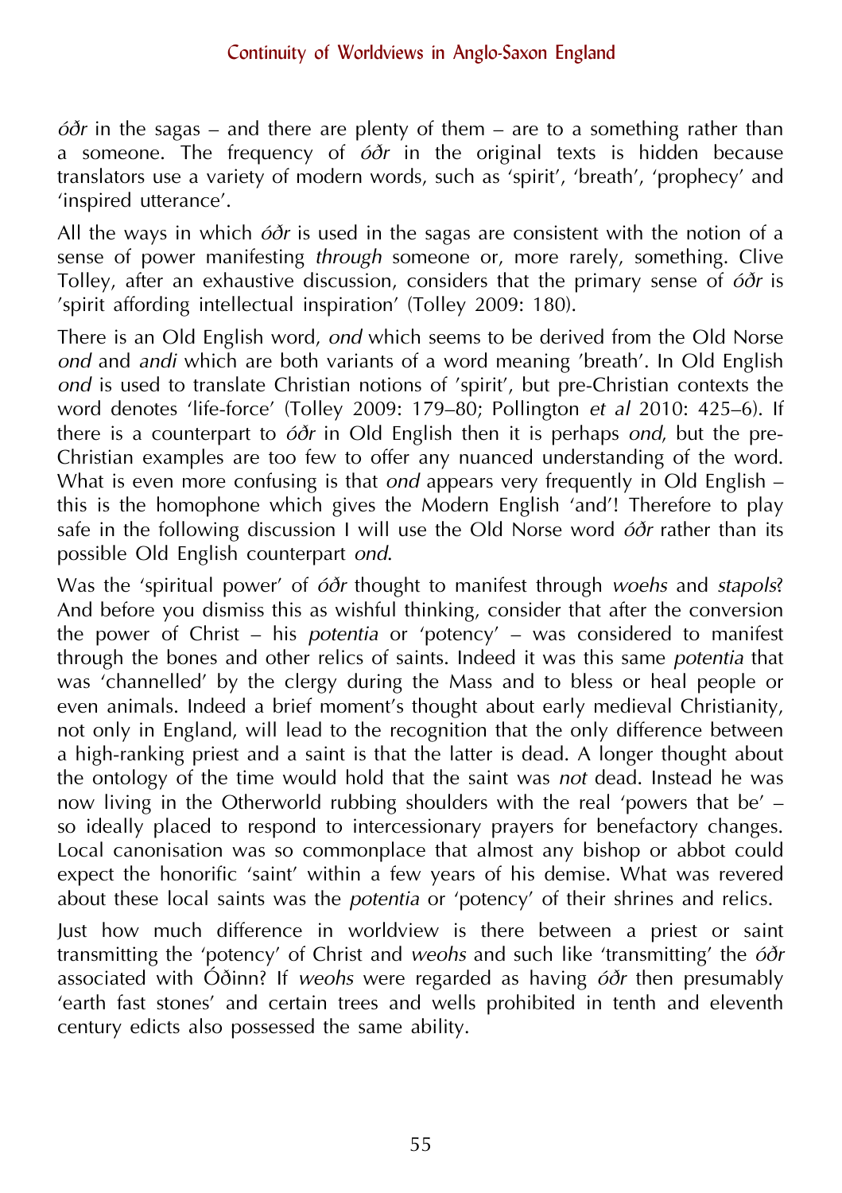*óðr* in the sagas – and there are plenty of them – are to a something rather than a someone. The frequency of *óðr* in the original texts is hidden because translators use a variety of modern words, such as 'spirit', 'breath', 'prophecy' and 'inspired utterance'.

All the ways in which *óðr* is used in the sagas are consistent with the notion of a sense of power manifesting *through* someone or, more rarely, something. Clive Tolley, after an exhaustive discussion, considers that the primary sense of *óðr* is 'spirit affording intellectual inspiration' (Tolley 2009: 180).

There is an Old English word, *ond* which seems to be derived from the Old Norse *ond* and *andi* which are both variants of a word meaning 'breath'. In Old English *ond* is used to translate Christian notions of 'spirit', but pre-Christian contexts the word denotes 'life-force' (Tolley 2009: 179–80; Pollington *et al* 2010: 425–6). If there is a counterpart to *óðr* in Old English then it is perhaps *ond*, but the pre-Christian examples are too few to offer any nuanced understanding of the word. What is even more confusing is that *ond* appears very frequently in Old English – this is the homophone which gives the Modern English 'and'! Therefore to play safe in the following discussion I will use the Old Norse word *óðr* rather than its possible Old English counterpart *ond*.

Was the 'spiritual power' of *óðr* thought to manifest through *woehs* and *stapols*? And before you dismiss this as wishful thinking, consider that after the conversion the power of Christ – his *potentia* or 'potency' – was considered to manifest through the bones and other relics of saints. Indeed it was this same *potentia* that was 'channelled' by the clergy during the Mass and to bless or heal people or even animals. Indeed a brief moment's thought about early medieval Christianity, not only in England, will lead to the recognition that the only difference between a high-ranking priest and a saint is that the latter is dead. A longer thought about the ontology of the time would hold that the saint was *not* dead. Instead he was now living in the Otherworld rubbing shoulders with the real 'powers that be' – so ideally placed to respond to intercessionary prayers for benefactory changes. Local canonisation was so commonplace that almost any bishop or abbot could expect the honorific 'saint' within a few years of his demise. What was revered about these local saints was the *potentia* or 'potency' of their shrines and relics.

Just how much difference in worldview is there between a priest or saint transmitting the 'potency' of Christ and *weohs* and such like 'transmitting' the *óðr* associated with Óðinn? If *weohs* were regarded as having *óðr* then presumably 'earth fast stones' and certain trees and wells prohibited in tenth and eleventh century edicts also possessed the same ability.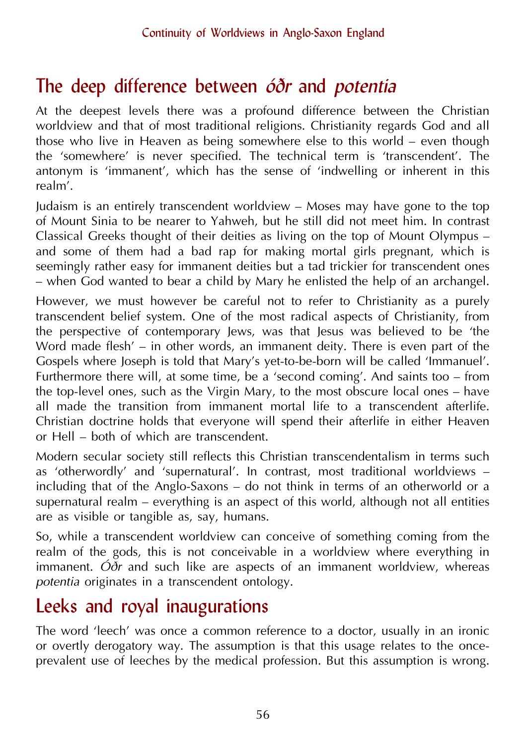## The deep difference between *óðr* and *potentia*

At the deepest levels there was a profound difference between the Christian worldview and that of most traditional religions. Christianity regards God and all those who live in Heaven as being somewhere else to this world – even though the 'somewhere' is never specified. The technical term is 'transcendent'. The antonym is 'immanent', which has the sense of 'indwelling or inherent in this realm'.

Judaism is an entirely transcendent worldview – Moses may have gone to the top of Mount Sinia to be nearer to Yahweh, but he still did not meet him. In contrast Classical Greeks thought of their deities as living on the top of Mount Olympus – and some of them had a bad rap for making mortal girls pregnant, which is seemingly rather easy for immanent deities but a tad trickier for transcendent ones – when God wanted to bear a child by Mary he enlisted the help of an archangel.

However, we must however be careful not to refer to Christianity as a purely transcendent belief system. One of the most radical aspects of Christianity, from the perspective of contemporary Jews, was that Jesus was believed to be 'the Word made flesh' – in other words, an immanent deity. There is even part of the Gospels where Joseph is told that Mary's yet-to-be-born will be called 'Immanuel'. Furthermore there will, at some time, be a 'second coming'. And saints too – from the top-level ones, such as the Virgin Mary, to the most obscure local ones – have all made the transition from immanent mortal life to a transcendent afterlife. Christian doctrine holds that everyone will spend their afterlife in either Heaven or Hell – both of which are transcendent.

Modern secular society still reflects this Christian transcendentalism in terms such as 'otherwordly' and 'supernatural'. In contrast, most traditional worldviews – including that of the Anglo-Saxons – do not think in terms of an otherworld or a supernatural realm – everything is an aspect of this world, although not all entities are as visible or tangible as, say, humans.

So, while a transcendent worldview can conceive of something coming from the realm of the gods, this is not conceivable in a worldview where everything in immanent. *Óðr* and such like are aspects of an immanent worldview, whereas *potentia* originates in a transcendent ontology.

## Leeks and royal inaugurations

The word 'leech' was once a common reference to a doctor, usually in an ironic or overtly derogatory way. The assumption is that this usage relates to the once-prevalent use of leeches by the medical profession. But this assumption is wrong.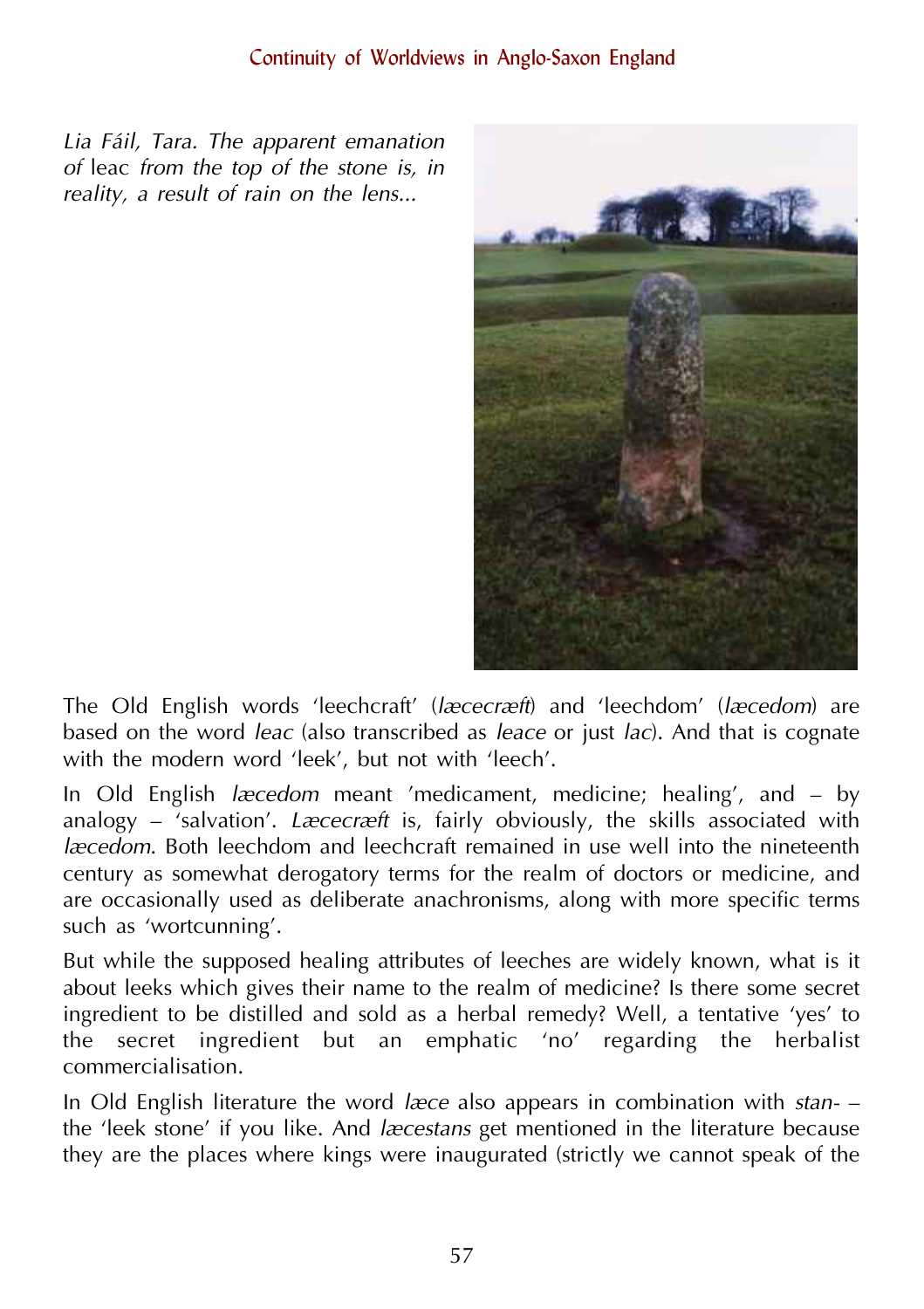*Lia Fáil, Tara. The apparent emanation of* leac *from the top of the stone is, in reality, a result of rain on the lens...*

The Old English words 'leechcraft' (*læcecræft*) and 'leechdom' (*læcedom*) are based on the word *leac* (also transcribed as *leace* or just *lac*). And that is cognate with the modern word 'leek', but not with 'leech'.

In Old English *læcedom* meant 'medicament, medicine; healing', and – by analogy – 'salvation'. *Læcecræft* is, fairly obviously, the skills associated with *læcedom*. Both leechdom and leechcraft remained in use well into the nineteenth century as somewhat derogatory terms for the realm of doctors or medicine, and are occasionally used as deliberate anachronisms, along with more specific terms such as 'wortcunning'.

But while the supposed healing attributes of leeches are widely known, what is it about leeks which gives their name to the realm of medicine? Is there some secret ingredient to be distilled and sold as a herbal remedy? Well, a tentative 'yes' to the secret ingredient but an emphatic 'no' regarding the herbalist commercialisation.

In Old English literature the word *læce* also appears in combination with *stan-* – the 'leek stone' if you like. And *læcestans* get mentioned in the literature because they are the places where kings were inaugurated (strictly we cannot speak of the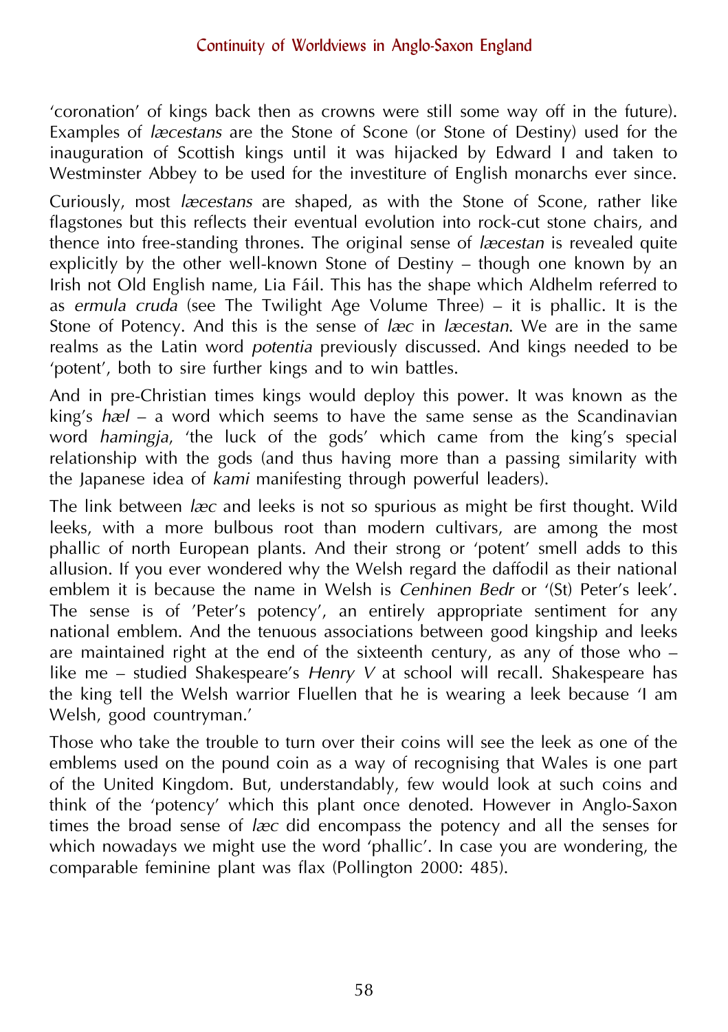'coronation' of kings back then as crowns were still some way off in the future). Examples of *læcestans* are the Stone of Scone (or Stone of Destiny) used for the inauguration of Scottish kings until it was hijacked by Edward I and taken to Westminster Abbey to be used for the investiture of English monarchs ever since.

Curiously, most *læcestans* are shaped, as with the Stone of Scone, rather like flagstones but this reflects their eventual evolution into rock-cut stone chairs, and thence into free-standing thrones. The original sense of *læcestan* is revealed quite explicitly by the other well-known Stone of Destiny – though one known by an Irish not Old English name, Lia Fáil. This has the shape which Aldhelm referred to as *ermula cruda* (see The Twilight Age Volume Three) – it is phallic. It is the Stone of Potency. And this is the sense of *læc* in *læcestan*. We are in the same realms as the Latin word *potentia* previously discussed. And kings needed to be 'potent', both to sire further kings and to win battles.

And in pre-Christian times kings would deploy this power. It was known as the king's *hæl* – a word which seems to have the same sense as the Scandinavian word *hamingja*, 'the luck of the gods' which came from the king's special relationship with the gods (and thus having more than a passing similarity with the Japanese idea of *kami* manifesting through powerful leaders).

The link between *læc* and leeks is not so spurious as might be first thought. Wild leeks, with a more bulbous root than modern cultivars, are among the most phallic of north European plants. And their strong or 'potent' smell adds to this allusion. If you ever wondered why the Welsh regard the daffodil as their national emblem it is because the name in Welsh is *Cenhinen Bedr* or '(St) Peter's leek'. The sense is of 'Peter's potency', an entirely appropriate sentiment for any national emblem. And the tenuous associations between good kingship and leeks are maintained right at the end of the sixteenth century, as any of those who – like me – studied Shakespeare's *Henry V* at school will recall. Shakespeare has the king tell the Welsh warrior Fluellen that he is wearing a leek because 'I am Welsh, good countryman.'

Those who take the trouble to turn over their coins will see the leek as one of the emblems used on the pound coin as a way of recognising that Wales is one part of the United Kingdom. But, understandably, few would look at such coins and think of the 'potency' which this plant once denoted. However in Anglo-Saxon times the broad sense of *læc* did encompass the potency and all the senses for which nowadays we might use the word 'phallic'. In case you are wondering, the comparable feminine plant was flax (Pollington 2000: 485).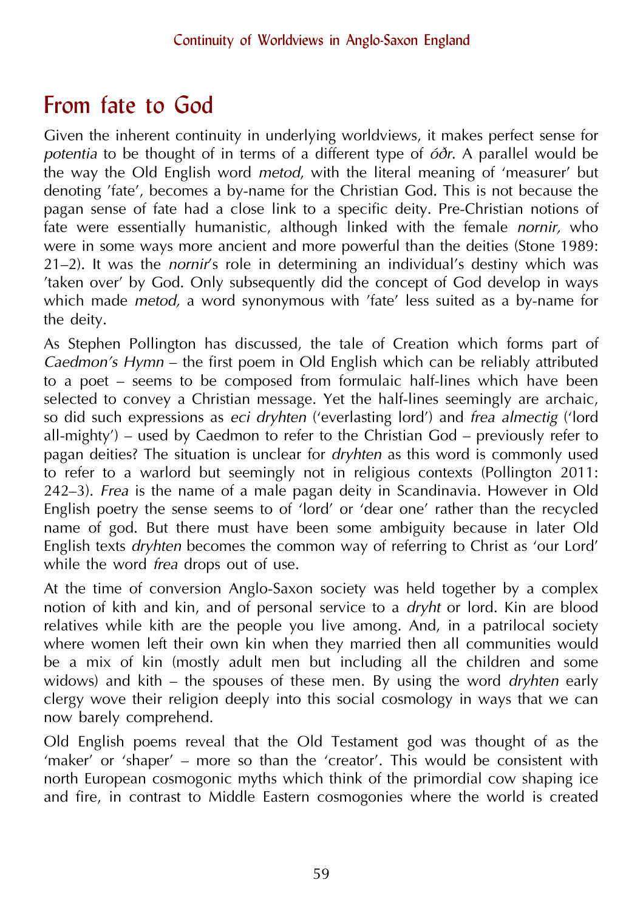## From fate to God

Given the inherent continuity in underlying worldviews, it makes perfect sense for *potentia* to be thought of in terms of a different type of *óðr*. A parallel would be the way the Old English word *metod*, with the literal meaning of 'measurer' but denoting 'fate', becomes a by-name for the Christian God. This is not because the pagan sense of fate had a close link to a specific deity. Pre-Christian notions of fate were essentially humanistic, although linked with the female *nornir,* who were in some ways more ancient and more powerful than the deities (Stone 1989: 21–2). It was the *nornir*'s role in determining an individual's destiny which was 'taken over' by God. Only subsequently did the concept of God develop in ways which made *metod,* a word synonymous with 'fate' less suited as a by-name for the deity.

As Stephen Pollington has discussed, the tale of Creation which forms part of *Caedmon's Hymn* – the first poem in Old English which can be reliably attributed to a poet – seems to be composed from formulaic half-lines which have been selected to convey a Christian message. Yet the half-lines seemingly are archaic, so did such expressions as *eci dryhten* ('everlasting lord') and *frea almectig* ('lord all-mighty') – used by Caedmon to refer to the Christian God – previously refer to pagan deities? The situation is unclear for *dryhten* as this word is commonly used to refer to a warlord but seemingly not in religious contexts (Pollington 2011: 242–3). *Frea* is the name of a male pagan deity in Scandinavia. However in Old English poetry the sense seems to of 'lord' or 'dear one' rather than the recycled name of god. But there must have been some ambiguity because in later Old English texts *dryhten* becomes the common way of referring to Christ as 'our Lord' while the word *frea* drops out of use.

At the time of conversion Anglo-Saxon society was held together by a complex notion of kith and kin, and of personal service to a *dryht* or lord. Kin are blood relatives while kith are the people you live among. And, in a patrilocal society where women left their own kin when they married then all communities would be a mix of kin (mostly adult men but including all the children and some widows) and kith – the spouses of these men. By using the word *dryhten* early clergy wove their religion deeply into this social cosmology in ways that we can now barely comprehend.

Old English poems reveal that the Old Testament god was thought of as the 'maker' or 'shaper' – more so than the 'creator'. This would be consistent with north European cosmogonic myths which think of the primordial cow shaping ice and fire, in contrast to Middle Eastern cosmogonies where the world is created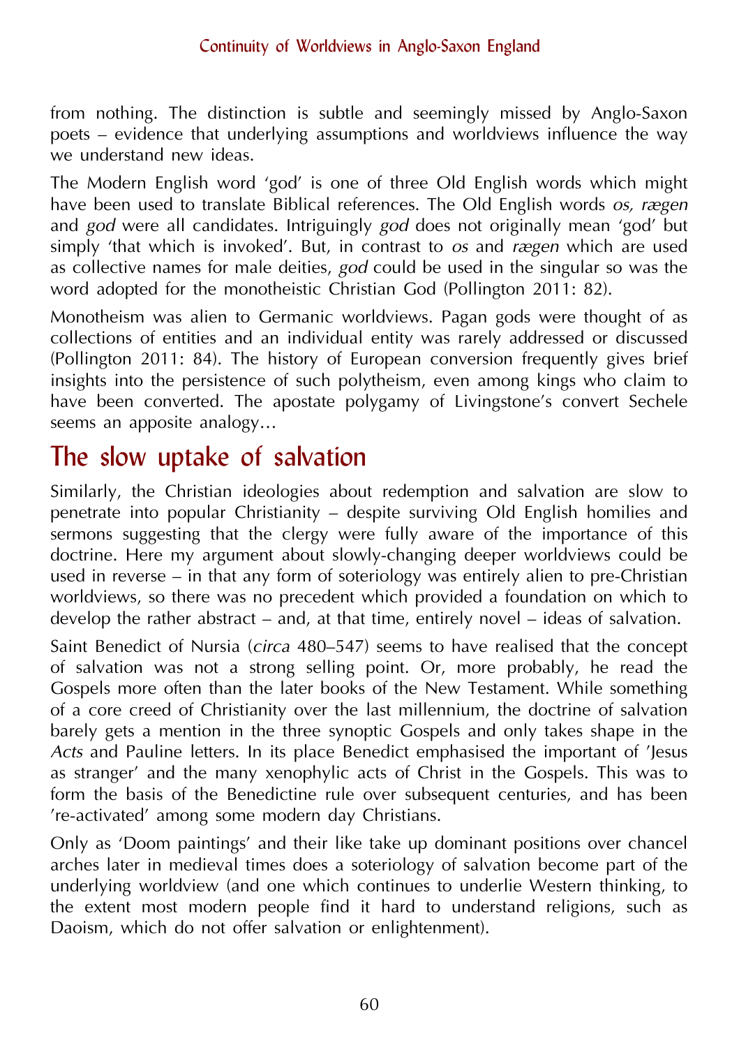from nothing. The distinction is subtle and seemingly missed by Anglo-Saxon poets – evidence that underlying assumptions and worldviews influence the way we understand new ideas.

The Modern English word 'god' is one of three Old English words which might have been used to translate Biblical references. The Old English words *os, rægen* and *god* were all candidates. Intriguingly *god* does not originally mean 'god' but simply 'that which is invoked'. But, in contrast to *os* and *rægen* which are used as collective names for male deities, *god* could be used in the singular so was the word adopted for the monotheistic Christian God (Pollington 2011: 82).

Monotheism was alien to Germanic worldviews. Pagan gods were thought of as collections of entities and an individual entity was rarely addressed or discussed (Pollington 2011: 84). The history of European conversion frequently gives brief insights into the persistence of such polytheism, even among kings who claim to have been converted. The apostate polygamy of Livingstone's convert Sechele seems an apposite analogy…

## The slow uptake of salvation

Similarly, the Christian ideologies about redemption and salvation are slow to penetrate into popular Christianity – despite surviving Old English homilies and sermons suggesting that the clergy were fully aware of the importance of this doctrine. Here my argument about slowly-changing deeper worldviews could be used in reverse – in that any form of soteriology was entirely alien to pre-Christian worldviews, so there was no precedent which provided a foundation on which to develop the rather abstract – and, at that time, entirely novel – ideas of salvation.

Saint Benedict of Nursia (*circa* 480–547) seems to have realised that the concept of salvation was not a strong selling point. Or, more probably, he read the Gospels more often than the later books of the New Testament. While something of a core creed of Christianity over the last millennium, the doctrine of salvation barely gets a mention in the three synoptic Gospels and only takes shape in the *Acts* and Pauline letters. In its place Benedict emphasised the important of 'Jesus as stranger' and the many xenophylic acts of Christ in the Gospels. This was to form the basis of the Benedictine rule over subsequent centuries, and has been 're-activated' among some modern day Christians.

Only as 'Doom paintings' and their like take up dominant positions over chancel arches later in medieval times does a soteriology of salvation become part of the underlying worldview (and one which continues to underlie Western thinking, to the extent most modern people find it hard to understand religions, such as Daoism, which do not offer salvation or enlightenment).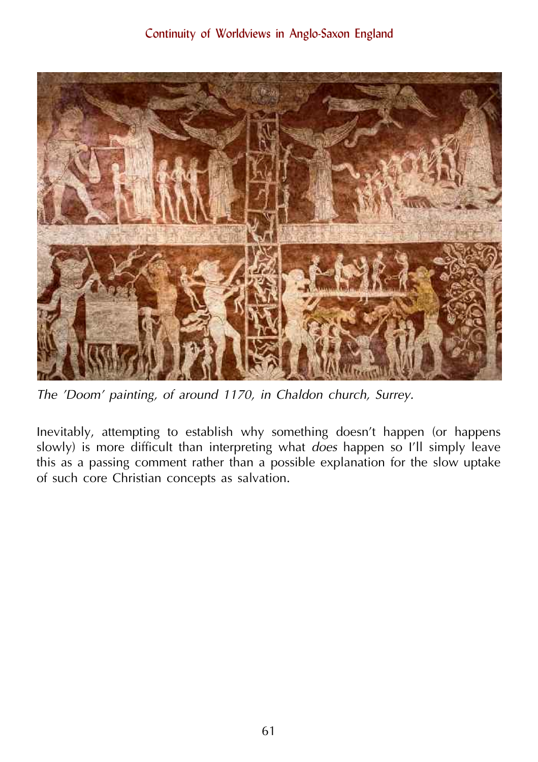*The 'Doom' painting, of around 1170, in Chaldon church, Surrey.*

Inevitably, attempting to establish why something doesn't happen (or happens slowly) is more difficult than interpreting what *does* happen so I'll simply leave this as a passing comment rather than a possible explanation for the slow uptake of such core Christian concepts as salvation.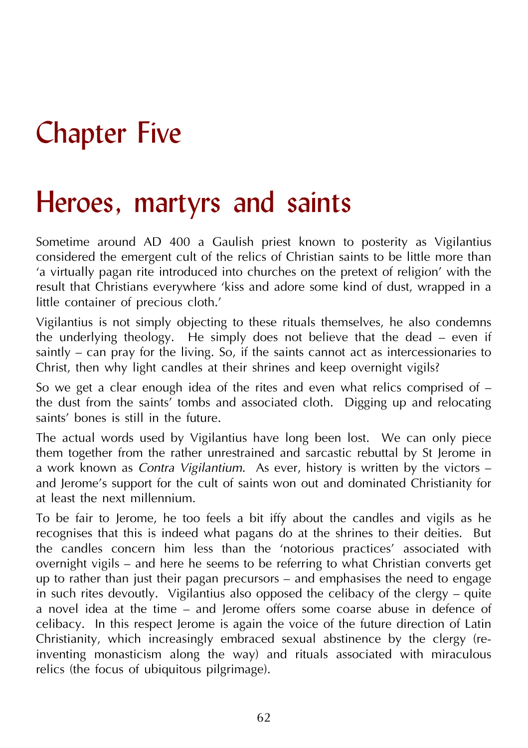# Chapter Five

# Heroes, martyrs and saints

Sometime around AD 400 a Gaulish priest known to posterity as Vigilantius considered the emergent cult of the relics of Christian saints to be little more than 'a virtually pagan rite introduced into churches on the pretext of religion' with the result that Christians everywhere 'kiss and adore some kind of dust, wrapped in a little container of precious cloth.'

Vigilantius is not simply objecting to these rituals themselves, he also condemns the underlying theology. He simply does not believe that the dead – even if saintly – can pray for the living. So, if the saints cannot act as intercessionaries to Christ, then why light candles at their shrines and keep overnight vigils?

So we get a clear enough idea of the rites and even what relics comprised of – the dust from the saints' tombs and associated cloth. Digging up and relocating saints' bones is still in the future.

The actual words used by Vigilantius have long been lost. We can only piece them together from the rather unrestrained and sarcastic rebuttal by St Jerome in a work known as *Contra Vigilantium*. As ever, history is written by the victors – and Jerome's support for the cult of saints won out and dominated Christianity for at least the next millennium.

To be fair to Jerome, he too feels a bit iffy about the candles and vigils as he recognises that this is indeed what pagans do at the shrines to their deities. But the candles concern him less than the 'notorious practices' associated with overnight vigils – and here he seems to be referring to what Christian converts get up to rather than just their pagan precursors – and emphasises the need to engage in such rites devoutly. Vigilantius also opposed the celibacy of the clergy – quite a novel idea at the time – and Jerome offers some coarse abuse in defence of celibacy. In this respect Jerome is again the voice of the future direction of Latin Christianity, which increasingly embraced sexual abstinence by the clergy (re-inventing monasticism along the way) and rituals associated with miraculous relics (the focus of ubiquitous pilgrimage).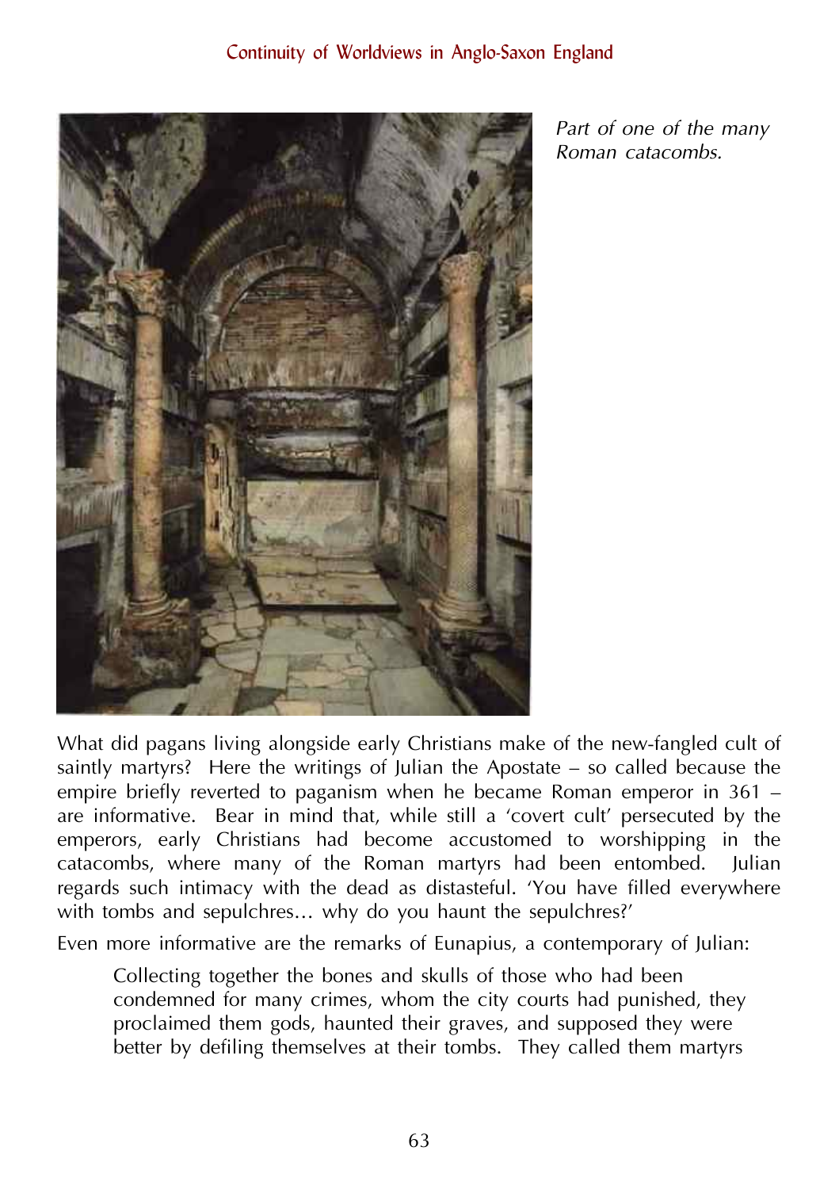Part of one of the many Roman catacombs.

What did pagans living alongside early Christians make of the new-fangled cult of saintly martyrs? Here the writings of Julian the Apostate – so called because the empire briefly reverted to paganism when he became Roman emperor in 361 – are informative. Bear in mind that, while still a 'covert cult' persecuted by the emperors, early Christians had become accustomed to worshipping in the catacombs, where many of the Roman martyrs had been entombed. Julian regards such intimacy with the dead as distasteful. 'You have filled everywhere with tombs and sepulchres… why do you haunt the sepulchres?'

Even more informative are the remarks of Eunapius, a contemporary of Julian:

> Collecting together the bones and skulls of those who had been condemned for many crimes, whom the city courts had punished, they proclaimed them gods, haunted their graves, and supposed they were better by defiling themselves at their tombs. They called them martyrs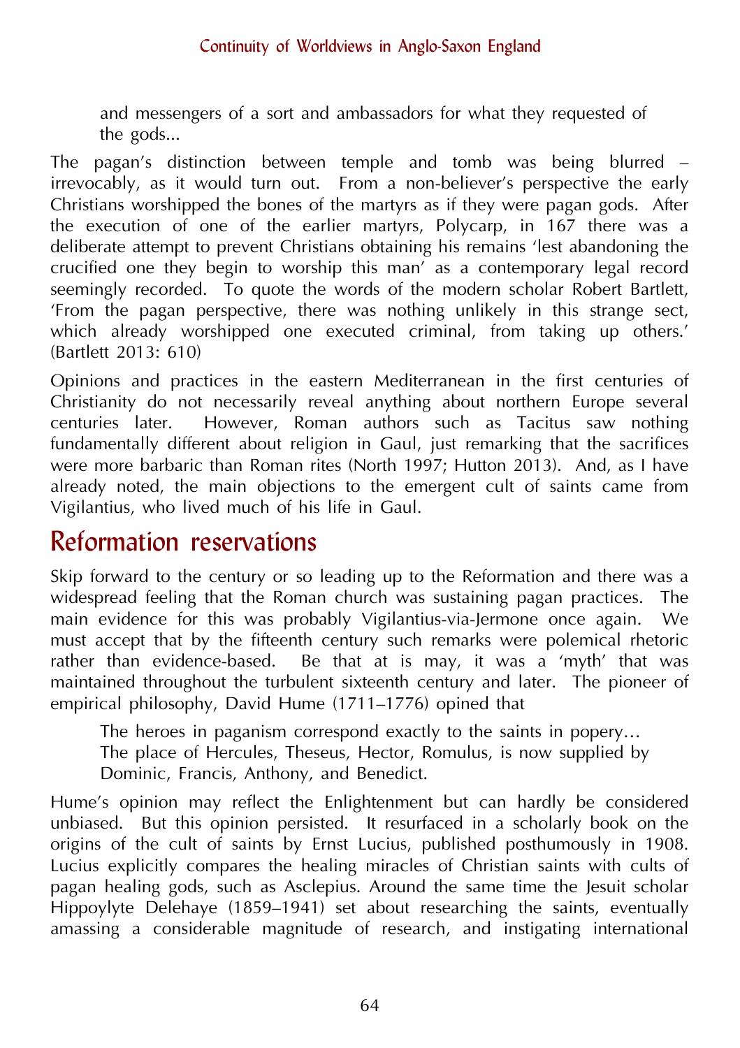> and messengers of a sort and ambassadors for what they requested of the gods...

The pagan's distinction between temple and tomb was being blurred – irrevocably, as it would turn out. From a non-believer's perspective the early Christians worshipped the bones of the martyrs as if they were pagan gods. After the execution of one of the earlier martyrs, Polycarp, in 167 there was a deliberate attempt to prevent Christians obtaining his remains 'lest abandoning the crucified one they begin to worship this man' as a contemporary legal record seemingly recorded. To quote the words of the modern scholar Robert Bartlett, 'From the pagan perspective, there was nothing unlikely in this strange sect, which already worshipped one executed criminal, from taking up others.' (Bartlett 2013: 610)

Opinions and practices in the eastern Mediterranean in the first centuries of Christianity do not necessarily reveal anything about northern Europe several centuries later. However, Roman authors such as Tacitus saw nothing fundamentally different about religion in Gaul, just remarking that the sacrifices were more barbaric than Roman rites (North 1997; Hutton 2013). And, as I have already noted, the main objections to the emergent cult of saints came from Vigilantius, who lived much of his life in Gaul.

## Reformation reservations

Skip forward to the century or so leading up to the Reformation and there was a widespread feeling that the Roman church was sustaining pagan practices. The main evidence for this was probably Vigilantius-via-Jermone once again. We must accept that by the fifteenth century such remarks were polemical rhetoric rather than evidence-based. Be that at is may, it was a 'myth' that was maintained throughout the turbulent sixteenth century and later. The pioneer of empirical philosophy, David Hume (1711–1776) opined that

> The heroes in paganism correspond exactly to the saints in popery…
> The place of Hercules, Theseus, Hector, Romulus, is now supplied by Dominic, Francis, Anthony, and Benedict.

Hume's opinion may reflect the Enlightenment but can hardly be considered unbiased. But this opinion persisted. It resurfaced in a scholarly book on the origins of the cult of saints by Ernst Lucius, published posthumously in 1908. Lucius explicitly compares the healing miracles of Christian saints with cults of pagan healing gods, such as Asclepius. Around the same time the Jesuit scholar Hippoylyte Delehaye (1859–1941) set about researching the saints, eventually amassing a considerable magnitude of research, and instigating international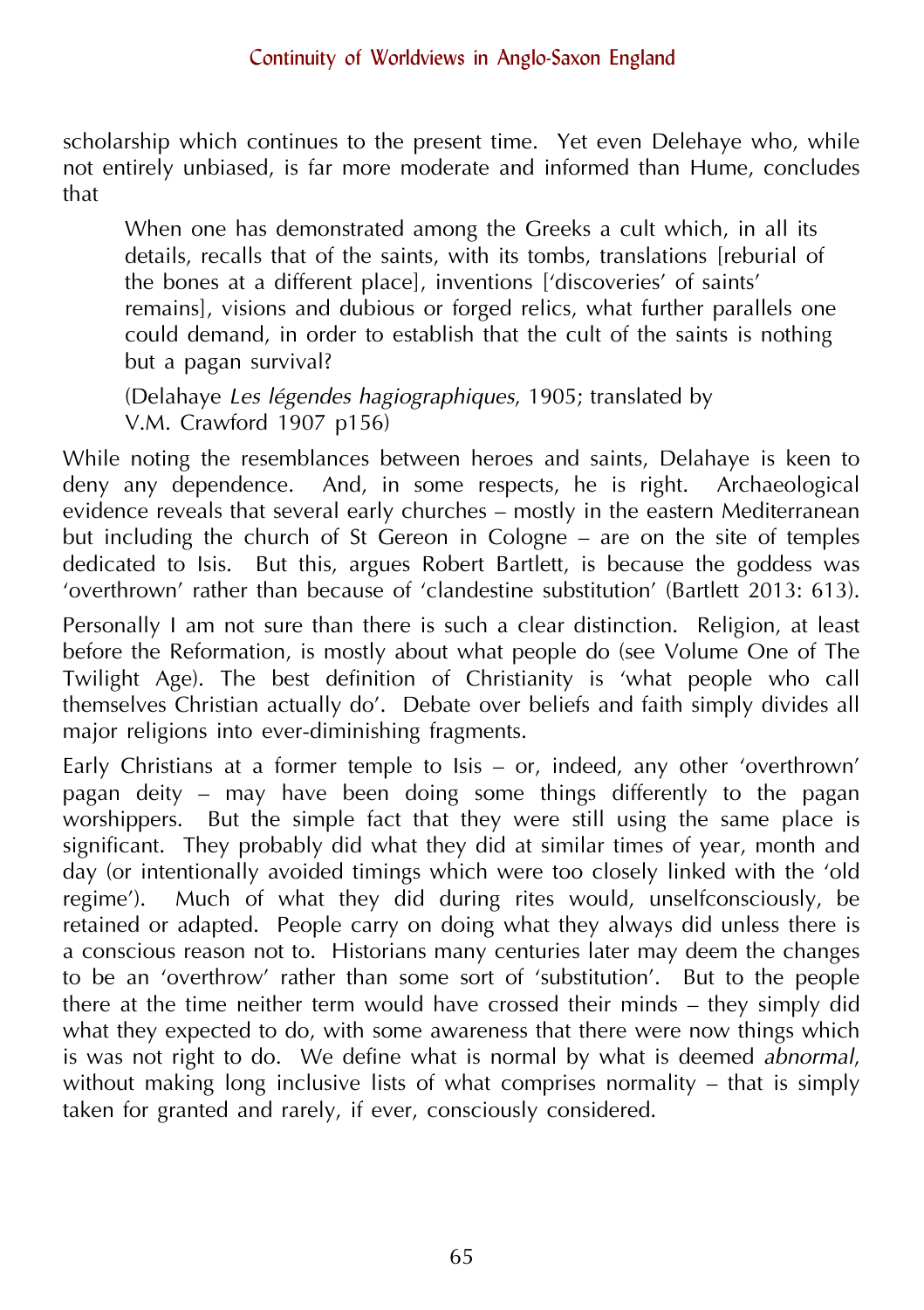scholarship which continues to the present time. Yet even Delehaye who, while not entirely unbiased, is far more moderate and informed than Hume, concludes that

> When one has demonstrated among the Greeks a cult which, in all its details, recalls that of the saints, with its tombs, translations [reburial of the bones at a different place], inventions ['discoveries' of saints' remains], visions and dubious or forged relics, what further parallels one could demand, in order to establish that the cult of the saints is nothing but a pagan survival?
>
> (Delahaye *Les légendes hagiographiques*, 1905; translated by V.M. Crawford 1907 p156)

While noting the resemblances between heroes and saints, Delahaye is keen to deny any dependence. And, in some respects, he is right. Archaeological evidence reveals that several early churches – mostly in the eastern Mediterranean but including the church of St Gereon in Cologne – are on the site of temples dedicated to Isis. But this, argues Robert Bartlett, is because the goddess was 'overthrown' rather than because of 'clandestine substitution' (Bartlett 2013: 613).

Personally I am not sure than there is such a clear distinction. Religion, at least before the Reformation, is mostly about what people do (see Volume One of The Twilight Age). The best definition of Christianity is 'what people who call themselves Christian actually do'. Debate over beliefs and faith simply divides all major religions into ever-diminishing fragments.

Early Christians at a former temple to Isis – or, indeed, any other 'overthrown' pagan deity – may have been doing some things differently to the pagan worshippers. But the simple fact that they were still using the same place is significant. They probably did what they did at similar times of year, month and day (or intentionally avoided timings which were too closely linked with the 'old regime'). Much of what they did during rites would, unselfconsciously, be retained or adapted. People carry on doing what they always did unless there is a conscious reason not to. Historians many centuries later may deem the changes to be an 'overthrow' rather than some sort of 'substitution'. But to the people there at the time neither term would have crossed their minds – they simply did what they expected to do, with some awareness that there were now things which is was not right to do. We define what is normal by what is deemed *abnormal*, without making long inclusive lists of what comprises normality – that is simply taken for granted and rarely, if ever, consciously considered.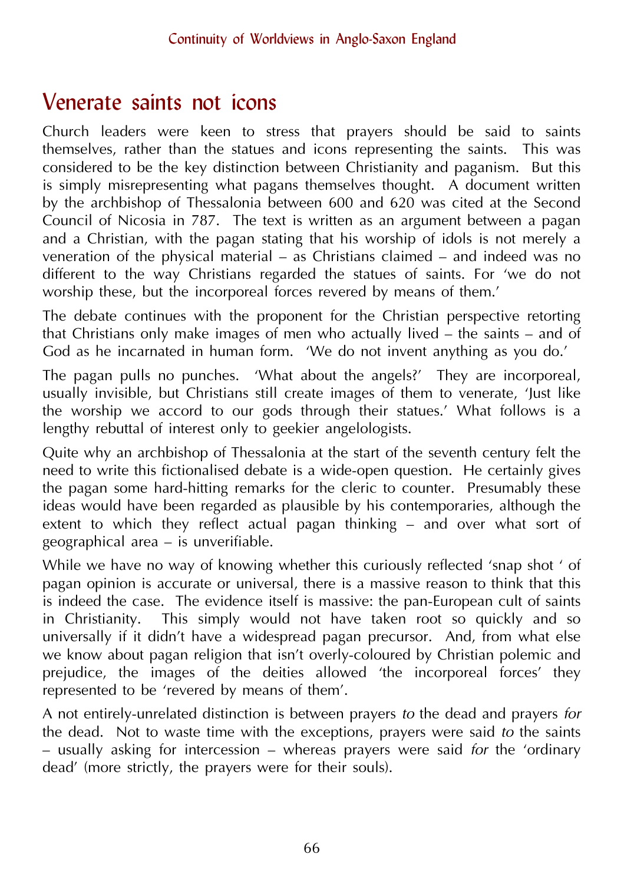## Venerate saints not icons

Church leaders were keen to stress that prayers should be said to saints themselves, rather than the statues and icons representing the saints. This was considered to be the key distinction between Christianity and paganism. But this is simply misrepresenting what pagans themselves thought. A document written by the archbishop of Thessalonia between 600 and 620 was cited at the Second Council of Nicosia in 787. The text is written as an argument between a pagan and a Christian, with the pagan stating that his worship of idols is not merely a veneration of the physical material – as Christians claimed – and indeed was no different to the way Christians regarded the statues of saints. For 'we do not worship these, but the incorporeal forces revered by means of them.'

The debate continues with the proponent for the Christian perspective retorting that Christians only make images of men who actually lived – the saints – and of God as he incarnated in human form. 'We do not invent anything as you do.'

The pagan pulls no punches. 'What about the angels?' They are incorporeal, usually invisible, but Christians still create images of them to venerate, 'Just like the worship we accord to our gods through their statues.' What follows is a lengthy rebuttal of interest only to geekier angelologists.

Quite why an archbishop of Thessalonia at the start of the seventh century felt the need to write this fictionalised debate is a wide-open question. He certainly gives the pagan some hard-hitting remarks for the cleric to counter. Presumably these ideas would have been regarded as plausible by his contemporaries, although the extent to which they reflect actual pagan thinking – and over what sort of geographical area – is unverifiable.

While we have no way of knowing whether this curiously reflected 'snap shot ' of pagan opinion is accurate or universal, there is a massive reason to think that this is indeed the case. The evidence itself is massive: the pan-European cult of saints in Christianity. This simply would not have taken root so quickly and so universally if it didn't have a widespread pagan precursor. And, from what else we know about pagan religion that isn't overly-coloured by Christian polemic and prejudice, the images of the deities allowed 'the incorporeal forces' they represented to be 'revered by means of them'.

A not entirely-unrelated distinction is between prayers *to* the dead and prayers *for* the dead. Not to waste time with the exceptions, prayers were said *to* the saints – usually asking for intercession – whereas prayers were said *for* the 'ordinary dead' (more strictly, the prayers were for their souls).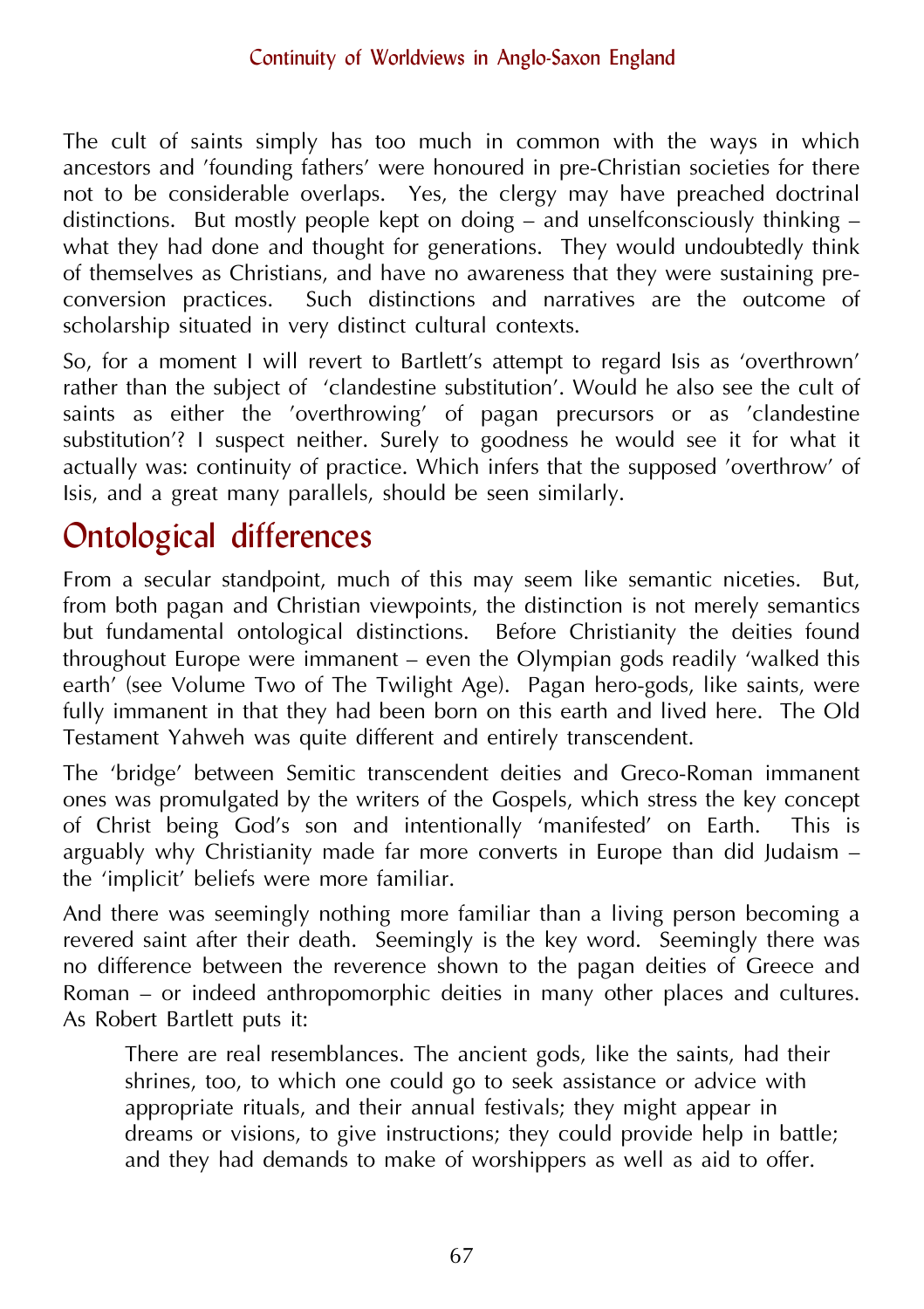The cult of saints simply has too much in common with the ways in which ancestors and 'founding fathers' were honoured in pre-Christian societies for there not to be considerable overlaps. Yes, the clergy may have preached doctrinal distinctions. But mostly people kept on doing – and unselfconsciously thinking – what they had done and thought for generations. They would undoubtedly think of themselves as Christians, and have no awareness that they were sustaining pre-conversion practices. Such distinctions and narratives are the outcome of scholarship situated in very distinct cultural contexts.

So, for a moment I will revert to Bartlett's attempt to regard Isis as 'overthrown' rather than the subject of 'clandestine substitution'. Would he also see the cult of saints as either the 'overthrowing' of pagan precursors or as 'clandestine substitution'? I suspect neither. Surely to goodness he would see it for what it actually was: continuity of practice. Which infers that the supposed 'overthrow' of Isis, and a great many parallels, should be seen similarly.

## Ontological differences

From a secular standpoint, much of this may seem like semantic niceties. But, from both pagan and Christian viewpoints, the distinction is not merely semantics but fundamental ontological distinctions. Before Christianity the deities found throughout Europe were immanent – even the Olympian gods readily 'walked this earth' (see Volume Two of The Twilight Age). Pagan hero-gods, like saints, were fully immanent in that they had been born on this earth and lived here. The Old Testament Yahweh was quite different and entirely transcendent.

The 'bridge' between Semitic transcendent deities and Greco-Roman immanent ones was promulgated by the writers of the Gospels, which stress the key concept of Christ being God's son and intentionally 'manifested' on Earth. This is arguably why Christianity made far more converts in Europe than did Judaism – the 'implicit' beliefs were more familiar.

And there was seemingly nothing more familiar than a living person becoming a revered saint after their death. Seemingly is the key word. Seemingly there was no difference between the reverence shown to the pagan deities of Greece and Roman – or indeed anthropomorphic deities in many other places and cultures. As Robert Bartlett puts it:

> There are real resemblances. The ancient gods, like the saints, had their shrines, too, to which one could go to seek assistance or advice with appropriate rituals, and their annual festivals; they might appear in dreams or visions, to give instructions; they could provide help in battle; and they had demands to make of worshippers as well as aid to offer.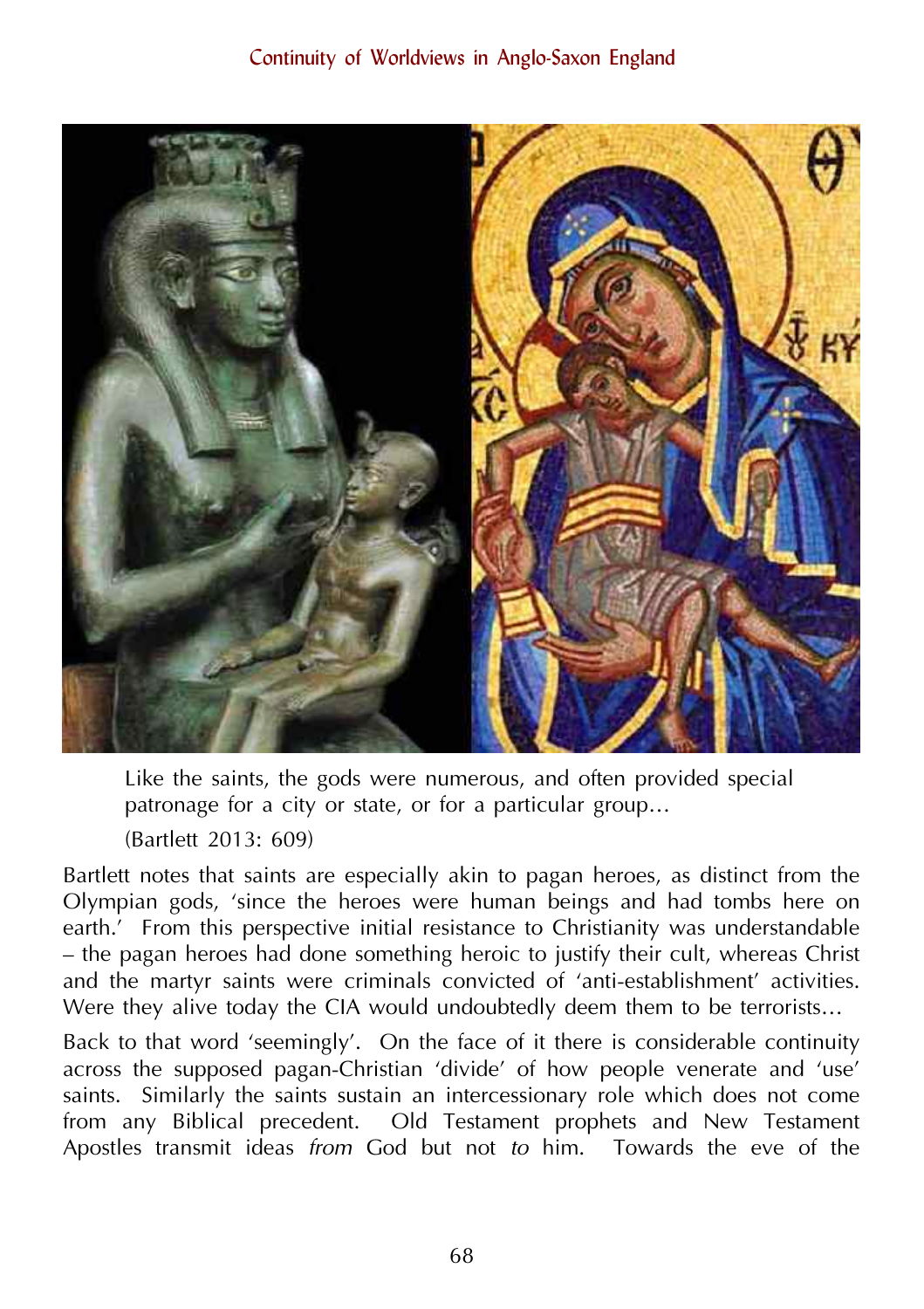> Like the saints, the gods were numerous, and often provided special patronage for a city or state, or for a particular group…
>
> (Bartlett 2013: 609)

Bartlett notes that saints are especially akin to pagan heroes, as distinct from the Olympian gods, 'since the heroes were human beings and had tombs here on earth.' From this perspective initial resistance to Christianity was understandable – the pagan heroes had done something heroic to justify their cult, whereas Christ and the martyr saints were criminals convicted of 'anti-establishment' activities. Were they alive today the CIA would undoubtedly deem them to be terrorists…

Back to that word 'seemingly'. On the face of it there is considerable continuity across the supposed pagan-Christian 'divide' of how people venerate and 'use' saints. Similarly the saints sustain an intercessionary role which does not come from any Biblical precedent. Old Testament prophets and New Testament Apostles transmit ideas *from* God but not *to* him. Towards the eve of the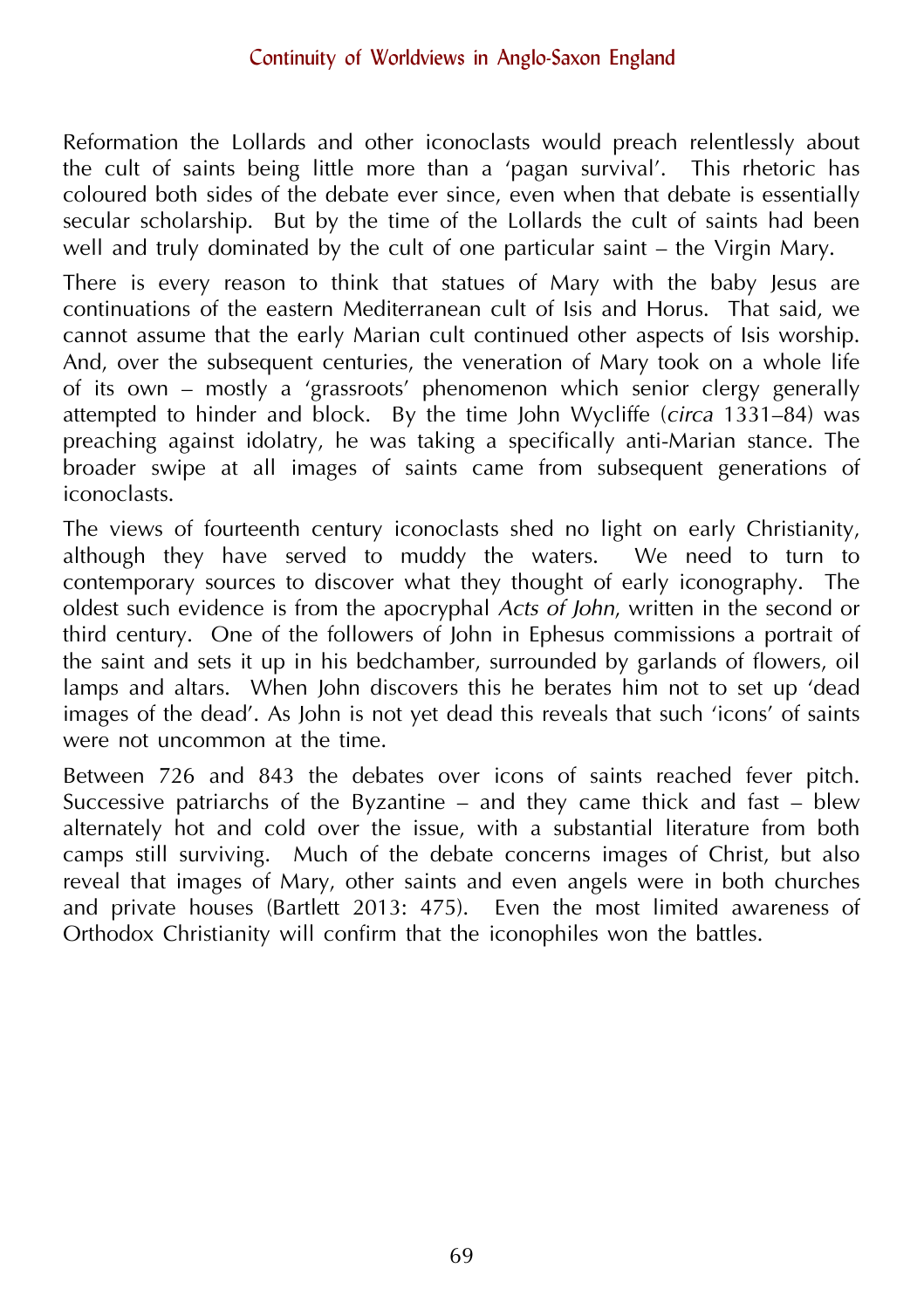Reformation the Lollards and other iconoclasts would preach relentlessly about the cult of saints being little more than a 'pagan survival'. This rhetoric has coloured both sides of the debate ever since, even when that debate is essentially secular scholarship. But by the time of the Lollards the cult of saints had been well and truly dominated by the cult of one particular saint – the Virgin Mary.

There is every reason to think that statues of Mary with the baby Jesus are continuations of the eastern Mediterranean cult of Isis and Horus. That said, we cannot assume that the early Marian cult continued other aspects of Isis worship. And, over the subsequent centuries, the veneration of Mary took on a whole life of its own – mostly a 'grassroots' phenomenon which senior clergy generally attempted to hinder and block. By the time John Wycliffe (*circa* 1331–84) was preaching against idolatry, he was taking a specifically anti-Marian stance. The broader swipe at all images of saints came from subsequent generations of iconoclasts.

The views of fourteenth century iconoclasts shed no light on early Christianity, although they have served to muddy the waters. We need to turn to contemporary sources to discover what they thought of early iconography. The oldest such evidence is from the apocryphal *Acts of John*, written in the second or third century. One of the followers of John in Ephesus commissions a portrait of the saint and sets it up in his bedchamber, surrounded by garlands of flowers, oil lamps and altars. When John discovers this he berates him not to set up 'dead images of the dead'. As John is not yet dead this reveals that such 'icons' of saints were not uncommon at the time.

Between 726 and 843 the debates over icons of saints reached fever pitch. Successive patriarchs of the Byzantine – and they came thick and fast – blew alternately hot and cold over the issue, with a substantial literature from both camps still surviving. Much of the debate concerns images of Christ, but also reveal that images of Mary, other saints and even angels were in both churches and private houses (Bartlett 2013: 475). Even the most limited awareness of Orthodox Christianity will confirm that the iconophiles won the battles.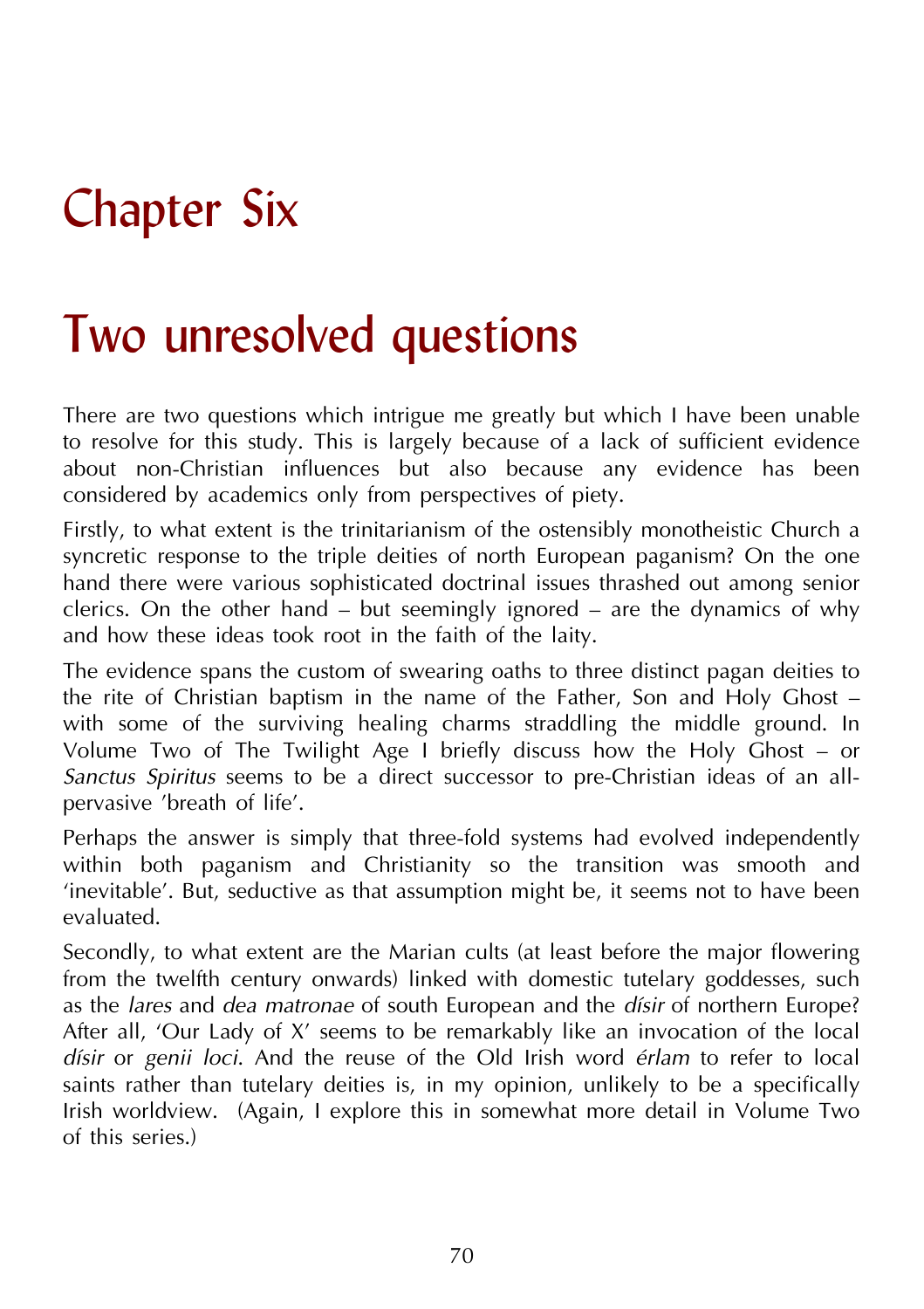# Chapter Six

# Two unresolved questions

There are two questions which intrigue me greatly but which I have been unable to resolve for this study. This is largely because of a lack of sufficient evidence about non-Christian influences but also because any evidence has been considered by academics only from perspectives of piety.

Firstly, to what extent is the trinitarianism of the ostensibly monotheistic Church a syncretic response to the triple deities of north European paganism? On the one hand there were various sophisticated doctrinal issues thrashed out among senior clerics. On the other hand – but seemingly ignored – are the dynamics of why and how these ideas took root in the faith of the laity.

The evidence spans the custom of swearing oaths to three distinct pagan deities to the rite of Christian baptism in the name of the Father, Son and Holy Ghost – with some of the surviving healing charms straddling the middle ground. In Volume Two of The Twilight Age I briefly discuss how the Holy Ghost – or *Sanctus Spiritus* seems to be a direct successor to pre-Christian ideas of an all-pervasive 'breath of life'.

Perhaps the answer is simply that three-fold systems had evolved independently within both paganism and Christianity so the transition was smooth and 'inevitable'. But, seductive as that assumption might be, it seems not to have been evaluated.

Secondly, to what extent are the Marian cults (at least before the major flowering from the twelfth century onwards) linked with domestic tutelary goddesses, such as the *lares* and *dea matronae* of south European and the *dísir* of northern Europe? After all, 'Our Lady of X' seems to be remarkably like an invocation of the local *dísir* or *genii loci*. And the reuse of the Old Irish word *érlam* to refer to local saints rather than tutelary deities is, in my opinion, unlikely to be a specifically Irish worldview. (Again, I explore this in somewhat more detail in Volume Two of this series.)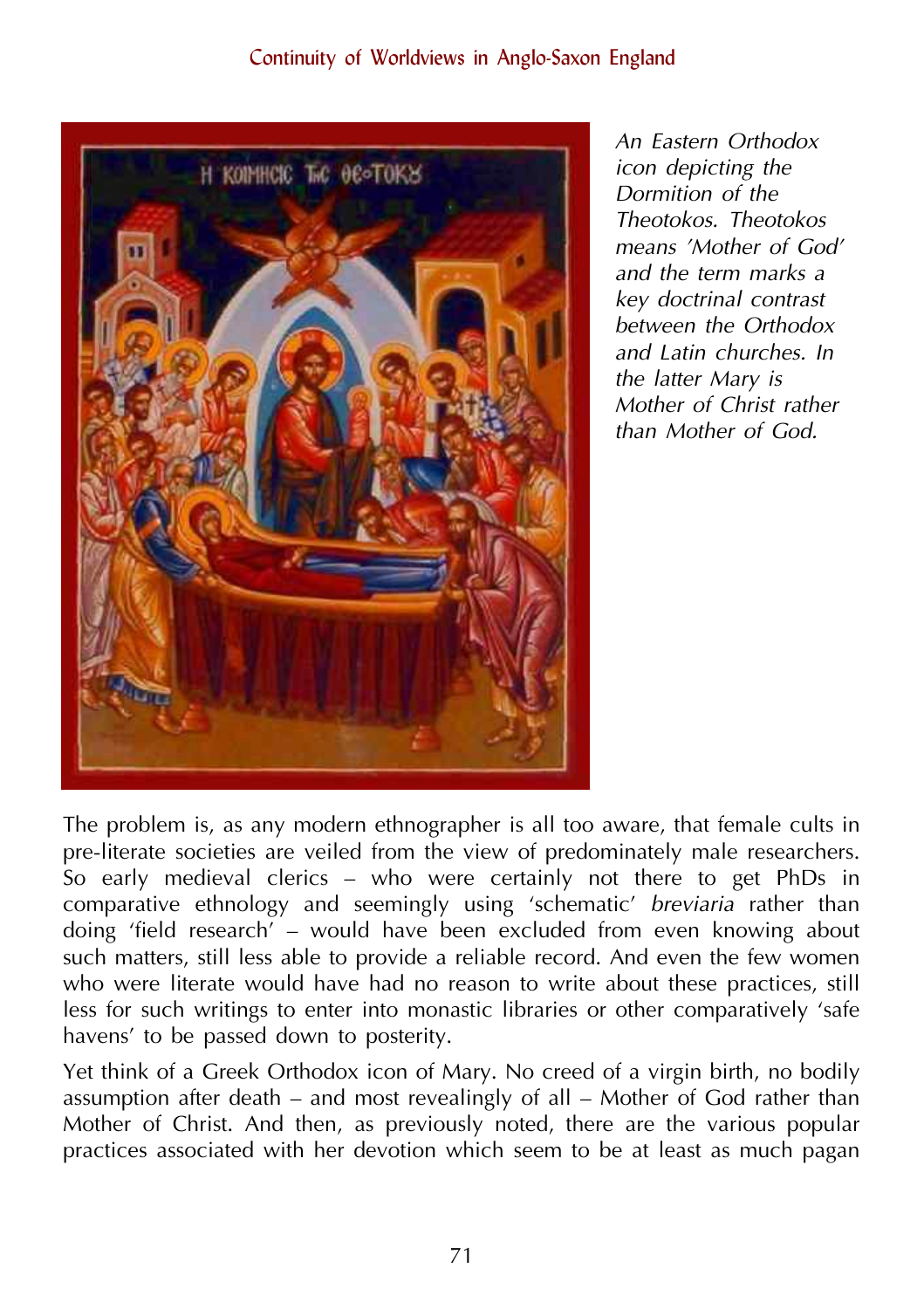*An Eastern Orthodox icon depicting the Dormition of the Theotokos. Theotokos means 'Mother of God' and the term marks a key doctrinal contrast between the Orthodox and Latin churches. In the latter Mary is Mother of Christ rather than Mother of God.*

The problem is, as any modern ethnographer is all too aware, that female cults in pre-literate societies are veiled from the view of predominately male researchers. So early medieval clerics – who were certainly not there to get PhDs in comparative ethnology and seemingly using 'schematic' *breviaria* rather than doing 'field research' – would have been excluded from even knowing about such matters, still less able to provide a reliable record. And even the few women who were literate would have had no reason to write about these practices, still less for such writings to enter into monastic libraries or other comparatively 'safe havens' to be passed down to posterity.

Yet think of a Greek Orthodox icon of Mary. No creed of a virgin birth, no bodily assumption after death – and most revealingly of all – Mother of God rather than Mother of Christ. And then, as previously noted, there are the various popular practices associated with her devotion which seem to be at least as much pagan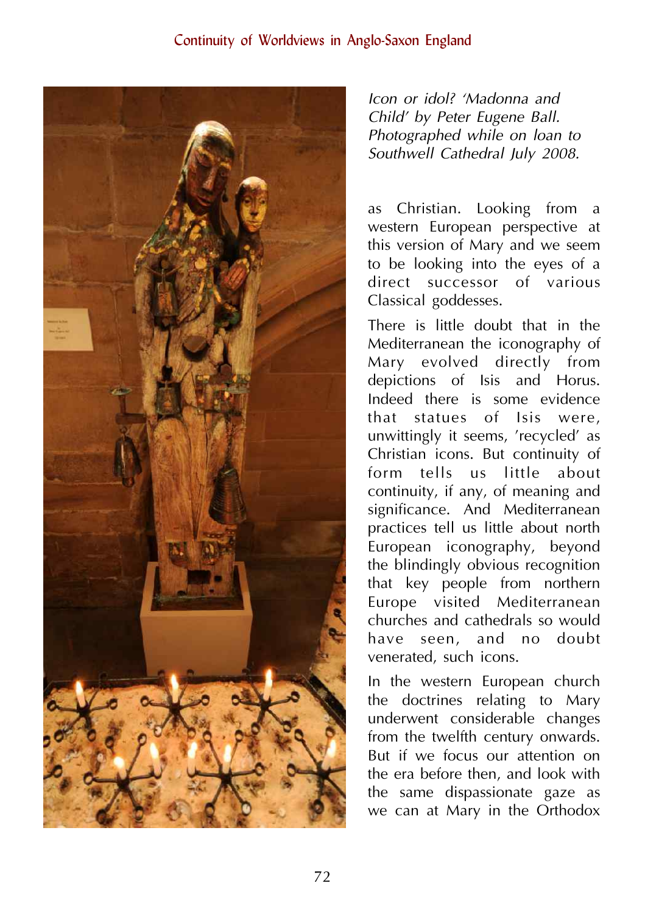*Icon or idol? 'Madonna and Child' by Peter Eugene Ball. Photographed while on loan to Southwell Cathedral July 2008.*

as Christian. Looking from a western European perspective at this version of Mary and we seem to be looking into the eyes of a direct successor of various Classical goddesses.

There is little doubt that in the Mediterranean the iconography of Mary evolved directly from depictions of Isis and Horus. Indeed there is some evidence that statues of Isis were, unwittingly it seems, 'recycled' as Christian icons. But continuity of form tells us little about continuity, if any, of meaning and significance. And Mediterranean practices tell us little about north European iconography, beyond the blindingly obvious recognition that key people from northern Europe visited Mediterranean churches and cathedrals so would have seen, and no doubt venerated, such icons.

In the western European church the doctrines relating to Mary underwent considerable changes from the twelfth century onwards. But if we focus our attention on the era before then, and look with the same dispassionate gaze as we can at Mary in the Orthodox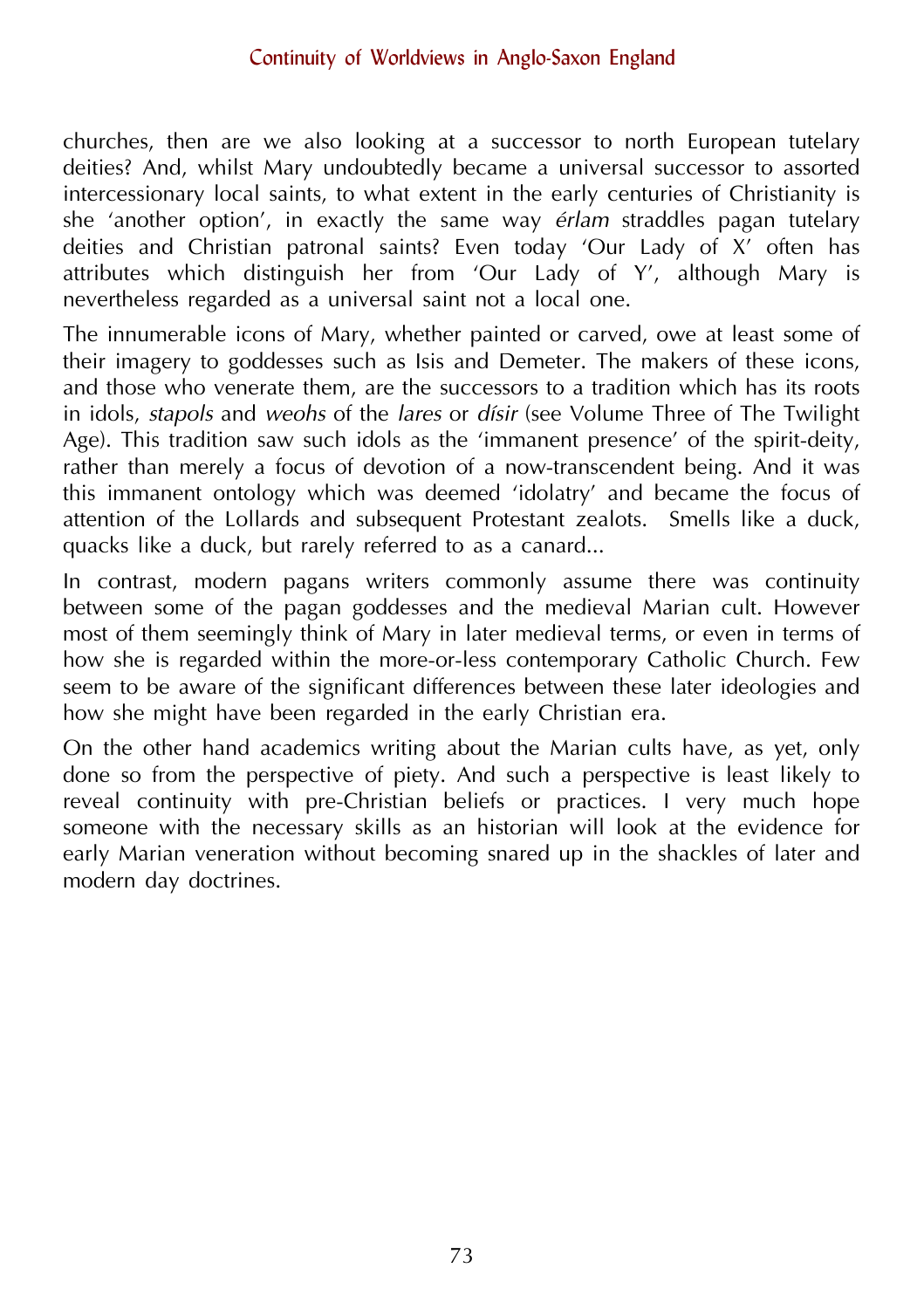churches, then are we also looking at a successor to north European tutelary deities? And, whilst Mary undoubtedly became a universal successor to assorted intercessionary local saints, to what extent in the early centuries of Christianity is she 'another option', in exactly the same way *érlam* straddles pagan tutelary deities and Christian patronal saints? Even today 'Our Lady of X' often has attributes which distinguish her from 'Our Lady of Y', although Mary is nevertheless regarded as a universal saint not a local one.

The innumerable icons of Mary, whether painted or carved, owe at least some of their imagery to goddesses such as Isis and Demeter. The makers of these icons, and those who venerate them, are the successors to a tradition which has its roots in idols, *stapols* and *weohs* of the *lares* or *dísir* (see Volume Three of The Twilight Age). This tradition saw such idols as the 'immanent presence' of the spirit-deity, rather than merely a focus of devotion of a now-transcendent being. And it was this immanent ontology which was deemed 'idolatry' and became the focus of attention of the Lollards and subsequent Protestant zealots. Smells like a duck, quacks like a duck, but rarely referred to as a canard...

In contrast, modern pagans writers commonly assume there was continuity between some of the pagan goddesses and the medieval Marian cult. However most of them seemingly think of Mary in later medieval terms, or even in terms of how she is regarded within the more-or-less contemporary Catholic Church. Few seem to be aware of the significant differences between these later ideologies and how she might have been regarded in the early Christian era.

On the other hand academics writing about the Marian cults have, as yet, only done so from the perspective of piety. And such a perspective is least likely to reveal continuity with pre-Christian beliefs or practices. I very much hope someone with the necessary skills as an historian will look at the evidence for early Marian veneration without becoming snared up in the shackles of later and modern day doctrines.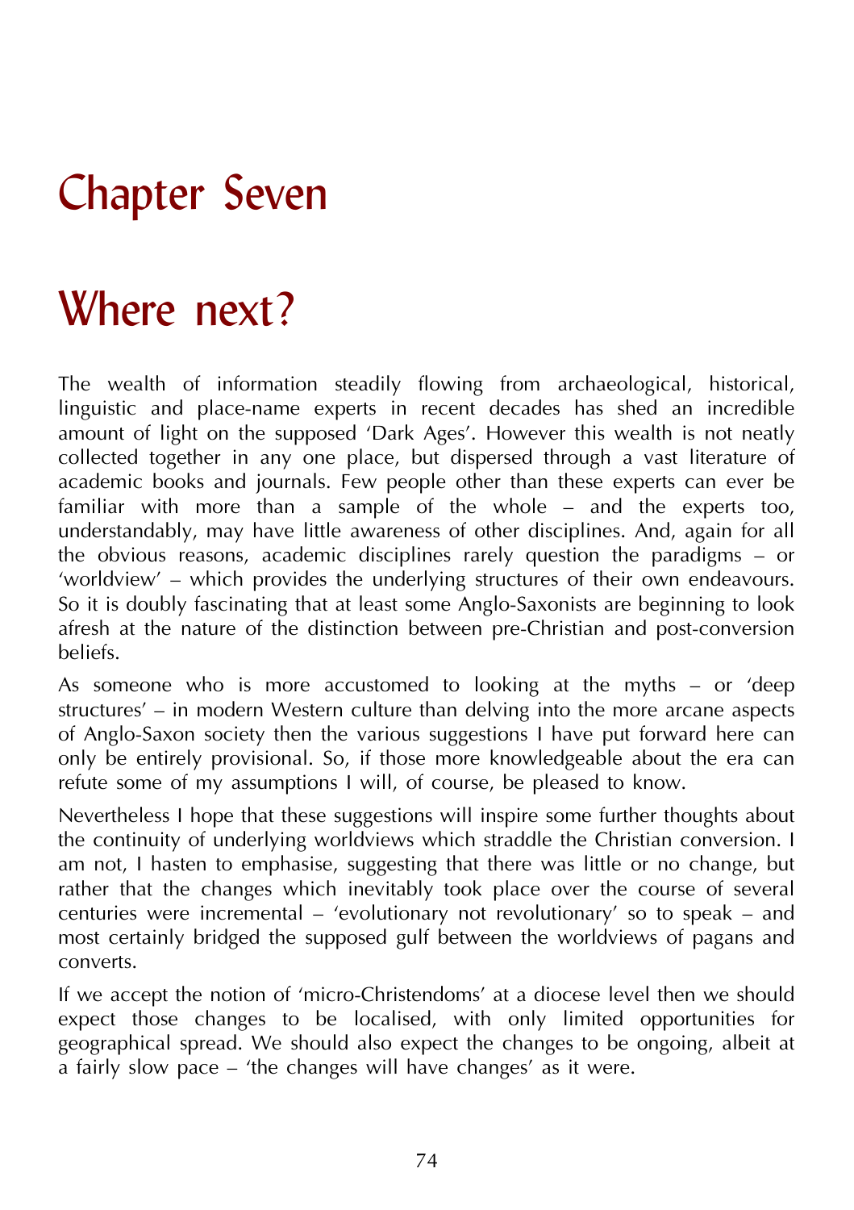# Chapter Seven

# Where next?

The wealth of information steadily flowing from archaeological, historical, linguistic and place-name experts in recent decades has shed an incredible amount of light on the supposed 'Dark Ages'. However this wealth is not neatly collected together in any one place, but dispersed through a vast literature of academic books and journals. Few people other than these experts can ever be familiar with more than a sample of the whole – and the experts too, understandably, may have little awareness of other disciplines. And, again for all the obvious reasons, academic disciplines rarely question the paradigms – or 'worldview' – which provides the underlying structures of their own endeavours. So it is doubly fascinating that at least some Anglo-Saxonists are beginning to look afresh at the nature of the distinction between pre-Christian and post-conversion beliefs.

As someone who is more accustomed to looking at the myths – or 'deep structures' – in modern Western culture than delving into the more arcane aspects of Anglo-Saxon society then the various suggestions I have put forward here can only be entirely provisional. So, if those more knowledgeable about the era can refute some of my assumptions I will, of course, be pleased to know.

Nevertheless I hope that these suggestions will inspire some further thoughts about the continuity of underlying worldviews which straddle the Christian conversion. I am not, I hasten to emphasise, suggesting that there was little or no change, but rather that the changes which inevitably took place over the course of several centuries were incremental – 'evolutionary not revolutionary' so to speak – and most certainly bridged the supposed gulf between the worldviews of pagans and converts.

If we accept the notion of 'micro-Christendoms' at a diocese level then we should expect those changes to be localised, with only limited opportunities for geographical spread. We should also expect the changes to be ongoing, albeit at a fairly slow pace – 'the changes will have changes' as it were.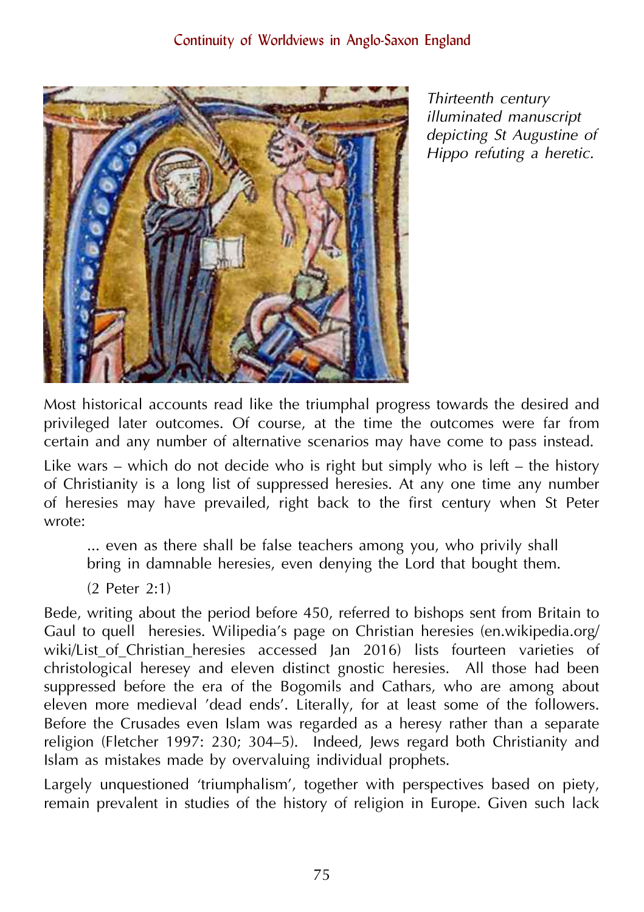*Thirteenth century illuminated manuscript depicting St Augustine of Hippo refuting a heretic.*

Most historical accounts read like the triumphal progress towards the desired and privileged later outcomes. Of course, at the time the outcomes were far from certain and any number of alternative scenarios may have come to pass instead.

Like wars – which do not decide who is right but simply who is left – the history of Christianity is a long list of suppressed heresies. At any one time any number of heresies may have prevailed, right back to the first century when St Peter wrote:

> ... even as there shall be false teachers among you, who privily shall bring in damnable heresies, even denying the Lord that bought them.
>
> (2 Peter 2:1)

Bede, writing about the period before 450, referred to bishops sent from Britain to Gaul to quell heresies. Wilipedia's page on Christian heresies (en.wikipedia.org/wiki/List_of_Christian_heresies accessed Jan 2016) lists fourteen varieties of christological heresey and eleven distinct gnostic heresies. All those had been suppressed before the era of the Bogomils and Cathars, who are among about eleven more medieval 'dead ends'. Literally, for at least some of the followers. Before the Crusades even Islam was regarded as a heresy rather than a separate religion (Fletcher 1997: 230; 304–5). Indeed, Jews regard both Christianity and Islam as mistakes made by overvaluing individual prophets.

Largely unquestioned 'triumphalism', together with perspectives based on piety, remain prevalent in studies of the history of religion in Europe. Given such lack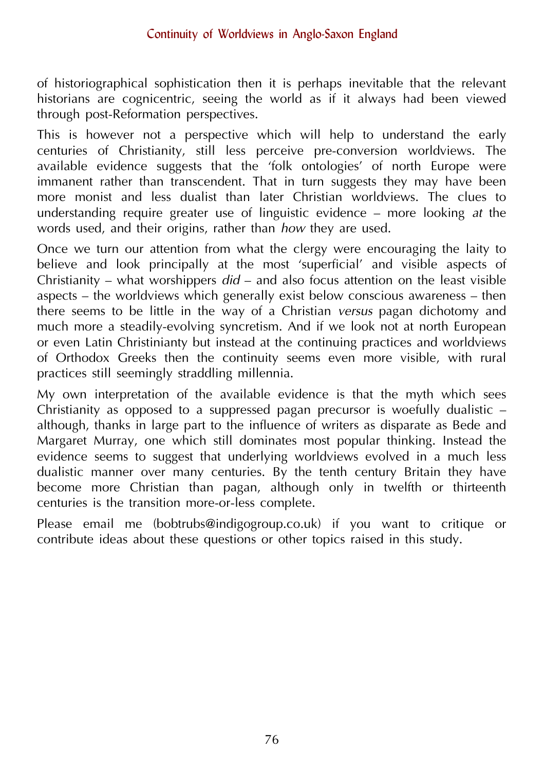of historiographical sophistication then it is perhaps inevitable that the relevant historians are cognicentric, seeing the world as if it always had been viewed through post-Reformation perspectives.

This is however not a perspective which will help to understand the early centuries of Christianity, still less perceive pre-conversion worldviews. The available evidence suggests that the 'folk ontologies' of north Europe were immanent rather than transcendent. That in turn suggests they may have been more monist and less dualist than later Christian worldviews. The clues to understanding require greater use of linguistic evidence – more looking *at* the words used, and their origins, rather than *how* they are used.

Once we turn our attention from what the clergy were encouraging the laity to believe and look principally at the most 'superficial' and visible aspects of Christianity – what worshippers *did* – and also focus attention on the least visible aspects – the worldviews which generally exist below conscious awareness – then there seems to be little in the way of a Christian *versus* pagan dichotomy and much more a steadily-evolving syncretism. And if we look not at north European or even Latin Christinianty but instead at the continuing practices and worldviews of Orthodox Greeks then the continuity seems even more visible, with rural practices still seemingly straddling millennia.

My own interpretation of the available evidence is that the myth which sees Christianity as opposed to a suppressed pagan precursor is woefully dualistic – although, thanks in large part to the influence of writers as disparate as Bede and Margaret Murray, one which still dominates most popular thinking. Instead the evidence seems to suggest that underlying worldviews evolved in a much less dualistic manner over many centuries. By the tenth century Britain they have become more Christian than pagan, although only in twelfth or thirteenth centuries is the transition more-or-less complete.

Please email me (bobtrubs@indigogroup.co.uk) if you want to critique or contribute ideas about these questions or other topics raised in this study.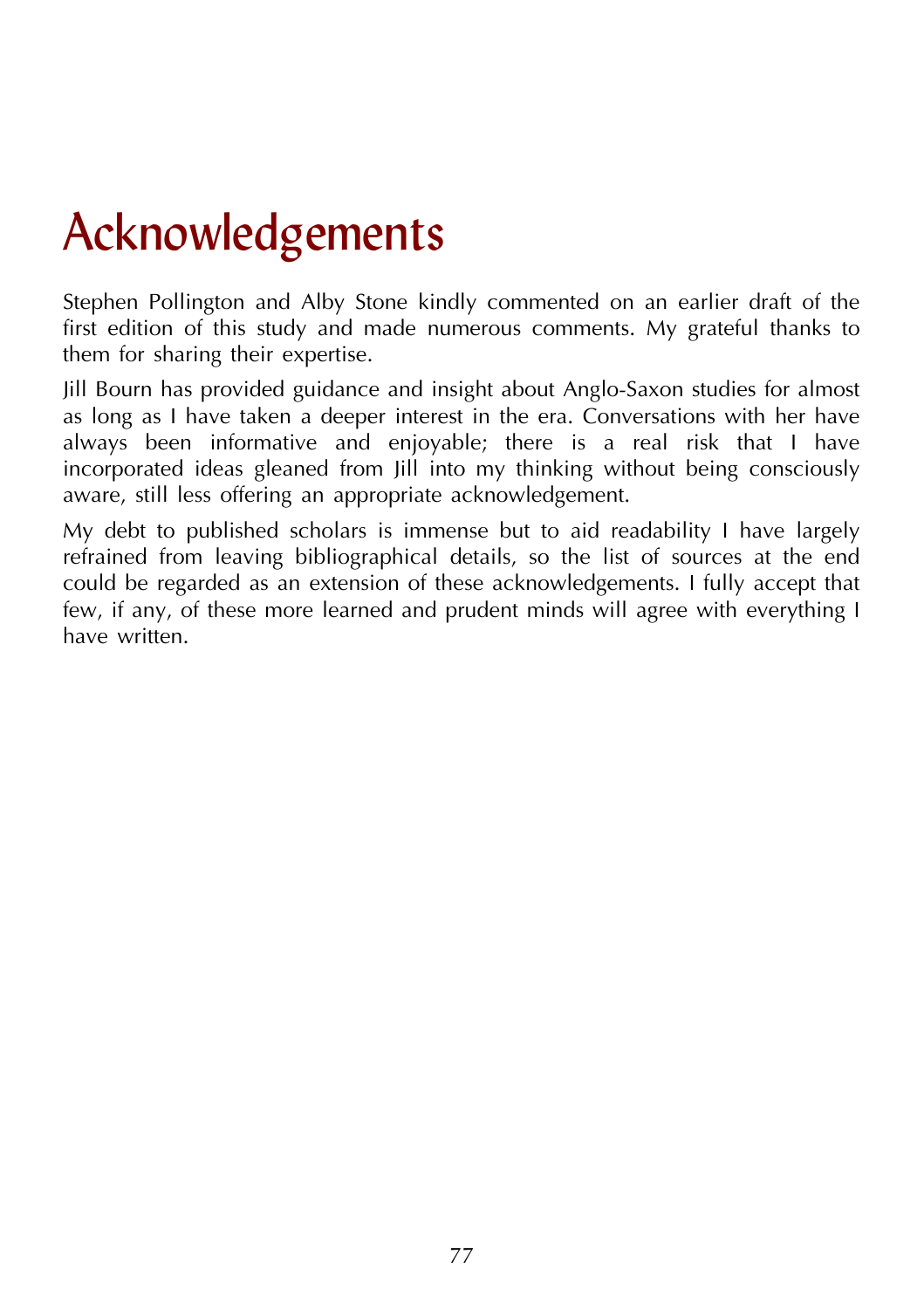# Acknowledgements

Stephen Pollington and Alby Stone kindly commented on an earlier draft of the first edition of this study and made numerous comments. My grateful thanks to them for sharing their expertise.

Jill Bourn has provided guidance and insight about Anglo-Saxon studies for almost as long as I have taken a deeper interest in the era. Conversations with her have always been informative and enjoyable; there is a real risk that I have incorporated ideas gleaned from Jill into my thinking without being consciously aware, still less offering an appropriate acknowledgement.

My debt to published scholars is immense but to aid readability I have largely refrained from leaving bibliographical details, so the list of sources at the end could be regarded as an extension of these acknowledgements. I fully accept that few, if any, of these more learned and prudent minds will agree with everything I have written.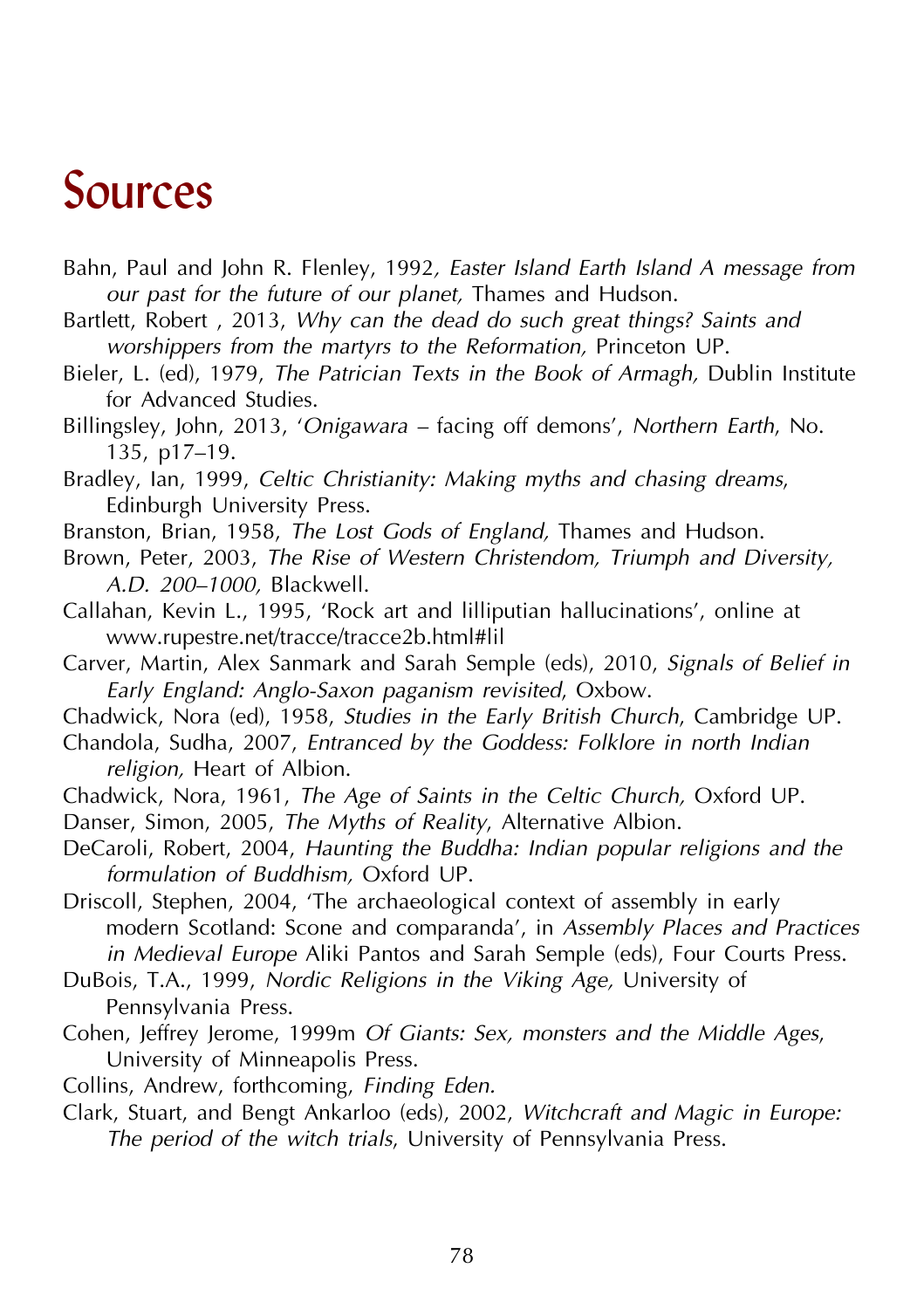# Sources

Bahn, Paul and John R. Flenley, 1992*, Easter Island Earth Island A message from our past for the future of our planet,* Thames and Hudson.

Bartlett, Robert , 2013, *Why can the dead do such great things? Saints and worshippers from the martyrs to the Reformation,* Princeton UP.

Bieler, L. (ed), 1979, *The Patrician Texts in the Book of Armagh,* Dublin Institute for Advanced Studies.

Billingsley, John, 2013, '*Onigawara* – facing off demons', *Northern Earth*, No. 135, p17–19.

Bradley, Ian, 1999, *Celtic Christianity: Making myths and chasing dreams,* Edinburgh University Press.

Branston, Brian, 1958, *The Lost Gods of England,* Thames and Hudson.

Brown, Peter, 2003, *The Rise of Western Christendom, Triumph and Diversity, A.D. 200–1000,* Blackwell.

Callahan, Kevin L., 1995, 'Rock art and lilliputian hallucinations', online at www.rupestre.net/tracce/tracce2b.html#lil

Carver, Martin, Alex Sanmark and Sarah Semple (eds), 2010, *Signals of Belief in Early England: Anglo-Saxon paganism revisited,* Oxbow.

Chadwick, Nora (ed), 1958, *Studies in the Early British Church*, Cambridge UP.

Chandola, Sudha, 2007, *Entranced by the Goddess: Folklore in north Indian religion,* Heart of Albion.

Chadwick, Nora, 1961, *The Age of Saints in the Celtic Church,* Oxford UP.

Danser, Simon, 2005, *The Myths of Reality*, Alternative Albion.

DeCaroli, Robert, 2004, *Haunting the Buddha: Indian popular religions and the formulation of Buddhism,* Oxford UP.

Driscoll, Stephen, 2004, 'The archaeological context of assembly in early modern Scotland: Scone and comparanda', in *Assembly Places and Practices in Medieval Europe* Aliki Pantos and Sarah Semple (eds), Four Courts Press.

DuBois, T.A., 1999, *Nordic Religions in the Viking Age,* University of Pennsylvania Press.

Cohen, Jeffrey Jerome, 1999m *Of Giants: Sex, monsters and the Middle Ages*, University of Minneapolis Press.

Collins, Andrew, forthcoming, *Finding Eden.*

Clark, Stuart, and Bengt Ankarloo (eds), 2002, *Witchcraft and Magic in Europe: The period of the witch trials*, University of Pennsylvania Press.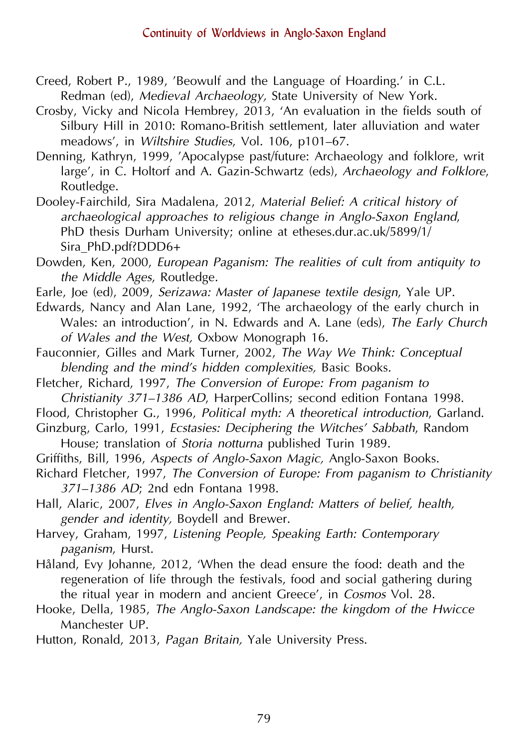Creed, Robert P., 1989, 'Beowulf and the Language of Hoarding.' in C.L. Redman (ed), *Medieval Archaeology,* State University of New York.

Crosby, Vicky and Nicola Hembrey, 2013, 'An evaluation in the fields south of Silbury Hill in 2010: Romano-British settlement, later alluviation and water meadows', in *Wiltshire Studies*, Vol. 106, p101–67.

Denning, Kathryn, 1999, 'Apocalypse past/future: Archaeology and folklore, writ large', in C. Holtorf and A. Gazin-Schwartz (eds), *Archaeology and Folklore*, Routledge.

Dooley-Fairchild, Sira Madalena, 2012, *Material Belief: A critical history of archaeological approaches to religious change in Anglo-Saxon England*, PhD thesis Durham University; online at etheses.dur.ac.uk/5899/1/Sira_PhD.pdf?DDD6+

Dowden, Ken, 2000, *European Paganism: The realities of cult from antiquity to the Middle Ages*, Routledge.

Earle, Joe (ed), 2009, *Serizawa: Master of Japanese textile design*, Yale UP.

Edwards, Nancy and Alan Lane, 1992, 'The archaeology of the early church in Wales: an introduction', in N. Edwards and A. Lane (eds), *The Early Church of Wales and the West,* Oxbow Monograph 16.

Fauconnier, Gilles and Mark Turner, 2002, *The Way We Think: Conceptual blending and the mind's hidden complexities,* Basic Books.

Fletcher, Richard, 1997, *The Conversion of Europe: From paganism to Christianity 371–1386 AD*, HarperCollins; second edition Fontana 1998.

Flood, Christopher G., 1996, *Political myth: A theoretical introduction*, Garland.

Ginzburg, Carlo, 1991, *Ecstasies: Deciphering the Witches' Sabbath*, Random House; translation of *Storia notturna* published Turin 1989.

Griffiths, Bill, 1996, *Aspects of Anglo-Saxon Magic,* Anglo-Saxon Books.

Richard Fletcher, 1997, *The Conversion of Europe: From paganism to Christianity 371–1386 AD*; 2nd edn Fontana 1998.

Hall, Alaric, 2007, *Elves in Anglo-Saxon England: Matters of belief, health, gender and identity,* Boydell and Brewer.

Harvey, Graham, 1997, *Listening People, Speaking Earth: Contemporary paganism*, Hurst.

Håland, Evy Johanne, 2012, 'When the dead ensure the food: death and the regeneration of life through the festivals, food and social gathering during the ritual year in modern and ancient Greece', in *Cosmos* Vol. 28.

Hooke, Della, 1985, *The Anglo-Saxon Landscape: the kingdom of the Hwicce* Manchester UP.

Hutton, Ronald, 2013, *Pagan Britain,* Yale University Press.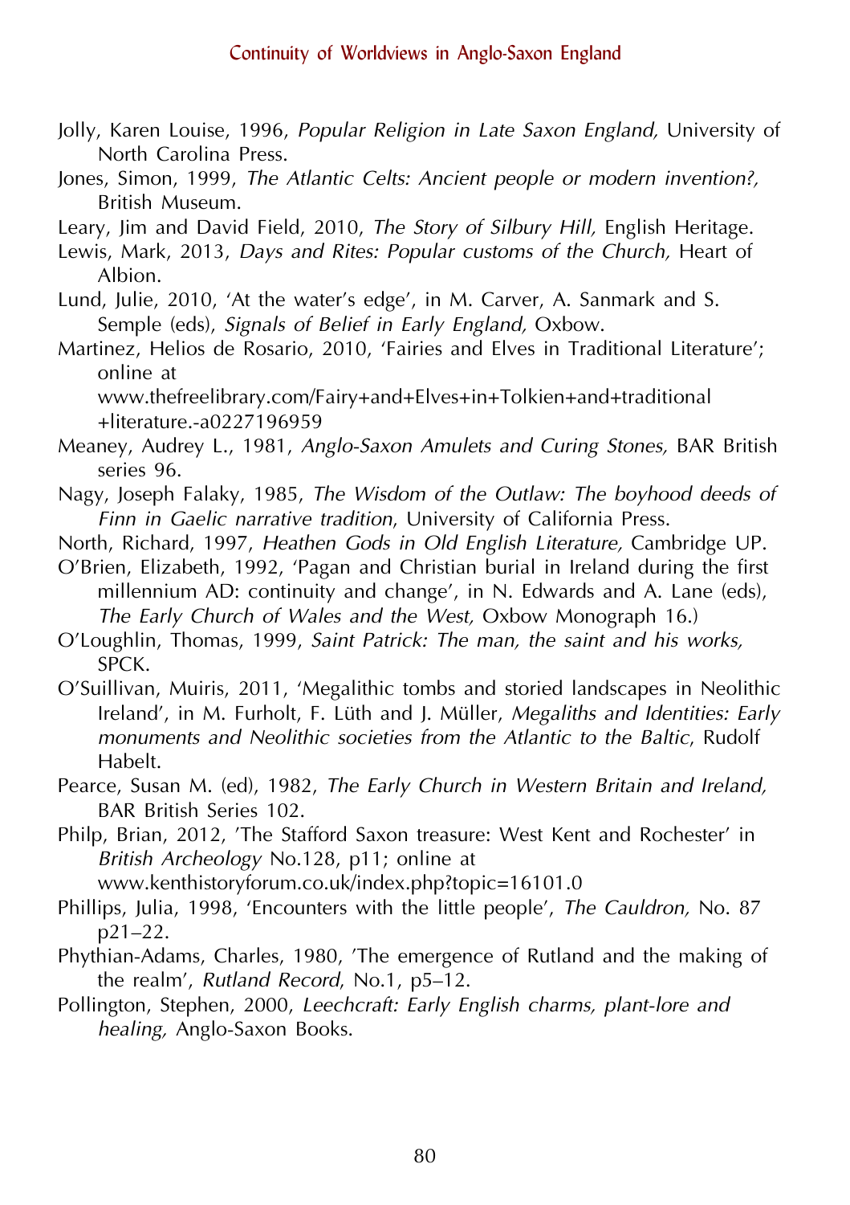Jolly, Karen Louise, 1996, *Popular Religion in Late Saxon England,* University of North Carolina Press.

Jones, Simon, 1999, *The Atlantic Celts: Ancient people or modern invention?,* British Museum.

Leary, Jim and David Field, 2010, *The Story of Silbury Hill,* English Heritage.

Lewis, Mark, 2013, *Days and Rites: Popular customs of the Church,* Heart of Albion.

Lund, Julie, 2010, 'At the water's edge', in M. Carver, A. Sanmark and S. Semple (eds), *Signals of Belief in Early England,* Oxbow.

Martinez, Helios de Rosario, 2010, 'Fairies and Elves in Traditional Literature'; online at www.thefreelibrary.com/Fairy+and+Elves+in+Tolkien+and+traditional+literature.-a0227196959

Meaney, Audrey L., 1981, *Anglo-Saxon Amulets and Curing Stones,* BAR British series 96.

Nagy, Joseph Falaky, 1985, *The Wisdom of the Outlaw: The boyhood deeds of Finn in Gaelic narrative tradition,* University of California Press.

North, Richard, 1997, *Heathen Gods in Old English Literature,* Cambridge UP.

O'Brien, Elizabeth, 1992, 'Pagan and Christian burial in Ireland during the first millennium AD: continuity and change', in N. Edwards and A. Lane (eds), *The Early Church of Wales and the West,* Oxbow Monograph 16.)

O'Loughlin, Thomas, 1999, *Saint Patrick: The man, the saint and his works,* SPCK.

O'Suillivan, Muiris, 2011, 'Megalithic tombs and storied landscapes in Neolithic Ireland', in M. Furholt, F. Lüth and J. Müller, *Megaliths and Identities: Early monuments and Neolithic societies from the Atlantic to the Baltic*, Rudolf Habelt.

Pearce, Susan M. (ed), 1982, *The Early Church in Western Britain and Ireland,* BAR British Series 102.

Philp, Brian, 2012, 'The Stafford Saxon treasure: West Kent and Rochester' in *British Archeology* No.128, p11; online at www.kenthistoryforum.co.uk/index.php?topic=16101.0

Phillips, Julia, 1998, 'Encounters with the little people', *The Cauldron,* No. 87 p21–22.

Phythian-Adams, Charles, 1980, 'The emergence of Rutland and the making of the realm', *Rutland Record*, No.1, p5–12.

Pollington, Stephen, 2000, *Leechcraft: Early English charms, plant-lore and healing,* Anglo-Saxon Books.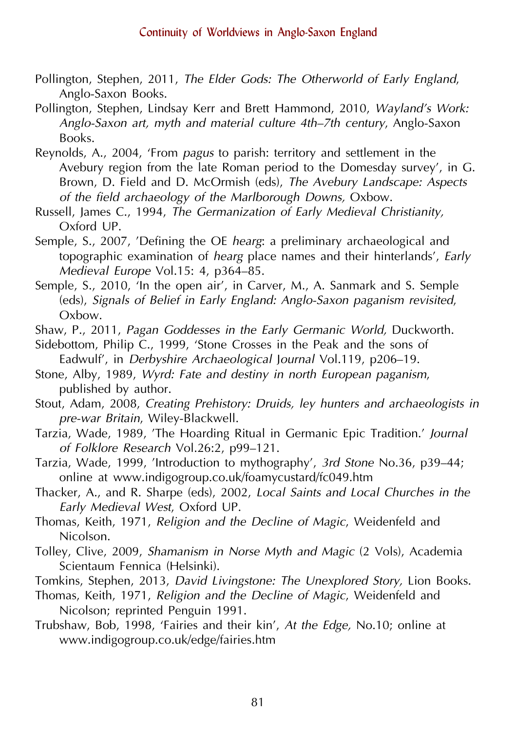Pollington, Stephen, 2011, *The Elder Gods: The Otherworld of Early England*, Anglo-Saxon Books.

Pollington, Stephen, Lindsay Kerr and Brett Hammond, 2010, *Wayland's Work: Anglo-Saxon art, myth and material culture 4th–7th century*, Anglo-Saxon Books.

Reynolds, A., 2004, 'From *pagus* to parish: territory and settlement in the Avebury region from the late Roman period to the Domesday survey', in G. Brown, D. Field and D. McOrmish (eds), *The Avebury Landscape: Aspects of the field archaeology of the Marlborough Downs,* Oxbow.

Russell, James C., 1994, *The Germanization of Early Medieval Christianity,* Oxford UP.

Semple, S., 2007, 'Defining the OE *hearg*: a preliminary archaeological and topographic examination of *hearg* place names and their hinterlands', *Early Medieval Europe* Vol.15: 4, p364–85.

Semple, S., 2010, 'In the open air', in Carver, M., A. Sanmark and S. Semple (eds), *Signals of Belief in Early England: Anglo-Saxon paganism revisited*, Oxbow.

Shaw, P., 2011, *Pagan Goddesses in the Early Germanic World,* Duckworth.

Sidebottom, Philip C., 1999, 'Stone Crosses in the Peak and the sons of Eadwulf', in *Derbyshire Archaeological Journal* Vol.119, p206–19.

Stone, Alby, 1989, *Wyrd: Fate and destiny in north European paganism*, published by author.

Stout, Adam, 2008, *Creating Prehistory: Druids, ley hunters and archaeologists in pre-war Britain*, Wiley-Blackwell.

Tarzia, Wade, 1989, 'The Hoarding Ritual in Germanic Epic Tradition.' *Journal of Folklore Research* Vol.26:2, p99–121.

Tarzia, Wade, 1999, 'Introduction to mythography', *3rd Stone* No.36, p39–44; online at www.indigogroup.co.uk/foamycustard/fc049.htm

Thacker, A., and R. Sharpe (eds), 2002, *Local Saints and Local Churches in the Early Medieval West*, Oxford UP.

Thomas, Keith, 1971, *Religion and the Decline of Magic*, Weidenfeld and Nicolson.

Tolley, Clive, 2009, *Shamanism in Norse Myth and Magic* (2 Vols), Academia Scientaum Fennica (Helsinki).

Tomkins, Stephen, 2013, *David Livingstone: The Unexplored Story,* Lion Books.

Thomas, Keith, 1971, *Religion and the Decline of Magic*, Weidenfeld and Nicolson; reprinted Penguin 1991.

Trubshaw, Bob, 1998, 'Fairies and their kin', *At the Edge,* No.10; online at www.indigogroup.co.uk/edge/fairies.htm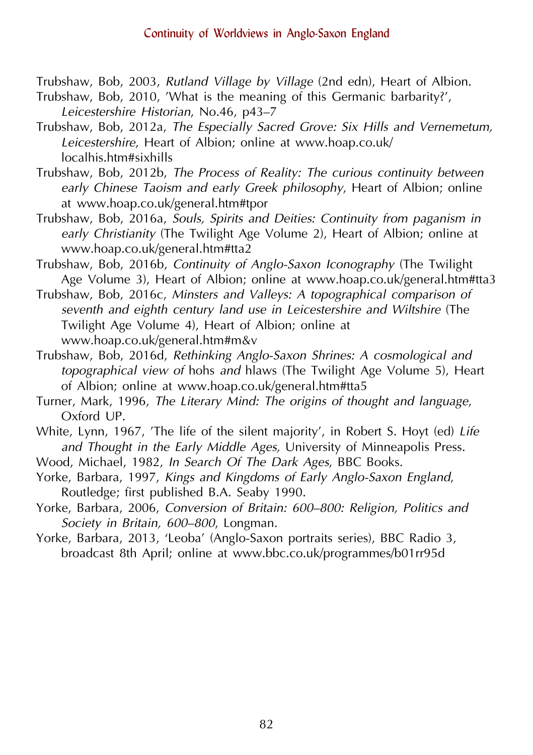Trubshaw, Bob, 2003, *Rutland Village by Village* (2nd edn), Heart of Albion.

Trubshaw, Bob, 2010, 'What is the meaning of this Germanic barbarity?', *Leicestershire Historian*, No.46, p43–7

Trubshaw, Bob, 2012a, *The Especially Sacred Grove: Six Hills and Vernemetum, Leicestershire*, Heart of Albion; online at www.hoap.co.uk/localhis.htm#sixhills

Trubshaw, Bob, 2012b, *The Process of Reality: The curious continuity between early Chinese Taoism and early Greek philosophy*, Heart of Albion; online at www.hoap.co.uk/general.htm#tpor

Trubshaw, Bob, 2016a, *Souls, Spirits and Deities: Continuity from paganism in early Christianity* (The Twilight Age Volume 2), Heart of Albion; online at www.hoap.co.uk/general.htm#tta2

Trubshaw, Bob, 2016b, *Continuity of Anglo-Saxon Iconography* (The Twilight Age Volume 3), Heart of Albion; online at www.hoap.co.uk/general.htm#tta3

Trubshaw, Bob, 2016c, *Minsters and Valleys: A topographical comparison of seventh and eighth century land use in Leicestershire and Wiltshire* (The Twilight Age Volume 4), Heart of Albion; online at www.hoap.co.uk/general.htm#m&v

Trubshaw, Bob, 2016d, *Rethinking Anglo-Saxon Shrines: A cosmological and topographical view of* hohs *and* hlaws (The Twilight Age Volume 5), Heart of Albion; online at www.hoap.co.uk/general.htm#tta5

Turner, Mark, 1996, *The Literary Mind: The origins of thought and language*, Oxford UP.

White, Lynn, 1967, 'The life of the silent majority', in Robert S. Hoyt (ed) *Life and Thought in the Early Middle Ages,* University of Minneapolis Press.

Wood, Michael, 1982, *In Search Of The Dark Ages*, BBC Books.

Yorke, Barbara, 1997, *Kings and Kingdoms of Early Anglo-Saxon England*, Routledge; first published B.A. Seaby 1990.

Yorke, Barbara, 2006, *Conversion of Britain: 600–800: Religion, Politics and Society in Britain, 600–800*, Longman.

Yorke, Barbara, 2013, 'Leoba' (Anglo-Saxon portraits series), BBC Radio 3, broadcast 8th April; online at www.bbc.co.uk/programmes/b01rr95d